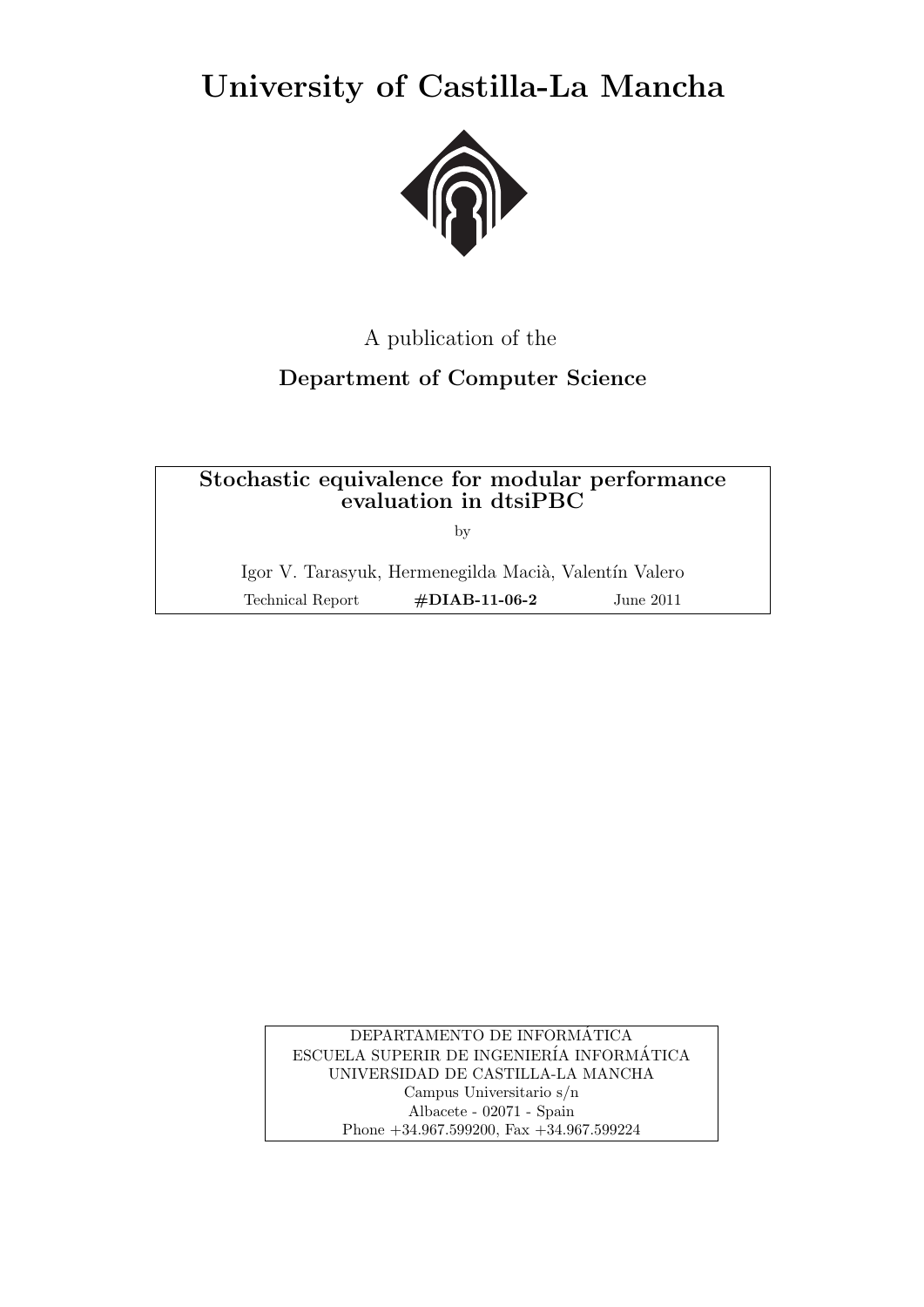# University of Castilla-La Mancha

A publication of the

**Department of Computer Science**

**Stochastic equivalence for modular performance evaluation in dtsiPBC**

by

Igor V. Tarasyuk, Hermenegilda Macià, Valentín Valero

Technical Report **#DIAB-11-06-2** June 2011

DEPARTAMENTO DE INFORMÁTICA
ESCUELA SUPERIR DE INGENIERÍA INFORMÁTICA
UNIVERSIDAD DE CASTILLA-LA MANCHA
Campus Universitario s/n
Albacete - 02071 - Spain
Phone +34.967.599200, Fax +34.967.599224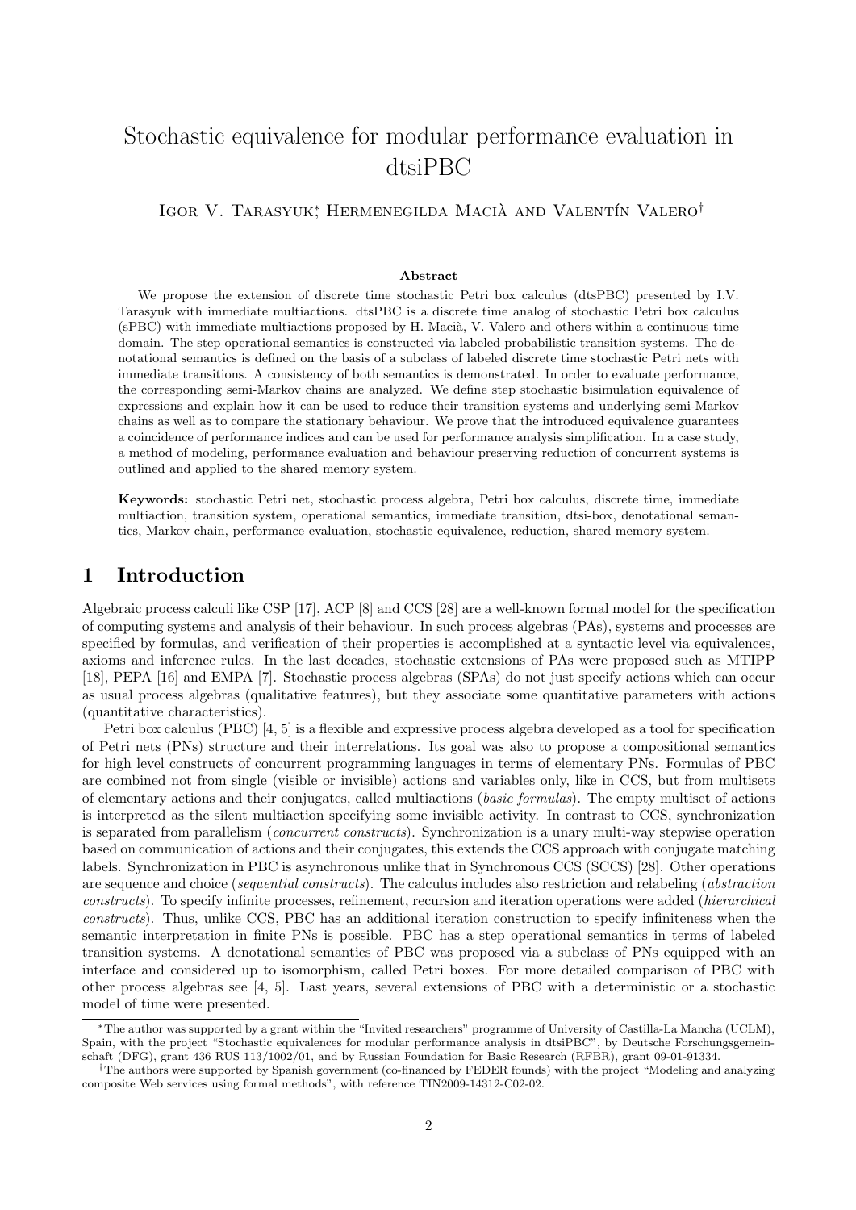# Stochastic equivalence for modular performance evaluation in dtsiPBC

Igor V. Tarasyuk*, Hermenegilda Macià and Valentín Valero†

### Abstract

We propose the extension of discrete time stochastic Petri box calculus (dtsPBC) presented by I.V. Tarasyuk with immediate multiactions. dtsPBC is a discrete time analog of stochastic Petri box calculus (sPBC) with immediate multiactions proposed by H. Macià, V. Valero and others within a continuous time domain. The step operational semantics is constructed via labeled probabilistic transition systems. The denotational semantics is defined on the basis of a subclass of labeled discrete time stochastic Petri nets with immediate transitions. A consistency of both semantics is demonstrated. In order to evaluate performance, the corresponding semi-Markov chains are analyzed. We define step stochastic bisimulation equivalence of expressions and explain how it can be used to reduce their transition systems and underlying semi-Markov chains as well as to compare the stationary behaviour. We prove that the introduced equivalence guarantees a coincidence of performance indices and can be used for performance analysis simplification. In a case study, a method of modeling, performance evaluation and behaviour preserving reduction of concurrent systems is outlined and applied to the shared memory system.

**Keywords:** stochastic Petri net, stochastic process algebra, Petri box calculus, discrete time, immediate multiaction, transition system, operational semantics, immediate transition, dtsi-box, denotational semantics, Markov chain, performance evaluation, stochastic equivalence, reduction, shared memory system.

## 1 Introduction

Algebraic process calculi like CSP [17], ACP [8] and CCS [28] are a well-known formal model for the specification of computing systems and analysis of their behaviour. In such process algebras (PAs), systems and processes are specified by formulas, and verification of their properties is accomplished at a syntactic level via equivalences, axioms and inference rules. In the last decades, stochastic extensions of PAs were proposed such as MTIPP [18], PEPA [16] and EMPA [7]. Stochastic process algebras (SPAs) do not just specify actions which can occur as usual process algebras (qualitative features), but they associate some quantitative parameters with actions (quantitative characteristics).

Petri box calculus (PBC) [4, 5] is a flexible and expressive process algebra developed as a tool for specification of Petri nets (PNs) structure and their interrelations. Its goal was also to propose a compositional semantics for high level constructs of concurrent programming languages in terms of elementary PNs. Formulas of PBC are combined not from single (visible or invisible) actions and variables only, like in CCS, but from multisets of elementary actions and their conjugates, called multiactions (*basic formulas*). The empty multiset of actions is interpreted as the silent multiaction specifying some invisible activity. In contrast to CCS, synchronization is separated from parallelism (*concurrent constructs*). Synchronization is a unary multi-way stepwise operation based on communication of actions and their conjugates, this extends the CCS approach with conjugate matching labels. Synchronization in PBC is asynchronous unlike that in Synchronous CCS (SCCS) [28]. Other operations are sequence and choice (*sequential constructs*). The calculus includes also restriction and relabeling (*abstraction constructs*). To specify infinite processes, refinement, recursion and iteration operations were added (*hierarchical constructs*). Thus, unlike CCS, PBC has an additional iteration construction to specify infiniteness when the semantic interpretation in finite PNs is possible. PBC has a step operational semantics in terms of labeled transition systems. A denotational semantics of PBC was proposed via a subclass of PNs equipped with an interface and considered up to isomorphism, called Petri boxes. For more detailed comparison of PBC with other process algebras see [4, 5]. Last years, several extensions of PBC with a deterministic or a stochastic model of time were presented.

---

*The author was supported by a grant within the "Invited researchers" programme of University of Castilla-La Mancha (UCLM), Spain, with the project "Stochastic equivalences for modular performance analysis in dtsiPBC", by Deutsche Forschungsgemeinschaft (DFG), grant 436 RUS 113/1002/01, and by Russian Foundation for Basic Research (RFBR), grant 09-01-91334.

†The authors were supported by Spanish government (co-financed by FEDER founds) with the project "Modeling and analyzing composite Web services using formal methods", with reference TIN2009-14312-C02-02.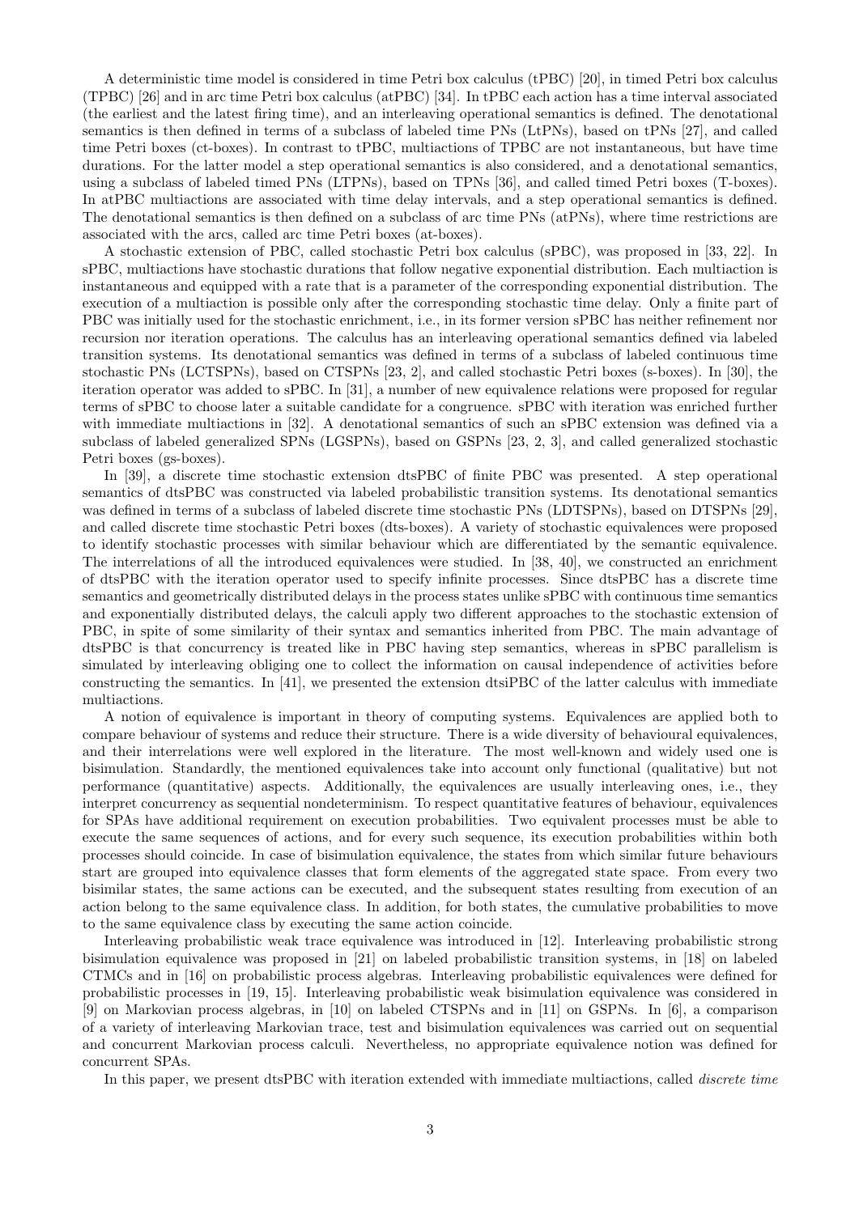A deterministic time model is considered in time Petri box calculus (tPBC) [20], in timed Petri box calculus (TPBC) [26] and in arc time Petri box calculus (atPBC) [34]. In tPBC each action has a time interval associated (the earliest and the latest firing time), and an interleaving operational semantics is defined. The denotational semantics is then defined in terms of a subclass of labeled time PNs (LtPNs), based on tPNs [27], and called time Petri boxes (ct-boxes). In contrast to tPBC, multiactions of TPBC are not instantaneous, but have time durations. For the latter model a step operational semantics is also considered, and a denotational semantics, using a subclass of labeled timed PNs (LTPNs), based on TPNs [36], and called timed Petri boxes (T-boxes). In atPBC multiactions are associated with time delay intervals, and a step operational semantics is defined. The denotational semantics is then defined on a subclass of arc time PNs (atPNs), where time restrictions are associated with the arcs, called arc time Petri boxes (at-boxes).

A stochastic extension of PBC, called stochastic Petri box calculus (sPBC), was proposed in [33, 22]. In sPBC, multiactions have stochastic durations that follow negative exponential distribution. Each multiaction is instantaneous and equipped with a rate that is a parameter of the corresponding exponential distribution. The execution of a multiaction is possible only after the corresponding stochastic time delay. Only a finite part of PBC was initially used for the stochastic enrichment, i.e., in its former version sPBC has neither refinement nor recursion nor iteration operations. The calculus has an interleaving operational semantics defined via labeled transition systems. Its denotational semantics was defined in terms of a subclass of labeled continuous time stochastic PNs (LCTSPNs), based on CTSPNs [23, 2], and called stochastic Petri boxes (s-boxes). In [30], the iteration operator was added to sPBC. In [31], a number of new equivalence relations were proposed for regular terms of sPBC to choose later a suitable candidate for a congruence. sPBC with iteration was enriched further with immediate multiactions in [32]. A denotational semantics of such an sPBC extension was defined via a subclass of labeled generalized SPNs (LGSPNs), based on GSPNs [23, 2, 3], and called generalized stochastic Petri boxes (gs-boxes).

In [39], a discrete time stochastic extension dtsPBC of finite PBC was presented. A step operational semantics of dtsPBC was constructed via labeled probabilistic transition systems. Its denotational semantics was defined in terms of a subclass of labeled discrete time stochastic PNs (LDTSPNs), based on DTSPNs [29], and called discrete time stochastic Petri boxes (dts-boxes). A variety of stochastic equivalences were proposed to identify stochastic processes with similar behaviour which are differentiated by the semantic equivalence. The interrelations of all the introduced equivalences were studied. In [38, 40], we constructed an enrichment of dtsPBC with the iteration operator used to specify infinite processes. Since dtsPBC has a discrete time semantics and geometrically distributed delays in the process states unlike sPBC with continuous time semantics and exponentially distributed delays, the calculi apply two different approaches to the stochastic extension of PBC, in spite of some similarity of their syntax and semantics inherited from PBC. The main advantage of dtsPBC is that concurrency is treated like in PBC having step semantics, whereas in sPBC parallelism is simulated by interleaving obliging one to collect the information on causal independence of activities before constructing the semantics. In [41], we presented the extension dtsiPBC of the latter calculus with immediate multiactions.

A notion of equivalence is important in theory of computing systems. Equivalences are applied both to compare behaviour of systems and reduce their structure. There is a wide diversity of behavioural equivalences, and their interrelations were well explored in the literature. The most well-known and widely used one is bisimulation. Standardly, the mentioned equivalences take into account only functional (qualitative) but not performance (quantitative) aspects. Additionally, the equivalences are usually interleaving ones, i.e., they interpret concurrency as sequential nondeterminism. To respect quantitative features of behaviour, equivalences for SPAs have additional requirement on execution probabilities. Two equivalent processes must be able to execute the same sequences of actions, and for every such sequence, its execution probabilities within both processes should coincide. In case of bisimulation equivalence, the states from which similar future behaviours start are grouped into equivalence classes that form elements of the aggregated state space. From every two bisimilar states, the same actions can be executed, and the subsequent states resulting from execution of an action belong to the same equivalence class. In addition, for both states, the cumulative probabilities to move to the same equivalence class by executing the same action coincide.

Interleaving probabilistic weak trace equivalence was introduced in [12]. Interleaving probabilistic strong bisimulation equivalence was proposed in [21] on labeled probabilistic transition systems, in [18] on labeled CTMCs and in [16] on probabilistic process algebras. Interleaving probabilistic equivalences were defined for probabilistic processes in [19, 15]. Interleaving probabilistic weak bisimulation equivalence was considered in [9] on Markovian process algebras, in [10] on labeled CTSPNs and in [11] on GSPNs. In [6], a comparison of a variety of interleaving Markovian trace, test and bisimulation equivalences was carried out on sequential and concurrent Markovian process calculi. Nevertheless, no appropriate equivalence notion was defined for concurrent SPAs.

In this paper, we present dtsPBC with iteration extended with immediate multiactions, called *discrete time*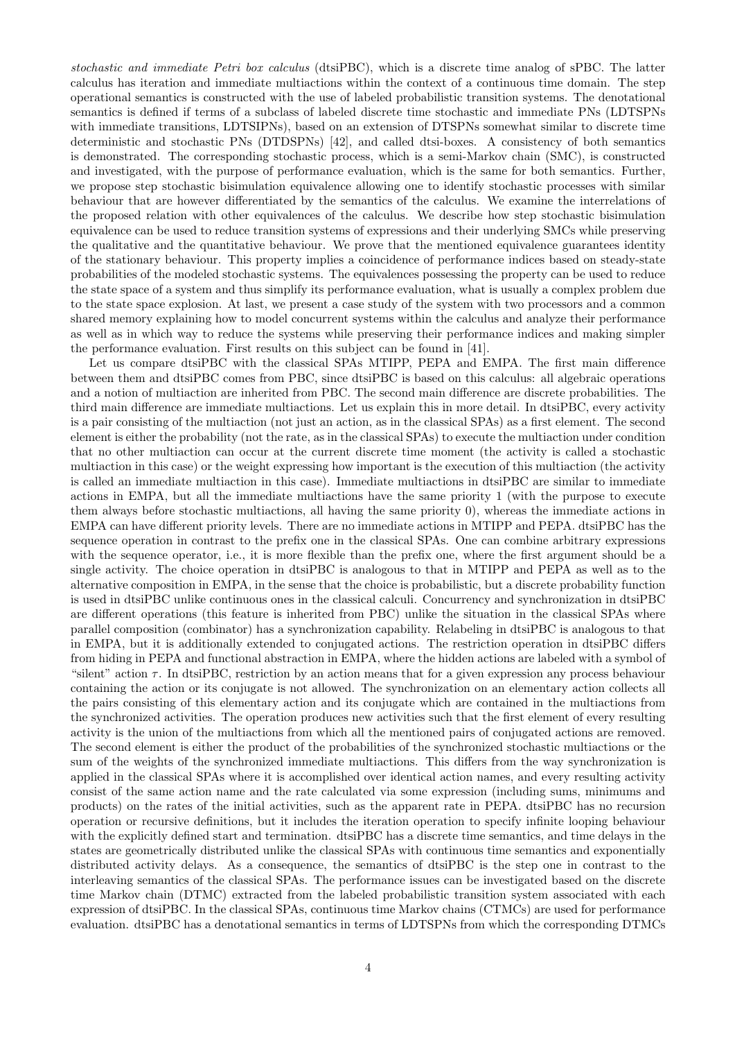*stochastic and immediate Petri box calculus* (dtsiPBC), which is a discrete time analog of sPBC. The latter calculus has iteration and immediate multiactions within the context of a continuous time domain. The step operational semantics is constructed with the use of labeled probabilistic transition systems. The denotational semantics is defined if terms of a subclass of labeled discrete time stochastic and immediate PNs (LDTSPNs with immediate transitions, LDTSIPNs), based on an extension of DTSPNs somewhat similar to discrete time deterministic and stochastic PNs (DTDSPNs) [42], and called dtsi-boxes. A consistency of both semantics is demonstrated. The corresponding stochastic process, which is a semi-Markov chain (SMC), is constructed and investigated, with the purpose of performance evaluation, which is the same for both semantics. Further, we propose step stochastic bisimulation equivalence allowing one to identify stochastic processes with similar behaviour that are however differentiated by the semantics of the calculus. We examine the interrelations of the proposed relation with other equivalences of the calculus. We describe how step stochastic bisimulation equivalence can be used to reduce transition systems of expressions and their underlying SMCs while preserving the qualitative and the quantitative behaviour. We prove that the mentioned equivalence guarantees identity of the stationary behaviour. This property implies a coincidence of performance indices based on steady-state probabilities of the modeled stochastic systems. The equivalences possessing the property can be used to reduce the state space of a system and thus simplify its performance evaluation, what is usually a complex problem due to the state space explosion. At last, we present a case study of the system with two processors and a common shared memory explaining how to model concurrent systems within the calculus and analyze their performance as well as in which way to reduce the systems while preserving their performance indices and making simpler the performance evaluation. First results on this subject can be found in [41].

Let us compare dtsiPBC with the classical SPAs MTIPP, PEPA and EMPA. The first main difference between them and dtsiPBC comes from PBC, since dtsiPBC is based on this calculus: all algebraic operations and a notion of multiaction are inherited from PBC. The second main difference are discrete probabilities. The third main difference are immediate multiactions. Let us explain this in more detail. In dtsiPBC, every activity is a pair consisting of the multiaction (not just an action, as in the classical SPAs) as a first element. The second element is either the probability (not the rate, as in the classical SPAs) to execute the multiaction under condition that no other multiaction can occur at the current discrete time moment (the activity is called a stochastic multiaction in this case) or the weight expressing how important is the execution of this multiaction (the activity is called an immediate multiaction in this case). Immediate multiactions in dtsiPBC are similar to immediate actions in EMPA, but all the immediate multiactions have the same priority 1 (with the purpose to execute them always before stochastic multiactions, all having the same priority 0), whereas the immediate actions in EMPA can have different priority levels. There are no immediate actions in MTIPP and PEPA. dtsiPBC has the sequence operation in contrast to the prefix one in the classical SPAs. One can combine arbitrary expressions with the sequence operator, i.e., it is more flexible than the prefix one, where the first argument should be a single activity. The choice operation in dtsiPBC is analogous to that in MTIPP and PEPA as well as to the alternative composition in EMPA, in the sense that the choice is probabilistic, but a discrete probability function is used in dtsiPBC unlike continuous ones in the classical calculi. Concurrency and synchronization in dtsiPBC are different operations (this feature is inherited from PBC) unlike the situation in the classical SPAs where parallel composition (combinator) has a synchronization capability. Relabeling in dtsiPBC is analogous to that in EMPA, but it is additionally extended to conjugated actions. The restriction operation in dtsiPBC differs from hiding in PEPA and functional abstraction in EMPA, where the hidden actions are labeled with a symbol of "silent" action $\tau$. In dtsiPBC, restriction by an action means that for a given expression any process behaviour containing the action or its conjugate is not allowed. The synchronization on an elementary action collects all the pairs consisting of this elementary action and its conjugate which are contained in the multiactions from the synchronized activities. The operation produces new activities such that the first element of every resulting activity is the union of the multiactions from which all the mentioned pairs of conjugated actions are removed. The second element is either the product of the probabilities of the synchronized stochastic multiactions or the sum of the weights of the synchronized immediate multiactions. This differs from the way synchronization is applied in the classical SPAs where it is accomplished over identical action names, and every resulting activity consist of the same action name and the rate calculated via some expression (including sums, minimums and products) on the rates of the initial activities, such as the apparent rate in PEPA. dtsiPBC has no recursion operation or recursive definitions, but it includes the iteration operation to specify infinite looping behaviour with the explicitly defined start and termination. dtsiPBC has a discrete time semantics, and time delays in the states are geometrically distributed unlike the classical SPAs with continuous time semantics and exponentially distributed activity delays. As a consequence, the semantics of dtsiPBC is the step one in contrast to the interleaving semantics of the classical SPAs. The performance issues can be investigated based on the discrete time Markov chain (DTMC) extracted from the labeled probabilistic transition system associated with each expression of dtsiPBC. In the classical SPAs, continuous time Markov chains (CTMCs) are used for performance evaluation. dtsiPBC has a denotational semantics in terms of LDTSPNs from which the corresponding DTMCs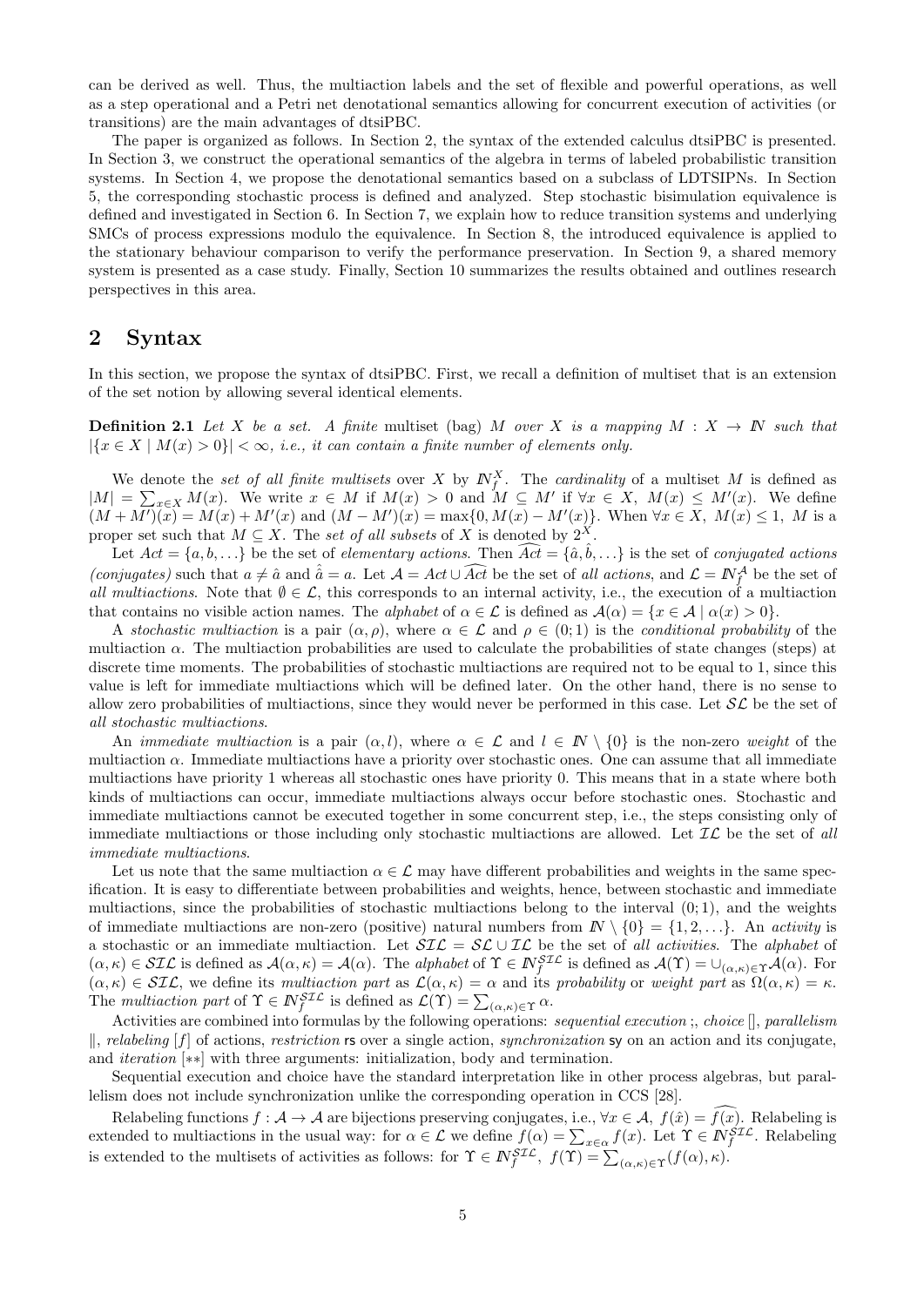can be derived as well. Thus, the multiaction labels and the set of flexible and powerful operations, as well as a step operational and a Petri net denotational semantics allowing for concurrent execution of activities (or transitions) are the main advantages of dtsiPBC.

The paper is organized as follows. In Section 2, the syntax of the extended calculus dtsiPBC is presented. In Section 3, we construct the operational semantics of the algebra in terms of labeled probabilistic transition systems. In Section 4, we propose the denotational semantics based on a subclass of LDTSIPNs. In Section 5, the corresponding stochastic process is defined and analyzed. Step stochastic bisimulation equivalence is defined and investigated in Section 6. In Section 7, we explain how to reduce transition systems and underlying SMCs of process expressions modulo the equivalence. In Section 8, the introduced equivalence is applied to the stationary behaviour comparison to verify the performance preservation. In Section 9, a shared memory system is presented as a case study. Finally, Section 10 summarizes the results obtained and outlines research perspectives in this area.

## 2 Syntax

In this section, we propose the syntax of dtsiPBC. First, we recall a definition of multiset that is an extension of the set notion by allowing several identical elements.

**Definition 2.1** *Let $X$ be a set. A finite* multiset (bag) *$M$ over $X$ is a mapping $M : X \to I\!N$ such that $|\{x \in X \mid M(x) > 0\}| < \infty$, i.e., it can contain a finite number of elements only.*

We denote the *set of all finite multisets* over $X$ by $I\!N_f^X$. The *cardinality* of a multiset $M$ is defined as $|M| = \sum_{x \in X} M(x)$. We write $x \in M$ if $M(x) > 0$ and $M \subseteq M'$ if $\forall x \in X,\ M(x) \le M'(x)$. We define $(M + M')(x) = M(x) + M'(x)$ and $(M - M')(x) = \max\{0, M(x) - M'(x)\}$. When $\forall x \in X,\ M(x) \le 1$, $M$ is a proper set such that $M \subseteq X$. The *set of all subsets* of $X$ is denoted by $2^X$.

Let $Act = \{a, b, \ldots\}$ be the set of *elementary actions*. Then $\widehat{Act} = \{\hat{a}, \hat{b}, \ldots\}$ is the set of *conjugated actions (conjugates)* such that $a \ne \hat{a}$ and $\hat{\hat{a}} = a$. Let $\mathcal{A} = Act \cup \widehat{Act}$ be the set of *all actions*, and $\mathcal{L} = I\!N_f^{\mathcal{A}}$ be the set of *all multiactions*. Note that $\emptyset \in \mathcal{L}$, this corresponds to an internal activity, i.e., the execution of a multiaction that contains no visible action names. The *alphabet* of $\alpha \in \mathcal{L}$ is defined as $\mathcal{A}(\alpha) = \{x \in \mathcal{A} \mid \alpha(x) > 0\}$.

A *stochastic multiaction* is a pair $(\alpha, \rho)$, where $\alpha \in \mathcal{L}$ and $\rho \in (0; 1)$ is the *conditional probability* of the multiaction $\alpha$. The multiaction probabilities are used to calculate the probabilities of state changes (steps) at discrete time moments. The probabilities of stochastic multiactions are required not to be equal to 1, since this value is left for immediate multiactions which will be defined later. On the other hand, there is no sense to allow zero probabilities of multiactions, since they would never be performed in this case. Let $\mathcal{SL}$ be the set of *all stochastic multiactions*.

An *immediate multiaction* is a pair $(\alpha, l)$, where $\alpha \in \mathcal{L}$ and $l \in I\!N \setminus \{0\}$ is the non-zero *weight* of the multiaction $\alpha$. Immediate multiactions have a priority over stochastic ones. One can assume that all immediate multiactions have priority 1 whereas all stochastic ones have priority 0. This means that in a state where both kinds of multiactions can occur, immediate multiactions always occur before stochastic ones. Stochastic and immediate multiactions cannot be executed together in some concurrent step, i.e., the steps consisting only of immediate multiactions or those including only stochastic multiactions are allowed. Let $\mathcal{IL}$ be the set of *all immediate multiactions*.

Let us note that the same multiaction $\alpha \in \mathcal{L}$ may have different probabilities and weights in the same specification. It is easy to differentiate between probabilities and weights, hence, between stochastic and immediate multiactions, since the probabilities of stochastic multiactions belong to the interval $(0; 1)$, and the weights of immediate multiactions are non-zero (positive) natural numbers from $I\!N \setminus \{0\} = \{1, 2, \ldots\}$. An *activity* is a stochastic or an immediate multiaction. Let $\mathcal{SIL} = \mathcal{SL} \cup \mathcal{IL}$ be the set of *all activities*. The *alphabet* of $(\alpha, \kappa) \in \mathcal{SIL}$ is defined as $\mathcal{A}(\alpha, \kappa) = \mathcal{A}(\alpha)$. The *alphabet* of $\Upsilon \in I\!N_f^{\mathcal{SIL}}$ is defined as $\mathcal{A}(\Upsilon) = \cup_{(\alpha,\kappa) \in \Upsilon} \mathcal{A}(\alpha)$. For $(\alpha, \kappa) \in \mathcal{SIL}$, we define its *multiaction part* as $\mathcal{L}(\alpha, \kappa) = \alpha$ and its *probability* or *weight part* as $\Omega(\alpha, \kappa) = \kappa$. The *multiaction part* of $\Upsilon \in I\!N_f^{\mathcal{SIL}}$ is defined as $\mathcal{L}(\Upsilon) = \sum_{(\alpha,\kappa) \in \Upsilon} \alpha$.

Activities are combined into formulas by the following operations: *sequential execution* ;, *choice* [], *parallelism* $\|$, *relabeling* $[f]$ of actions, *restriction* rs over a single action, *synchronization* sy on an action and its conjugate, and *iteration* $[**]$ with three arguments: initialization, body and termination.

Sequential execution and choice have the standard interpretation like in other process algebras, but parallelism does not include synchronization unlike the corresponding operation in CCS [28].

Relabeling functions $f : \mathcal{A} \to \mathcal{A}$ are bijections preserving conjugates, i.e., $\forall x \in \mathcal{A},\ f(\hat{x}) = \widehat{f(x)}$. Relabeling is extended to multiactions in the usual way: for $\alpha \in \mathcal{L}$ we define $f(\alpha) = \sum_{x \in \alpha} f(x)$. Let $\Upsilon \in I\!N_f^{\mathcal{SIL}}$. Relabeling is extended to the multisets of activities as follows: for $\Upsilon \in I\!N_f^{\mathcal{SIL}},\ f(\Upsilon) = \sum_{(\alpha,\kappa) \in \Upsilon} (f(\alpha), \kappa)$.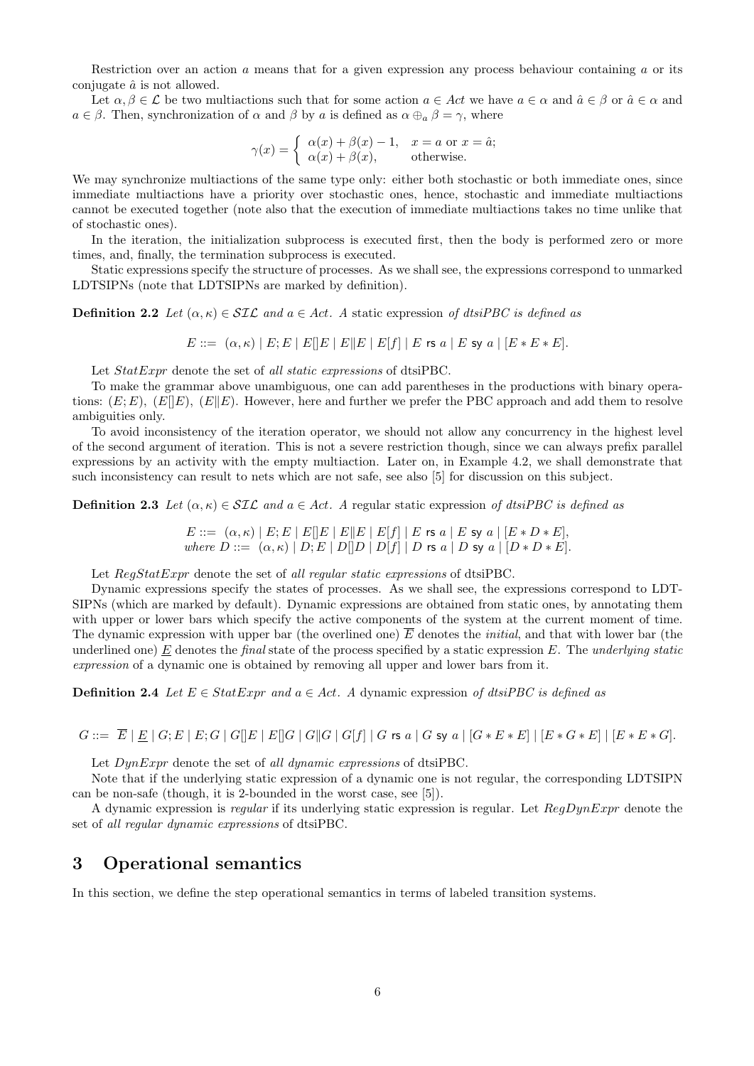Restriction over an action $a$ means that for a given expression any process behaviour containing $a$ or its conjugate $\hat{a}$ is not allowed.

Let $\alpha, \beta \in \mathcal{L}$ be two multiactions such that for some action $a \in Act$ we have $a \in \alpha$ and $\hat{a} \in \beta$ or $\hat{a} \in \alpha$ and $a \in \beta$. Then, synchronization of $\alpha$ and $\beta$ by $a$ is defined as $\alpha \oplus_a \beta = \gamma$, where

$$\gamma(x) = \begin{cases} \alpha(x) + \beta(x) - 1, & x = a \text{ or } x = \hat{a}; \\ \alpha(x) + \beta(x), & \text{otherwise.} \end{cases}$$

We may synchronize multiactions of the same type only: either both stochastic or both immediate ones, since immediate multiactions have a priority over stochastic ones, hence, stochastic and immediate multiactions cannot be executed together (note also that the execution of immediate multiactions takes no time unlike that of stochastic ones).

In the iteration, the initialization subprocess is executed first, then the body is performed zero or more times, and, finally, the termination subprocess is executed.

Static expressions specify the structure of processes. As we shall see, the expressions correspond to unmarked LDTSIPNs (note that LDTSIPNs are marked by definition).

**Definition 2.2** *Let $(\alpha, \kappa) \in \mathcal{SIL}$ and $a \in Act$. A* static expression *of dtsiPBC is defined as*

$$E ::= \ (\alpha, \kappa) \mid E; E \mid E[]E \mid E\|E \mid E[f] \mid E \text{ rs } a \mid E \text{ sy } a \mid [E * E * E].$$

Let $StatExpr$ denote the set of *all static expressions* of dtsiPBC.

To make the grammar above unambiguous, one can add parentheses in the productions with binary operations: $(E; E)$, $(E[]E)$, $(E\|E)$. However, here and further we prefer the PBC approach and add them to resolve ambiguities only.

To avoid inconsistency of the iteration operator, we should not allow any concurrency in the highest level of the second argument of iteration. This is not a severe restriction though, since we can always prefix parallel expressions by an activity with the empty multiaction. Later on, in Example 4.2, we shall demonstrate that such inconsistency can result to nets which are not safe, see also [5] for discussion on this subject.

**Definition 2.3** *Let $(\alpha, \kappa) \in \mathcal{SIL}$ and $a \in Act$. A* regular static expression *of dtsiPBC is defined as*

$$\begin{aligned} &E ::= \ (\alpha, \kappa) \mid E; E \mid E[]E \mid E\|E \mid E[f] \mid E \text{ rs } a \mid E \text{ sy } a \mid [E * D * E], \\ &\textit{where } D ::= \ (\alpha, \kappa) \mid D; E \mid D[]D \mid D[f] \mid D \text{ rs } a \mid D \text{ sy } a \mid [D * D * E]. \end{aligned}$$

Let $RegStatExpr$ denote the set of *all regular static expressions* of dtsiPBC.

Dynamic expressions specify the states of processes. As we shall see, the expressions correspond to LDTSIPNs (which are marked by default). Dynamic expressions are obtained from static ones, by annotating them with upper or lower bars which specify the active components of the system at the current moment of time. The dynamic expression with upper bar (the overlined one) $\overline{E}$ denotes the *initial*, and that with lower bar (the underlined one) $\underline{E}$ denotes the *final* state of the process specified by a static expression $E$. The *underlying static expression* of a dynamic one is obtained by removing all upper and lower bars from it.

**Definition 2.4** *Let $E \in StatExpr$ and $a \in Act$. A* dynamic expression *of dtsiPBC is defined as*

$$G ::= \ \overline{E} \mid \underline{E} \mid G; E \mid E; G \mid G[]E \mid E[]G \mid G\|G \mid G[f] \mid G \text{ rs } a \mid G \text{ sy } a \mid [G * E * E] \mid [E * G * E] \mid [E * E * G].$$

Let $DynExpr$ denote the set of *all dynamic expressions* of dtsiPBC.

Note that if the underlying static expression of a dynamic one is not regular, the corresponding LDTSIPN can be non-safe (though, it is 2-bounded in the worst case, see [5]).

A dynamic expression is *regular* if its underlying static expression is regular. Let $RegDynExpr$ denote the set of *all regular dynamic expressions* of dtsiPBC.

# 3 Operational semantics

In this section, we define the step operational semantics in terms of labeled transition systems.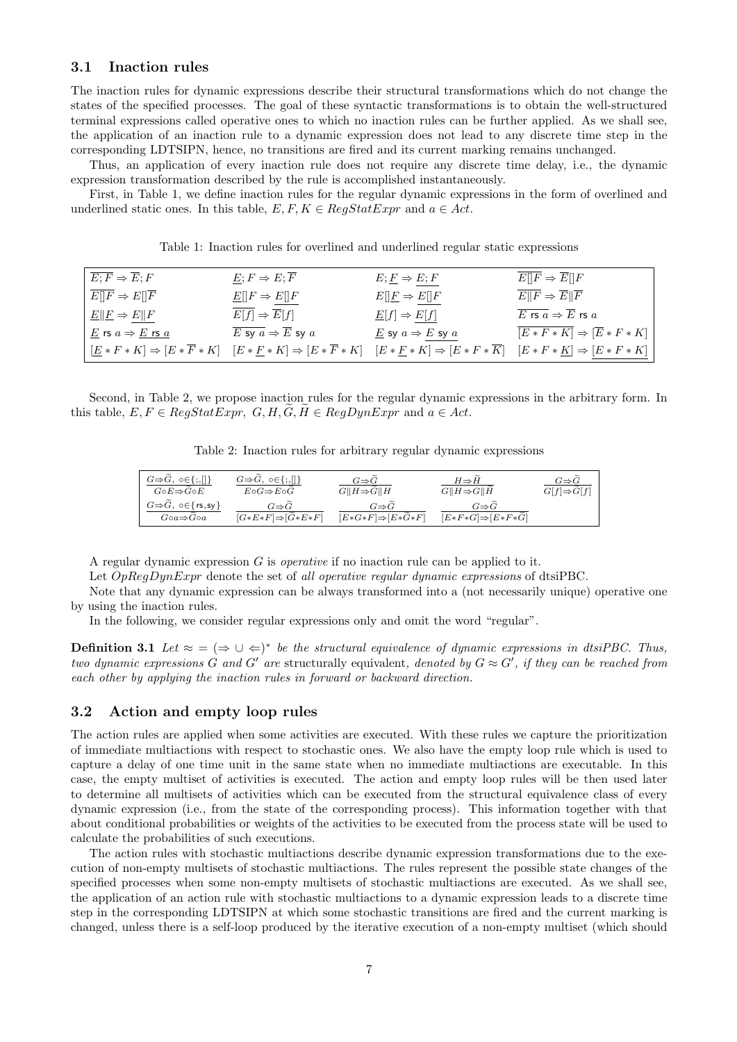### 3.1 Inaction rules

The inaction rules for dynamic expressions describe their structural transformations which do not change the states of the specified processes. The goal of these syntactic transformations is to obtain the well-structured terminal expressions called operative ones to which no inaction rules can be further applied. As we shall see, the application of an inaction rule to a dynamic expression does not lead to any discrete time step in the corresponding LDTSIPN, hence, no transitions are fired and its current marking remains unchanged.

Thus, an application of every inaction rule does not require any discrete time delay, i.e., the dynamic expression transformation described by the rule is accomplished instantaneously.

First, in Table 1, we define inaction rules for the regular dynamic expressions in the form of overlined and underlined static ones. In this table, $E, F, K \in RegStatExpr$ and $a \in Act$.

Table 1: Inaction rules for overlined and underlined regular static expressions

| | | | |
|---|---|---|---|
| $\overline{E;F} \Rightarrow \overline{E};F$ | $\underline{E};F \Rightarrow E;\overline{F}$ | $E;\underline{F} \Rightarrow \underline{E;F}$ | $\overline{E[]F} \Rightarrow \overline{E}[]F$ |
| $\overline{E[]F} \Rightarrow E[]\overline{F}$ | $\underline{E}[]F \Rightarrow \underline{E[]F}$ | $E[]\underline{F} \Rightarrow \underline{E[]F}$ | $\overline{E\Vert F} \Rightarrow \overline{E}\Vert\overline{F}$ |
| $\underline{E}\Vert\underline{F} \Rightarrow \underline{E\Vert F}$ | $\overline{E[f]} \Rightarrow \overline{E}[f]$ | $\underline{E}[f] \Rightarrow \underline{E[f]}$ | $\overline{E \text{ rs } a} \Rightarrow \overline{E} \text{ rs } a$ |
| $\underline{E} \text{ rs } a \Rightarrow \underline{E \text{ rs } a}$ | $\overline{E \text{ sy } a} \Rightarrow \overline{E} \text{ sy } a$ | $\underline{E} \text{ sy } a \Rightarrow \underline{E \text{ sy } a}$ | $\overline{[E*F*K]} \Rightarrow [\overline{E}*F*K]$ |
| $[\underline{E}*F*K] \Rightarrow [E*\overline{F}*K]$ | $[E*\underline{F}*K] \Rightarrow [E*\overline{F}*K]$ | $[E*\underline{F}*K] \Rightarrow [E*F*\overline{K}]$ | $[E*F*\underline{K}] \Rightarrow \underline{[E*F*K]}$ |

Second, in Table 2, we propose inaction rules for the regular dynamic expressions in the arbitrary form. In this table, $E, F \in RegStatExpr$, $G, H, \widetilde{G}, \widetilde{H} \in RegDynExpr$ and $a \in Act$.

Table 2: Inaction rules for arbitrary regular dynamic expressions

| | | | | |
|---|---|---|---|---|
| $\dfrac{G\Rightarrow\widetilde{G},\ \circ\in\{;,[]\}}{G\circ E\Rightarrow\widetilde{G}\circ E}$ | $\dfrac{G\Rightarrow\widetilde{G},\ \circ\in\{;,[]\}}{E\circ G\Rightarrow E\circ\widetilde{G}}$ | $\dfrac{G\Rightarrow\widetilde{G}}{G\Vert H\Rightarrow\widetilde{G}\Vert H}$ | $\dfrac{H\Rightarrow\widetilde{H}}{G\Vert H\Rightarrow G\Vert\widetilde{H}}$ | $\dfrac{G\Rightarrow\widetilde{G}}{G[f]\Rightarrow\widetilde{G}[f]}$ |
| $\dfrac{G\Rightarrow\widetilde{G},\ \circ\in\{\text{rs},\text{sy}\}}{G\circ a\Rightarrow\widetilde{G}\circ a}$ | $\dfrac{G\Rightarrow\widetilde{G}}{[G*E*F]\Rightarrow[\widetilde{G}*E*F]}$ | $\dfrac{G\Rightarrow\widetilde{G}}{[E*G*F]\Rightarrow[E*\widetilde{G}*F]}$ | $\dfrac{G\Rightarrow\widetilde{G}}{[E*F*G]\Rightarrow[E*F*\widetilde{G}]}$ | |

A regular dynamic expression $G$ is *operative* if no inaction rule can be applied to it.

Let *OpRegDynExpr* denote the set of *all operative regular dynamic expressions* of dtsiPBC.

Note that any dynamic expression can be always transformed into a (not necessarily unique) operative one by using the inaction rules.

In the following, we consider regular expressions only and omit the word "regular".

**Definition 3.1** *Let $\approx = (\Rightarrow \cup \Leftarrow)^*$ be the structural equivalence of dynamic expressions in dtsiPBC. Thus, two dynamic expressions $G$ and $G'$ are* structurally equivalent*, denoted by $G \approx G'$, if they can be reached from each other by applying the inaction rules in forward or backward direction.*

### 3.2 Action and empty loop rules

The action rules are applied when some activities are executed. With these rules we capture the prioritization of immediate multiactions with respect to stochastic ones. We also have the empty loop rule which is used to capture a delay of one time unit in the same state when no immediate multiactions are executable. In this case, the empty multiset of activities is executed. The action and empty loop rules will be then used later to determine all multisets of activities which can be executed from the structural equivalence class of every dynamic expression (i.e., from the state of the corresponding process). This information together with that about conditional probabilities or weights of the activities to be executed from the process state will be used to calculate the probabilities of such executions.

The action rules with stochastic multiactions describe dynamic expression transformations due to the execution of non-empty multisets of stochastic multiactions. The rules represent the possible state changes of the specified processes when some non-empty multisets of stochastic multiactions are executed. As we shall see, the application of an action rule with stochastic multiactions to a dynamic expression leads to a discrete time step in the corresponding LDTSIPN at which some stochastic transitions are fired and the current marking is changed, unless there is a self-loop produced by the iterative execution of a non-empty multiset (which should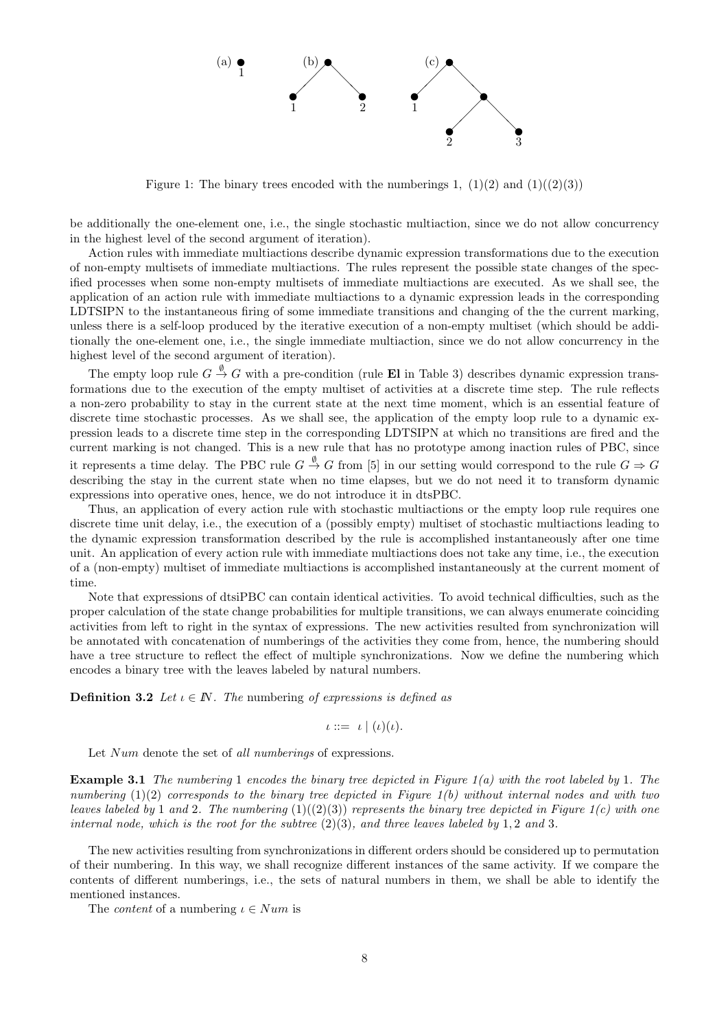Figure 1: The binary trees encoded with the numberings 1, (1)(2) and (1)((2)(3))

be additionally the one-element one, i.e., the single stochastic multiaction, since we do not allow concurrency in the highest level of the second argument of iteration).

Action rules with immediate multiactions describe dynamic expression transformations due to the execution of non-empty multisets of immediate multiactions. The rules represent the possible state changes of the specified processes when some non-empty multisets of immediate multiactions are executed. As we shall see, the application of an action rule with immediate multiactions to a dynamic expression leads in the corresponding LDTSIPN to the instantaneous firing of some immediate transitions and changing of the the current marking, unless there is a self-loop produced by the iterative execution of a non-empty multiset (which should be additionally the one-element one, i.e., the single immediate multiaction, since we do not allow concurrency in the highest level of the second argument of iteration).

The empty loop rule $G \stackrel{\emptyset}{\rightarrow} G$ with a pre-condition (rule **El** in Table 3) describes dynamic expression transformations due to the execution of the empty multiset of activities at a discrete time step. The rule reflects a non-zero probability to stay in the current state at the next time moment, which is an essential feature of discrete time stochastic processes. As we shall see, the application of the empty loop rule to a dynamic expression leads to a discrete time step in the corresponding LDTSIPN at which no transitions are fired and the current marking is not changed. This is a new rule that has no prototype among inaction rules of PBC, since it represents a time delay. The PBC rule $G \stackrel{\emptyset}{\rightarrow} G$ from [5] in our setting would correspond to the rule $G \Rightarrow G$ describing the stay in the current state when no time elapses, but we do not need it to transform dynamic expressions into operative ones, hence, we do not introduce it in dtsPBC.

Thus, an application of every action rule with stochastic multiactions or the empty loop rule requires one discrete time unit delay, i.e., the execution of a (possibly empty) multiset of stochastic multiactions leading to the dynamic expression transformation described by the rule is accomplished instantaneously after one time unit. An application of every action rule with immediate multiactions does not take any time, i.e., the execution of a (non-empty) multiset of immediate multiactions is accomplished instantaneously at the current moment of time.

Note that expressions of dtsiPBC can contain identical activities. To avoid technical difficulties, such as the proper calculation of the state change probabilities for multiple transitions, we can always enumerate coinciding activities from left to right in the syntax of expressions. The new activities resulted from synchronization will be annotated with concatenation of numberings of the activities they come from, hence, the numbering should have a tree structure to reflect the effect of multiple synchronizations. Now we define the numbering which encodes a binary tree with the leaves labeled by natural numbers.

**Definition 3.2** *Let $\iota \in \mathbb{N}$. The* numbering *of expressions is defined as*

$$\iota ::= \ \iota \mid (\iota)(\iota).$$

Let $Num$ denote the set of *all numberings* of expressions.

**Example 3.1** *The numbering* 1 *encodes the binary tree depicted in Figure 1(a) with the root labeled by* 1*. The numbering* (1)(2) *corresponds to the binary tree depicted in Figure 1(b) without internal nodes and with two leaves labeled by* 1 *and* 2*. The numbering* (1)((2)(3)) *represents the binary tree depicted in Figure 1(c) with one internal node, which is the root for the subtree* (2)(3)*, and three leaves labeled by* 1, 2 *and* 3*.*

The new activities resulting from synchronizations in different orders should be considered up to permutation of their numbering. In this way, we shall recognize different instances of the same activity. If we compare the contents of different numberings, i.e., the sets of natural numbers in them, we shall be able to identify the mentioned instances.

The *content* of a numbering $\iota \in Num$ is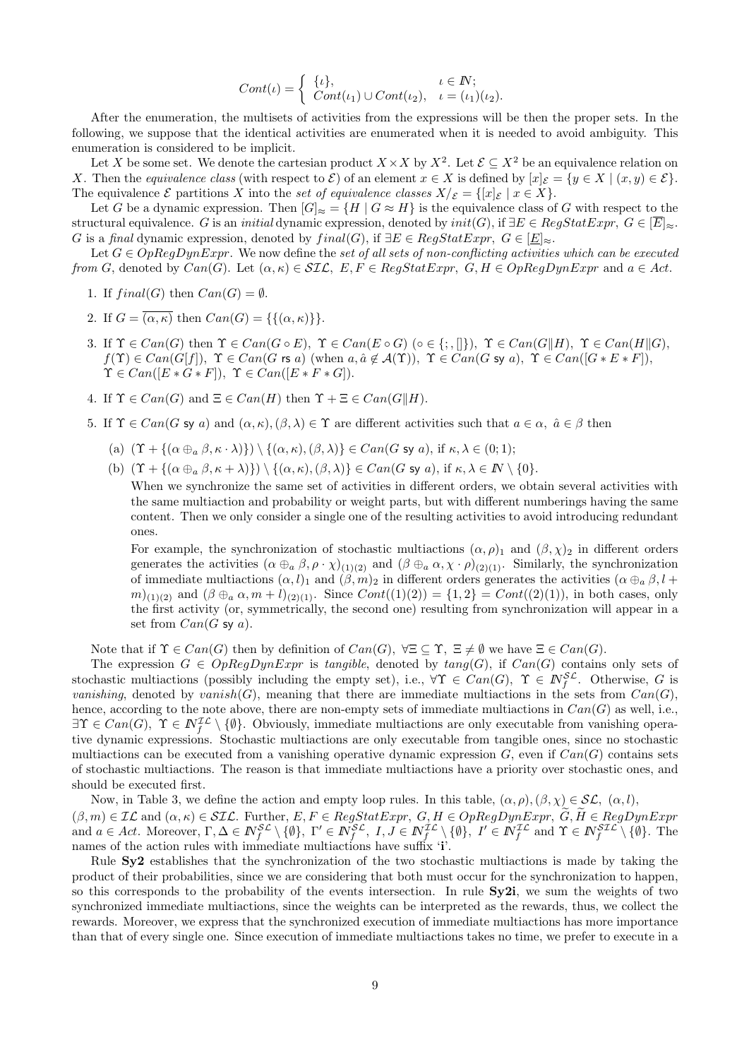$$Cont(\iota) = \begin{cases} \{\iota\}, & \iota \in \mathbb{N}; \\ Cont(\iota_1) \cup Cont(\iota_2), & \iota = (\iota_1)(\iota_2). \end{cases}$$

After the enumeration, the multisets of activities from the expressions will be then the proper sets. In the following, we suppose that the identical activities are enumerated when it is needed to avoid ambiguity. This enumeration is considered to be implicit.

Let $X$ be some set. We denote the cartesian product $X \times X$ by $X^2$. Let $\mathcal{E} \subseteq X^2$ be an equivalence relation on $X$. Then the *equivalence class* (with respect to $\mathcal{E}$) of an element $x \in X$ is defined by $[x]_{\mathcal{E}} = \{y \in X \mid (x, y) \in \mathcal{E}\}$. The equivalence $\mathcal{E}$ partitions $X$ into the *set of equivalence classes* $X/_{\mathcal{E}} = \{[x]_{\mathcal{E}} \mid x \in X\}$.

Let $G$ be a dynamic expression. Then $[G]_{\approx} = \{H \mid G \approx H\}$ is the equivalence class of $G$ with respect to the structural equivalence. $G$ is an *initial* dynamic expression, denoted by $init(G)$, if $\exists E \in RegStatExpr,\ G \in [\overline{E}]_{\approx}$. $G$ is a *final* dynamic expression, denoted by $final(G)$, if $\exists E \in RegStatExpr,\ G \in [\underline{E}]_{\approx}$.

Let $G \in OpRegDynExpr$. We now define the *set of all sets of non-conflicting activities which can be executed from* $G$, denoted by $Can(G)$. Let $(\alpha, \kappa) \in \mathcal{SIL},\ E, F \in RegStatExpr,\ G, H \in OpRegDynExpr$ and $a \in Act$.

1. If $final(G)$ then $Can(G) = \emptyset$.
2. If $G = \overline{(\alpha, \kappa)}$ then $Can(G) = \{\{(\alpha, \kappa)\}\}$.
3. If $\Upsilon \in Can(G)$ then $\Upsilon \in Can(G \circ E)\ (\circ \in \{;, []\}),\ \Upsilon \in Can(G \| H),\ \Upsilon \in Can(H \| G)$, $f(\Upsilon) \in Can(G[f]),\ \Upsilon \in Can(G \text{ rs } a)$ (when $a, \hat{a} \notin \mathcal{A}(\Upsilon)$), $\Upsilon \in Can(G \text{ sy } a),\ \Upsilon \in Can([G * E * F])$, $\Upsilon \in Can([E * G * F]),\ \Upsilon \in Can([E * F * G])$.
4. If $\Upsilon \in Can(G)$ and $\Xi \in Can(H)$ then $\Upsilon + \Xi \in Can(G \| H)$.
5. If $\Upsilon \in Can(G \text{ sy } a)$ and $(\alpha, \kappa), (\beta, \lambda) \in \Upsilon$ are different activities such that $a \in \alpha,\ \hat{a} \in \beta$ then
   (a) $(\Upsilon + \{(\alpha \oplus_a \beta, \kappa \cdot \lambda)\}) \setminus \{(\alpha, \kappa), (\beta, \lambda)\} \in Can(G \text{ sy } a)$, if $\kappa, \lambda \in (0; 1)$;
   (b) $(\Upsilon + \{(\alpha \oplus_a \beta, \kappa + \lambda)\}) \setminus \{(\alpha, \kappa), (\beta, \lambda)\} \in Can(G \text{ sy } a)$, if $\kappa, \lambda \in \mathbb{N} \setminus \{0\}$.

   When we synchronize the same set of activities in different orders, we obtain several activities with the same multiaction and probability or weight parts, but with different numberings having the same content. Then we only consider a single one of the resulting activities to avoid introducing redundant ones.

   For example, the synchronization of stochastic multiactions $(\alpha, \rho)_1$ and $(\beta, \chi)_2$ in different orders generates the activities $(\alpha \oplus_a \beta, \rho \cdot \chi)_{(1)(2)}$ and $(\beta \oplus_a \alpha, \chi \cdot \rho)_{(2)(1)}$. Similarly, the synchronization of immediate multiactions $(\alpha, l)_1$ and $(\beta, m)_2$ in different orders generates the activities $(\alpha \oplus_a \beta, l + m)_{(1)(2)}$ and $(\beta \oplus_a \alpha, m + l)_{(2)(1)}$. Since $Cont((1)(2)) = \{1, 2\} = Cont((2)(1))$, in both cases, only the first activity (or, symmetrically, the second one) resulting from synchronization will appear in a set from $Can(G \text{ sy } a)$.

Note that if $\Upsilon \in Can(G)$ then by definition of $Can(G)$, $\forall \Xi \subseteq \Upsilon,\ \Xi \neq \emptyset$ we have $\Xi \in Can(G)$.

The expression $G \in OpRegDynExpr$ is *tangible*, denoted by $tang(G)$, if $Can(G)$ contains only sets of stochastic multiactions (possibly including the empty set), i.e., $\forall \Upsilon \in Can(G),\ \Upsilon \in \mathbb{N}_f^{\mathcal{SL}}$. Otherwise, $G$ is *vanishing*, denoted by $vanish(G)$, meaning that there are immediate multiactions in the sets from $Can(G)$, hence, according to the note above, there are non-empty sets of immediate multiactions in $Can(G)$ as well, i.e., $\exists \Upsilon \in Can(G),\ \Upsilon \in \mathbb{N}_f^{\mathcal{IL}} \setminus \{\emptyset\}$. Obviously, immediate multiactions are only executable from vanishing operative dynamic expressions. Stochastic multiactions are only executable from tangible ones, since no stochastic multiactions can be executed from a vanishing operative dynamic expression $G$, even if $Can(G)$ contains sets of stochastic multiactions. The reason is that immediate multiactions have a priority over stochastic ones, and should be executed first.

Now, in Table 3, we define the action and empty loop rules. In this table, $(\alpha, \rho), (\beta, \chi) \in \mathcal{SL},\ (\alpha, l)$, $(\beta, m) \in \mathcal{IL}$ and $(\alpha, \kappa) \in \mathcal{SIL}$. Further, $E, F \in RegStatExpr,\ G, H \in OpRegDynExpr,\ \widetilde{G}, \widetilde{H} \in RegDynExpr$ and $a \in Act$. Moreover, $\Gamma, \Delta \in \mathbb{N}_f^{\mathcal{SL}} \setminus \{\emptyset\},\ \Gamma' \in \mathbb{N}_f^{\mathcal{SL}},\ I, J \in \mathbb{N}_f^{\mathcal{IL}} \setminus \{\emptyset\},\ I' \in \mathbb{N}_f^{\mathcal{IL}}$ and $\Upsilon \in \mathbb{N}_f^{\mathcal{SIL}} \setminus \{\emptyset\}$. The names of the action rules with immediate multiactions have suffix '**i**'.

Rule **Sy2** establishes that the synchronization of the two stochastic multiactions is made by taking the product of their probabilities, since we are considering that both must occur for the synchronization to happen, so this corresponds to the probability of the events intersection. In rule **Sy2i**, we sum the weights of two synchronized immediate multiactions, since the weights can be interpreted as the rewards, thus, we collect the rewards. Moreover, we express that the synchronized execution of immediate multiactions has more importance than that of every single one. Since execution of immediate multiactions takes no time, we prefer to execute in a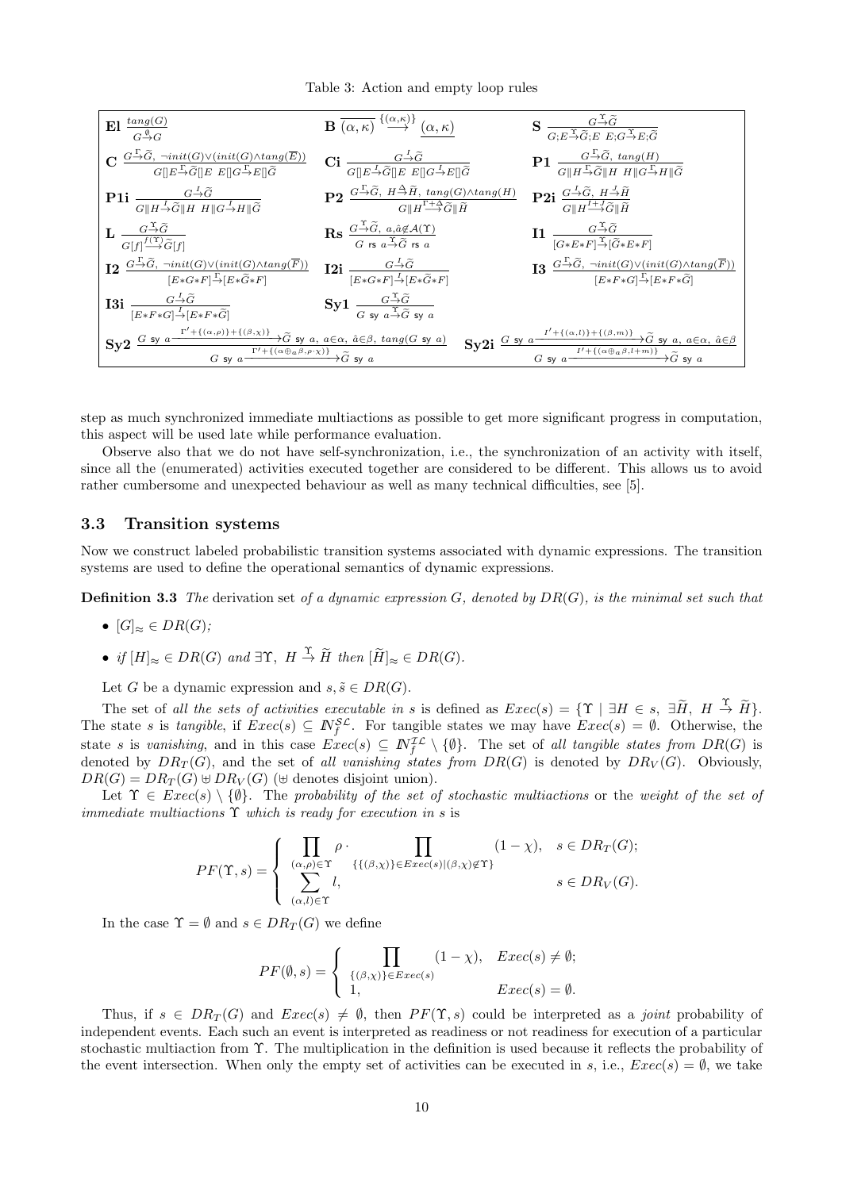Table 3: Action and empty loop rules

| | | |
|---|---|---|
| **El** $\dfrac{tang(G)}{G\stackrel{\emptyset}{\to}G}$ | **B** $\overline{\underline{(\alpha,\kappa)}}\stackrel{\{(\alpha,\kappa)\}}{\longrightarrow}\underline{(\alpha,\kappa)}$ | **S** $\dfrac{G\stackrel{\Upsilon}{\to}\widetilde{G}}{G;E\stackrel{\Upsilon}{\to}\widetilde{G};E\ \ E;G\stackrel{\Upsilon}{\to}E;\widetilde{G}}$ |
| **C** $\dfrac{G\stackrel{\Gamma}{\to}\widetilde{G},\ \neg init(G)\vee(init(G)\wedge tang(\overline{E}))}{G[]E\stackrel{\Gamma}{\to}\widetilde{G}[]E\ \ E[]G\stackrel{\Gamma}{\to}E[]\widetilde{G}}$ | **Ci** $\dfrac{G\stackrel{I}{\to}\widetilde{G}}{G[]E\stackrel{I}{\to}\widetilde{G}[]E\ \ E[]G\stackrel{I}{\to}E[]\widetilde{G}}$ | **P1** $\dfrac{G\stackrel{\Gamma}{\to}\widetilde{G},\ tang(H)}{G\|H\stackrel{\Gamma}{\to}\widetilde{G}\|H\ \ H\|G\stackrel{\Gamma}{\to}H\|\widetilde{G}}$ |
| **P1i** $\dfrac{G\stackrel{I}{\to}\widetilde{G}}{G\|H\stackrel{I}{\to}\widetilde{G}\|H\ \ H\|G\stackrel{I}{\to}H\|\widetilde{G}}$ | **P2** $\dfrac{G\stackrel{\Gamma}{\to}\widetilde{G},\ H\stackrel{\Delta}{\to}\widetilde{H},\ tang(G)\wedge tang(H)}{G\|H\stackrel{\Gamma+\Delta}{\longrightarrow}\widetilde{G}\|\widetilde{H}}$ | **P2i** $\dfrac{G\stackrel{I}{\to}\widetilde{G},\ H\stackrel{J}{\to}\widetilde{H}}{G\|H\stackrel{I+J}{\longrightarrow}\widetilde{G}\|\widetilde{H}}$ |
| **L** $\dfrac{G\stackrel{\Upsilon}{\to}\widetilde{G}}{G[f]\stackrel{f(\Upsilon)}{\longrightarrow}\widetilde{G}[f]}$ | **Rs** $\dfrac{G\stackrel{\Upsilon}{\to}\widetilde{G},\ a,\hat{a}\not\in\mathcal{A}(\Upsilon)}{G\ \mathsf{rs}\ a\stackrel{\Upsilon}{\to}\widetilde{G}\ \mathsf{rs}\ a}$ | **I1** $\dfrac{G\stackrel{\Upsilon}{\to}\widetilde{G}}{[G*E*F]\stackrel{\Upsilon}{\to}[\widetilde{G}*E*F]}$ |
| **I2** $\dfrac{G\stackrel{\Gamma}{\to}\widetilde{G},\ \neg init(G)\vee(init(G)\wedge tang(\overline{F}))}{[E*G*F]\stackrel{\Gamma}{\to}[E*\widetilde{G}*F]}$ | **I2i** $\dfrac{G\stackrel{I}{\to}\widetilde{G}}{[E*G*F]\stackrel{I}{\to}[E*\widetilde{G}*F]}$ | **I3** $\dfrac{G\stackrel{\Gamma}{\to}\widetilde{G},\ \neg init(G)\vee(init(G)\wedge tang(\overline{F}))}{[E*F*G]\stackrel{\Gamma}{\to}[E*F*\widetilde{G}]}$ |
| **I3i** $\dfrac{G\stackrel{I}{\to}\widetilde{G}}{[E*F*G]\stackrel{I}{\to}[E*F*\widetilde{G}]}$ | **Sy1** $\dfrac{G\stackrel{\Upsilon}{\to}\widetilde{G}}{G\ \mathsf{sy}\ a\stackrel{\Upsilon}{\to}\widetilde{G}\ \mathsf{sy}\ a}$ | |
| **Sy2** $\dfrac{G\ \mathsf{sy}\ a\xrightarrow{\Gamma'+\{(\alpha,\rho)\}+\{(\beta,\chi)\}}\widetilde{G}\ \mathsf{sy}\ a,\ a\in\alpha,\ \hat{a}\in\beta,\ tang(G\ \mathsf{sy}\ a)}{G\ \mathsf{sy}\ a\xrightarrow{\Gamma'+\{(\alpha\oplus_a\beta,\rho\cdot\chi)\}}\widetilde{G}\ \mathsf{sy}\ a}$ | **Sy2i** $\dfrac{G\ \mathsf{sy}\ a\xrightarrow{I'+\{(\alpha,l)\}+\{(\beta,m)\}}\widetilde{G}\ \mathsf{sy}\ a,\ a\in\alpha,\ \hat{a}\in\beta}{G\ \mathsf{sy}\ a\xrightarrow{I'+\{(\alpha\oplus_a\beta,l+m)\}}\widetilde{G}\ \mathsf{sy}\ a}$ | |

step as much synchronized immediate multiactions as possible to get more significant progress in computation, this aspect will be used late while performance evaluation.

Observe also that we do not have self-synchronization, i.e., the synchronization of an activity with itself, since all the (enumerated) activities executed together are considered to be different. This allows us to avoid rather cumbersome and unexpected behaviour as well as many technical difficulties, see [5].

### 3.3 Transition systems

Now we construct labeled probabilistic transition systems associated with dynamic expressions. The transition systems are used to define the operational semantics of dynamic expressions.

**Definition 3.3** *The* derivation set *of a dynamic expression $G$, denoted by $DR(G)$, is the minimal set such that*

- $[G]_\approx \in DR(G)$;
- *if* $[H]_\approx \in DR(G)$ *and* $\exists\Upsilon,\ H\stackrel{\Upsilon}{\to}\widetilde{H}$ *then* $[\widetilde{H}]_\approx \in DR(G)$.

Let $G$ be a dynamic expression and $s,\tilde{s}\in DR(G)$.

The set of *all the sets of activities executable in* $s$ is defined as $Exec(s)=\{\Upsilon\mid\exists H\in s,\ \exists\widetilde{H},\ H\stackrel{\Upsilon}{\to}\widetilde{H}\}$. The state $s$ is *tangible*, if $Exec(s)\subseteq I\!N_f^{\mathcal{SL}}$. For tangible states we may have $Exec(s)=\emptyset$. Otherwise, the state $s$ is *vanishing*, and in this case $Exec(s)\subseteq I\!N_f^{\mathcal{IL}}\setminus\{\emptyset\}$. The set of *all tangible states from* $DR(G)$ is denoted by $DR_T(G)$, and the set of *all vanishing states from* $DR(G)$ is denoted by $DR_V(G)$. Obviously, $DR(G)=DR_T(G)\uplus DR_V(G)$ ($\uplus$ denotes disjoint union).

Let $\Upsilon\in Exec(s)\setminus\{\emptyset\}$. The *probability of the set of stochastic multiactions* or the *weight of the set of immediate multiactions* $\Upsilon$ *which is ready for execution in* $s$ is

$$PF(\Upsilon,s)=\begin{cases}\displaystyle\prod_{(\alpha,\rho)\in\Upsilon}\rho\cdot\prod_{\{\{(\beta,\chi)\}\in Exec(s)\mid(\beta,\chi)\not\in\Upsilon\}}(1-\chi), & s\in DR_T(G);\\ \displaystyle\sum_{(\alpha,l)\in\Upsilon}l, & s\in DR_V(G).\end{cases}$$

In the case $\Upsilon=\emptyset$ and $s\in DR_T(G)$ we define

$$PF(\emptyset,s)=\begin{cases}\displaystyle\prod_{\{(\beta,\chi)\}\in Exec(s)}(1-\chi), & Exec(s)\neq\emptyset;\\ 1, & Exec(s)=\emptyset.\end{cases}$$

Thus, if $s\in DR_T(G)$ and $Exec(s)\neq\emptyset$, then $PF(\Upsilon,s)$ could be interpreted as a *joint* probability of independent events. Each such an event is interpreted as readiness or not readiness for execution of a particular stochastic multiaction from $\Upsilon$. The multiplication in the definition is used because it reflects the probability of the event intersection. When only the empty set of activities can be executed in $s$, i.e., $Exec(s)=\emptyset$, we take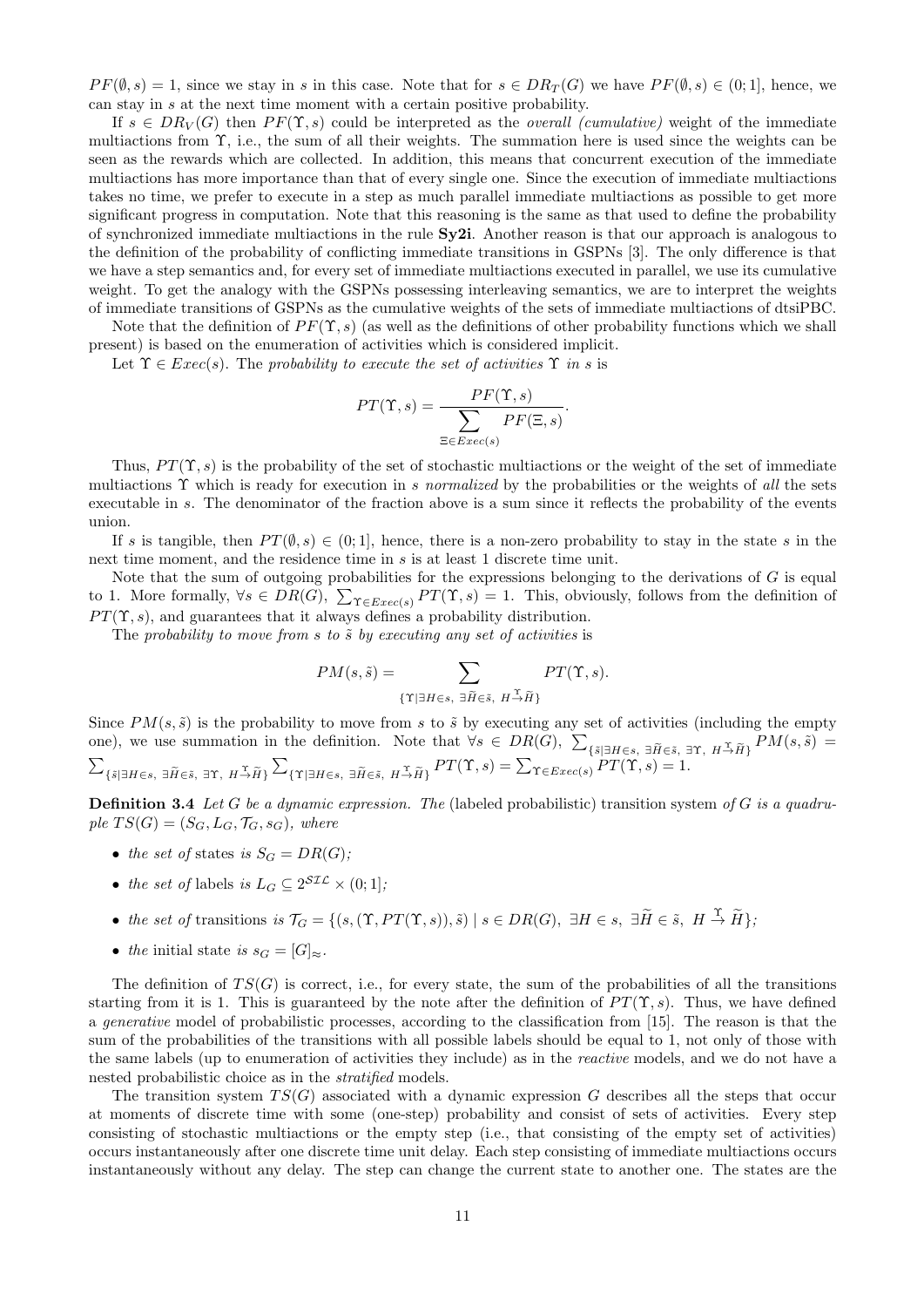$PF(\emptyset, s) = 1$, since we stay in $s$ in this case. Note that for $s \in DR_T(G)$ we have $PF(\emptyset, s) \in (0; 1]$, hence, we can stay in $s$ at the next time moment with a certain positive probability.

If $s \in DR_V(G)$ then $PF(\Upsilon, s)$ could be interpreted as the *overall (cumulative)* weight of the immediate multiactions from $\Upsilon$, i.e., the sum of all their weights. The summation here is used since the weights can be seen as the rewards which are collected. In addition, this means that concurrent execution of the immediate multiactions has more importance than that of every single one. Since the execution of immediate multiactions takes no time, we prefer to execute in a step as much parallel immediate multiactions as possible to get more significant progress in computation. Note that this reasoning is the same as that used to define the probability of synchronized immediate multiactions in the rule **Sy2i**. Another reason is that our approach is analogous to the definition of the probability of conflicting immediate transitions in GSPNs [3]. The only difference is that we have a step semantics and, for every set of immediate multiactions executed in parallel, we use its cumulative weight. To get the analogy with the GSPNs possessing interleaving semantics, we are to interpret the weights of immediate transitions of GSPNs as the cumulative weights of the sets of immediate multiactions of dtsiPBC.

Note that the definition of $PF(\Upsilon, s)$ (as well as the definitions of other probability functions which we shall present) is based on the enumeration of activities which is considered implicit.

Let $\Upsilon \in Exec(s)$. The *probability to execute the set of activities* $\Upsilon$ *in* $s$ is

$$PT(\Upsilon, s) = \frac{PF(\Upsilon, s)}{\sum_{\Xi \in Exec(s)} PF(\Xi, s)}.$$

Thus, $PT(\Upsilon, s)$ is the probability of the set of stochastic multiactions or the weight of the set of immediate multiactions $\Upsilon$ which is ready for execution in $s$ *normalized* by the probabilities or the weights of *all* the sets executable in $s$. The denominator of the fraction above is a sum since it reflects the probability of the events union.

If $s$ is tangible, then $PT(\emptyset, s) \in (0; 1]$, hence, there is a non-zero probability to stay in the state $s$ in the next time moment, and the residence time in $s$ is at least 1 discrete time unit.

Note that the sum of outgoing probabilities for the expressions belonging to the derivations of $G$ is equal to 1. More formally, $\forall s \in DR(G),\ \sum_{\Upsilon \in Exec(s)} PT(\Upsilon, s) = 1$. This, obviously, follows from the definition of $PT(\Upsilon, s)$, and guarantees that it always defines a probability distribution.

The *probability to move from* $s$ *to* $\tilde{s}$ *by executing any set of activities* is

$$PM(s, \tilde{s}) = \sum_{\{\Upsilon \mid \exists H \in s,\ \exists \widetilde{H} \in \tilde{s},\ H \stackrel{\Upsilon}{\to} \widetilde{H}\}} PT(\Upsilon, s).$$

Since $PM(s, \tilde{s})$ is the probability to move from $s$ to $\tilde{s}$ by executing any set of activities (including the empty one), we use summation in the definition. Note that $\forall s \in DR(G),\ \sum_{\{\tilde{s} \mid \exists H \in s,\ \exists \widetilde{H} \in \tilde{s},\ \exists \Upsilon,\ H \stackrel{\Upsilon}{\to} \widetilde{H}\}} PM(s, \tilde{s}) = \sum_{\{\tilde{s} \mid \exists H \in s,\ \exists \widetilde{H} \in \tilde{s},\ \exists \Upsilon,\ H \stackrel{\Upsilon}{\to} \widetilde{H}\}} \sum_{\{\Upsilon \mid \exists H \in s,\ \exists \widetilde{H} \in \tilde{s},\ H \stackrel{\Upsilon}{\to} \widetilde{H}\}} PT(\Upsilon, s) = \sum_{\Upsilon \in Exec(s)} PT(\Upsilon, s) = 1$.

**Definition 3.4** *Let $G$ be a dynamic expression. The* (labeled probabilistic) transition system *of $G$ is a quadruple $TS(G) = (S_G, L_G, \mathcal{T}_G, s_G)$, where*

- *the set of* states *is $S_G = DR(G)$;*
- *the set of* labels *is $L_G \subseteq 2^{\mathcal{SIL}} \times (0; 1]$;*
- *the set of* transitions *is $\mathcal{T}_G = \{(s, (\Upsilon, PT(\Upsilon, s)), \tilde{s}) \mid s \in DR(G),\ \exists H \in s,\ \exists \widetilde{H} \in \tilde{s},\ H \stackrel{\Upsilon}{\to} \widetilde{H}\}$;*
- *the* initial state *is $s_G = [G]_\approx$.*

The definition of $TS(G)$ is correct, i.e., for every state, the sum of the probabilities of all the transitions starting from it is 1. This is guaranteed by the note after the definition of $PT(\Upsilon, s)$. Thus, we have defined a *generative* model of probabilistic processes, according to the classification from [15]. The reason is that the sum of the probabilities of the transitions with all possible labels should be equal to 1, not only of those with the same labels (up to enumeration of activities they include) as in the *reactive* models, and we do not have a nested probabilistic choice as in the *stratified* models.

The transition system $TS(G)$ associated with a dynamic expression $G$ describes all the steps that occur at moments of discrete time with some (one-step) probability and consist of sets of activities. Every step consisting of stochastic multiactions or the empty step (i.e., that consisting of the empty set of activities) occurs instantaneously after one discrete time unit delay. Each step consisting of immediate multiactions occurs instantaneously without any delay. The step can change the current state to another one. The states are the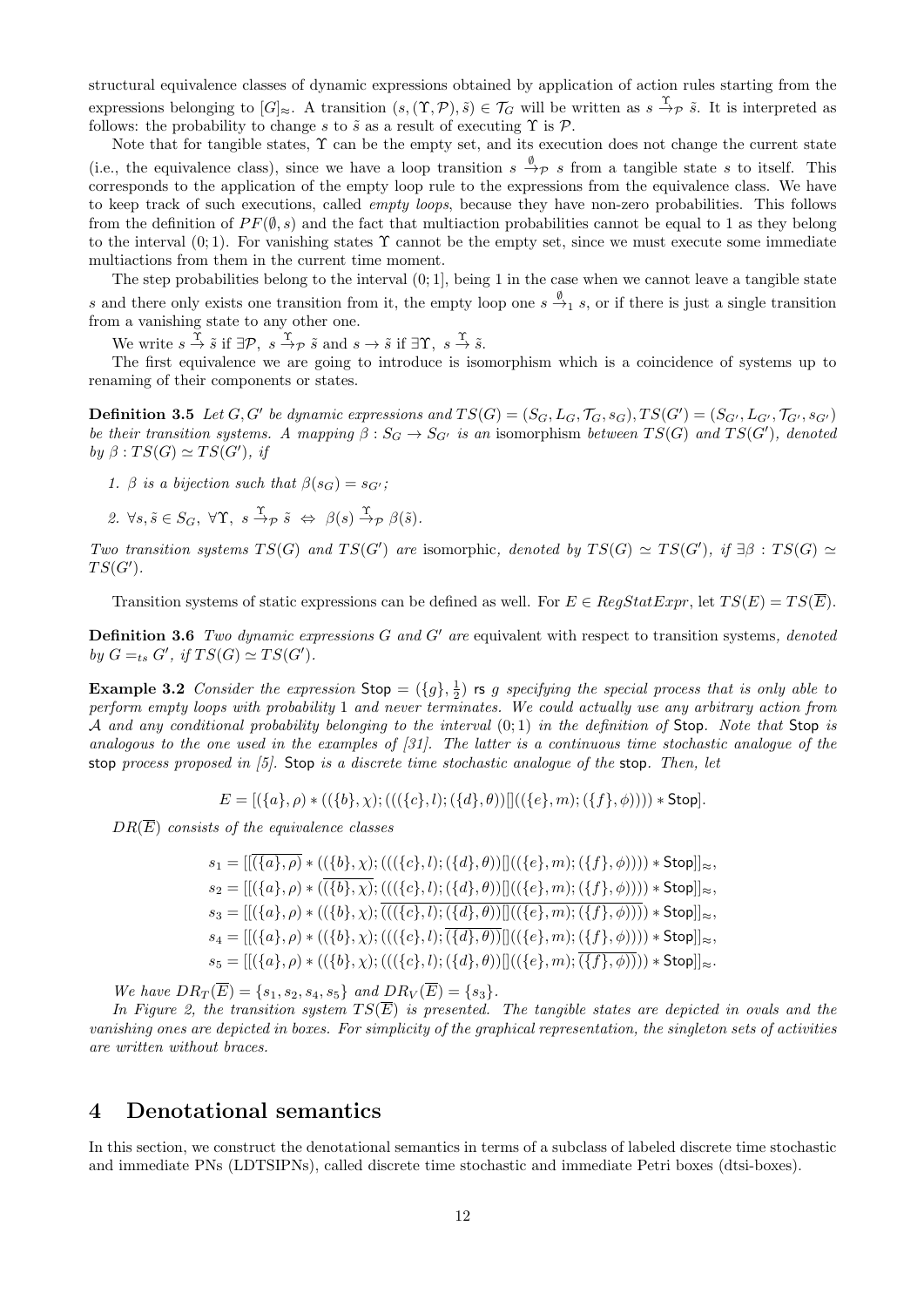structural equivalence classes of dynamic expressions obtained by application of action rules starting from the expressions belonging to $[G]_\approx$. A transition $(s,(\Upsilon,\mathcal{P}),\tilde{s}) \in \mathcal{T}_G$ will be written as $s \xrightarrow{\Upsilon}_{\mathcal{P}} \tilde{s}$. It is interpreted as follows: the probability to change $s$ to $\tilde{s}$ as a result of executing $\Upsilon$ is $\mathcal{P}$.

Note that for tangible states, $\Upsilon$ can be the empty set, and its execution does not change the current state (i.e., the equivalence class), since we have a loop transition $s \xrightarrow{\emptyset}_{\mathcal{P}} s$ from a tangible state $s$ to itself. This corresponds to the application of the empty loop rule to the expressions from the equivalence class. We have to keep track of such executions, called *empty loops*, because they have non-zero probabilities. This follows from the definition of $PF(\emptyset, s)$ and the fact that multiaction probabilities cannot be equal to 1 as they belong to the interval $(0;1)$. For vanishing states $\Upsilon$ cannot be the empty set, since we must execute some immediate multiactions from them in the current time moment.

The step probabilities belong to the interval $(0;1]$, being 1 in the case when we cannot leave a tangible state $s$ and there only exists one transition from it, the empty loop one $s \xrightarrow{\emptyset}_1 s$, or if there is just a single transition from a vanishing state to any other one.

We write $s \xrightarrow{\Upsilon} \tilde{s}$ if $\exists \mathcal{P},\ s \xrightarrow{\Upsilon}_{\mathcal{P}} \tilde{s}$ and $s \to \tilde{s}$ if $\exists \Upsilon,\ s \xrightarrow{\Upsilon} \tilde{s}$.

The first equivalence we are going to introduce is isomorphism which is a coincidence of systems up to renaming of their components or states.

**Definition 3.5** *Let $G, G'$ be dynamic expressions and $TS(G) = (S_G, L_G, \mathcal{T}_G, s_G), TS(G') = (S_{G'}, L_{G'}, \mathcal{T}_{G'}, s_{G'})$ be their transition systems. A mapping $\beta : S_G \to S_{G'}$ is an* isomorphism *between $TS(G)$ and $TS(G')$, denoted by $\beta : TS(G) \simeq TS(G')$, if*

1. *$\beta$ is a bijection such that $\beta(s_G) = s_{G'}$;*
2. *$\forall s, \tilde{s} \in S_G,\ \forall \Upsilon,\ s \xrightarrow{\Upsilon}_{\mathcal{P}} \tilde{s} \ \Leftrightarrow\ \beta(s) \xrightarrow{\Upsilon}_{\mathcal{P}} \beta(\tilde{s})$.*

*Two transition systems $TS(G)$ and $TS(G')$ are* isomorphic*, denoted by $TS(G) \simeq TS(G')$, if $\exists \beta : TS(G) \simeq TS(G')$.*

Transition systems of static expressions can be defined as well. For $E \in RegStatExpr$, let $TS(E) = TS(\overline{E})$.

**Definition 3.6** *Two dynamic expressions $G$ and $G'$ are* equivalent with respect to transition systems*, denoted by $G =_{ts} G'$, if $TS(G) \simeq TS(G')$.*

**Example 3.2** *Consider the expression $\mathsf{Stop} = (\{g\}, \frac{1}{2})$ $\mathsf{rs}$ $g$ specifying the special process that is only able to perform empty loops with probability 1 and never terminates. We could actually use any arbitrary action from $\mathcal{A}$ and any conditional probability belonging to the interval $(0;1)$ in the definition of $\mathsf{Stop}$. Note that $\mathsf{Stop}$ is analogous to the one used in the examples of [31]. The latter is a continuous time stochastic analogue of the $\mathsf{stop}$ process proposed in [5]. $\mathsf{Stop}$ is a discrete time stochastic analogue of the $\mathsf{stop}$. Then, let*

$$E = [(\{a\},\rho) * ((\{b\},\chi); (((\{c\},l); (\{d\},\theta))[]((\{e\},m); (\{f\},\phi)))) * \mathsf{Stop}].$$

*$DR(\overline{E})$ consists of the equivalence classes*

$$s_1 = [[\overline{(\{a\},\rho)} * ((\{b\},\chi); (((\{c\},l); (\{d\},\theta))[]((\{e\},m); (\{f\},\phi)))) * \mathsf{Stop}]]_\approx,$$
$$s_2 = [[(\{a\},\rho) * (\overline{(\{b\},\chi)}; (((\{c\},l); (\{d\},\theta))[]((\{e\},m); (\{f\},\phi)))) * \mathsf{Stop}]]_\approx,$$
$$s_3 = [[(\{a\},\rho) * ((\{b\},\chi); \overline{(((\{c\},l); (\{d\},\theta))[]((\{e\},m); (\{f\},\phi)))}) * \mathsf{Stop}]]_\approx,$$
$$s_4 = [[(\{a\},\rho) * ((\{b\},\chi); (((\{c\},l); \overline{(\{d\},\theta))}[]((\{e\},m); (\{f\},\phi)))) * \mathsf{Stop}]]_\approx,$$
$$s_5 = [[(\{a\},\rho) * ((\{b\},\chi); (((\{c\},l); (\{d\},\theta))[]((\{e\},m); \overline{(\{f\},\phi))}))) * \mathsf{Stop}]]_\approx.$$

*We have $DR_T(\overline{E}) = \{s_1, s_2, s_4, s_5\}$ and $DR_V(\overline{E}) = \{s_3\}$.*

*In Figure 2, the transition system $TS(\overline{E})$ is presented. The tangible states are depicted in ovals and the vanishing ones are depicted in boxes. For simplicity of the graphical representation, the singleton sets of activities are written without braces.*

# 4 Denotational semantics

In this section, we construct the denotational semantics in terms of a subclass of labeled discrete time stochastic and immediate PNs (LDTSIPNs), called discrete time stochastic and immediate Petri boxes (dtsi-boxes).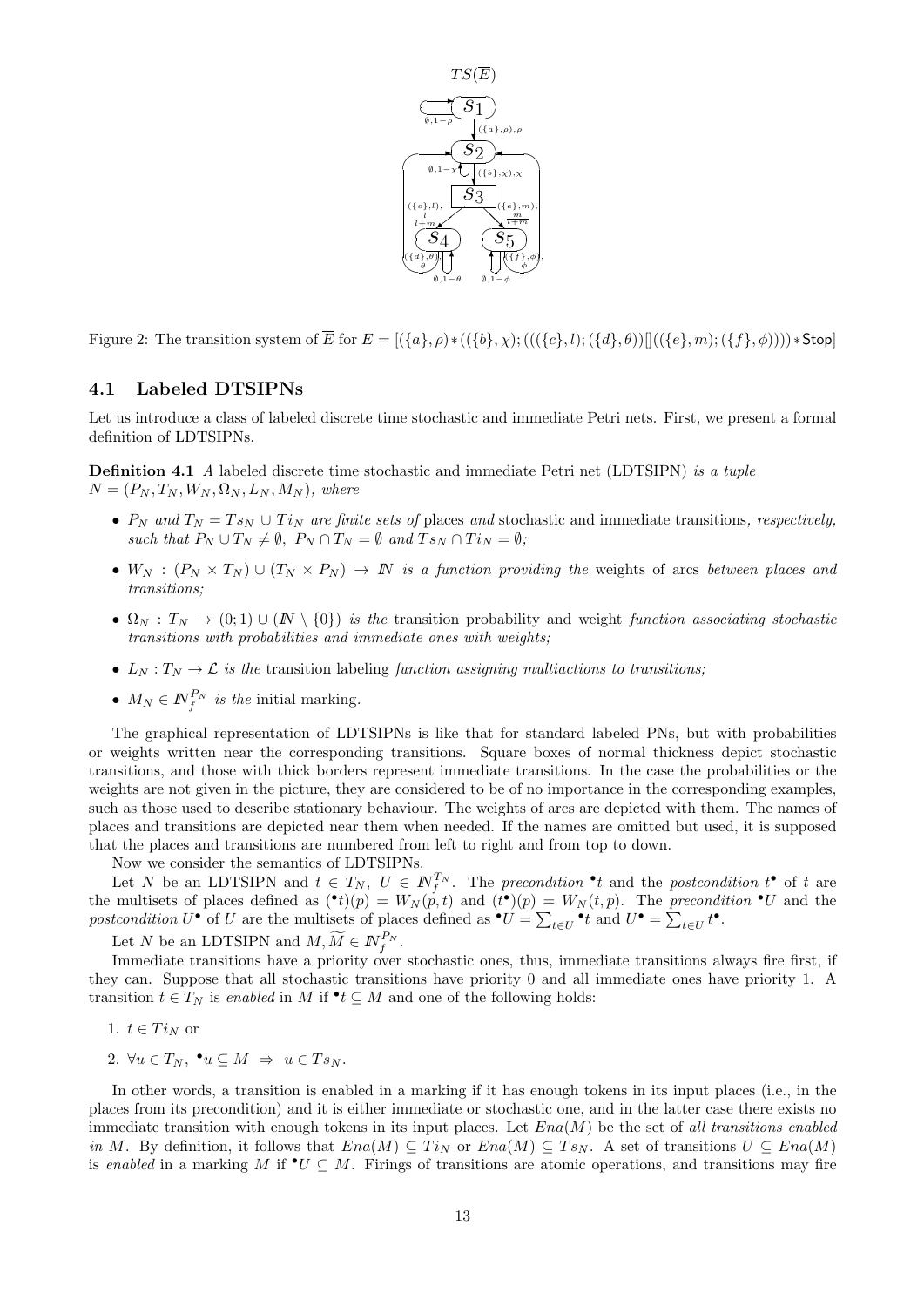Figure 2: The transition system of $\overline{E}$ for $E = [(\{a\},\rho) * ((\{b\},\chi); (((\{c\},l); (\{d\},\theta))[]((\{e\},m); (\{f\},\phi)))) * \mathsf{Stop}]$

### 4.1 Labeled DTSIPNs

Let us introduce a class of labeled discrete time stochastic and immediate Petri nets. First, we present a formal definition of LDTSIPNs.

**Definition 4.1** *A* labeled discrete time stochastic and immediate Petri net (LDTSIPN) *is a tuple* $N = (P_N, T_N, W_N, \Omega_N, L_N, M_N)$*, where*

- $P_N$ *and* $T_N = Ts_N \cup Ti_N$ *are finite sets of* places *and* stochastic and immediate transitions*, respectively, such that* $P_N \cup T_N \neq \emptyset$*,* $P_N \cap T_N = \emptyset$ *and* $Ts_N \cap Ti_N = \emptyset$*;*
- $W_N : (P_N \times T_N) \cup (T_N \times P_N) \to I\!N$ *is a function providing the* weights of arcs *between places and transitions;*
- $\Omega_N : T_N \to (0;1) \cup (I\!N \setminus \{0\})$ *is the* transition probability and weight *function associating stochastic transitions with probabilities and immediate ones with weights;*
- $L_N : T_N \to \mathcal{L}$ *is the* transition labeling *function assigning multiactions to transitions;*
- $M_N \in I\!N_f^{P_N}$ *is the* initial marking.

The graphical representation of LDTSIPNs is like that for standard labeled PNs, but with probabilities or weights written near the corresponding transitions. Square boxes of normal thickness depict stochastic transitions, and those with thick borders represent immediate transitions. In the case the probabilities or the weights are not given in the picture, they are considered to be of no importance in the corresponding examples, such as those used to describe stationary behaviour. The weights of arcs are depicted with them. The names of places and transitions are depicted near them when needed. If the names are omitted but used, it is supposed that the places and transitions are numbered from left to right and from top to down.

Now we consider the semantics of LDTSIPNs.

Let $N$ be an LDTSIPN and $t \in T_N$, $U \in I\!N_f^{T_N}$. The *precondition* ${}^\bullet t$ and the *postcondition* $t^\bullet$ of $t$ are the multisets of places defined as $({}^\bullet t)(p) = W_N(p,t)$ and $(t^\bullet)(p) = W_N(t,p)$. The *precondition* ${}^\bullet U$ and the *postcondition* $U^\bullet$ of $U$ are the multisets of places defined as ${}^\bullet U = \sum_{t \in U} {}^\bullet t$ and $U^\bullet = \sum_{t \in U} t^\bullet$.

Let $N$ be an LDTSIPN and $M, \widetilde{M} \in I\!N_f^{P_N}$.

Immediate transitions have a priority over stochastic ones, thus, immediate transitions always fire first, if they can. Suppose that all stochastic transitions have priority 0 and all immediate ones have priority 1. A transition $t \in T_N$ is *enabled* in $M$ if ${}^\bullet t \subseteq M$ and one of the following holds:

1. $t \in Ti_N$ or
2. $\forall u \in T_N,\ {}^\bullet u \subseteq M \ \Rightarrow\ u \in Ts_N$.

In other words, a transition is enabled in a marking if it has enough tokens in its input places (i.e., in the places from its precondition) and it is either immediate or stochastic one, and in the latter case there exists no immediate transition with enough tokens in its input places. Let $Ena(M)$ be the set of *all transitions enabled in* $M$. By definition, it follows that $Ena(M) \subseteq Ti_N$ or $Ena(M) \subseteq Ts_N$. A set of transitions $U \subseteq Ena(M)$ is *enabled* in a marking $M$ if ${}^\bullet U \subseteq M$. Firings of transitions are atomic operations, and transitions may fire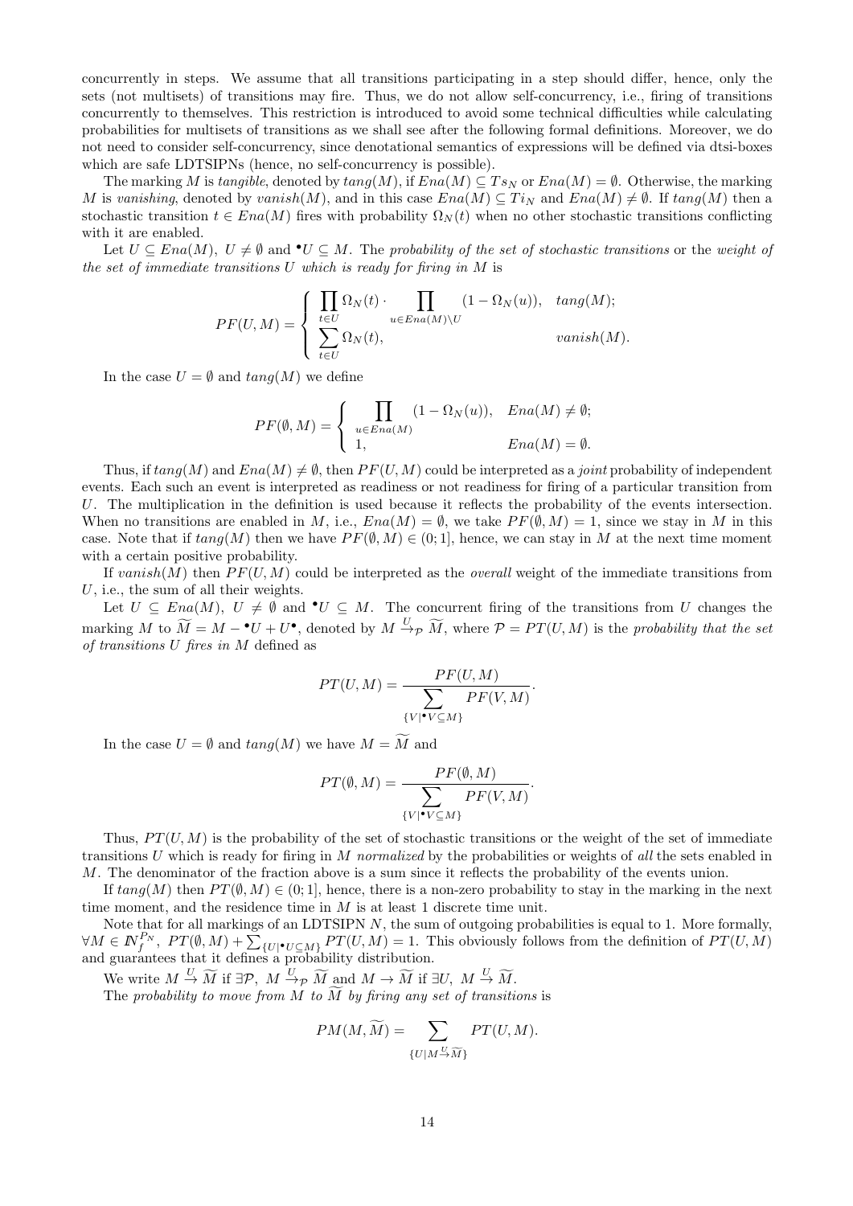concurrently in steps. We assume that all transitions participating in a step should differ, hence, only the sets (not multisets) of transitions may fire. Thus, we do not allow self-concurrency, i.e., firing of transitions concurrently to themselves. This restriction is introduced to avoid some technical difficulties while calculating probabilities for multisets of transitions as we shall see after the following formal definitions. Moreover, we do not need to consider self-concurrency, since denotational semantics of expressions will be defined via dtsi-boxes which are safe LDTSIPNs (hence, no self-concurrency is possible).

The marking $M$ is *tangible*, denoted by $tang(M)$, if $Ena(M) \subseteq Ts_N$ or $Ena(M) = \emptyset$. Otherwise, the marking $M$ is *vanishing*, denoted by $vanish(M)$, and in this case $Ena(M) \subseteq Ti_N$ and $Ena(M) \neq \emptyset$. If $tang(M)$ then a stochastic transition $t \in Ena(M)$ fires with probability $\Omega_N(t)$ when no other stochastic transitions conflicting with it are enabled.

Let $U \subseteq Ena(M)$, $U \neq \emptyset$ and ${}^\bullet U \subseteq M$. The *probability of the set of stochastic transitions* or the *weight of the set of immediate transitions $U$ which is ready for firing in $M$* is

$$PF(U, M) = \begin{cases} \prod_{t \in U} \Omega_N(t) \cdot \prod_{u \in Ena(M) \setminus U} (1 - \Omega_N(u)), & tang(M); \\ \sum_{t \in U} \Omega_N(t), & vanish(M). \end{cases}$$

In the case $U = \emptyset$ and $tang(M)$ we define

$$PF(\emptyset, M) = \begin{cases} \prod_{u \in Ena(M)} (1 - \Omega_N(u)), & Ena(M) \neq \emptyset; \\ 1, & Ena(M) = \emptyset. \end{cases}$$

Thus, if $tang(M)$ and $Ena(M) \neq \emptyset$, then $PF(U, M)$ could be interpreted as a *joint* probability of independent events. Each such an event is interpreted as readiness or not readiness for firing of a particular transition from $U$. The multiplication in the definition is used because it reflects the probability of the events intersection. When no transitions are enabled in $M$, i.e., $Ena(M) = \emptyset$, we take $PF(\emptyset, M) = 1$, since we stay in $M$ in this case. Note that if $tang(M)$ then we have $PF(\emptyset, M) \in (0; 1]$, hence, we can stay in $M$ at the next time moment with a certain positive probability.

If $vanish(M)$ then $PF(U, M)$ could be interpreted as the *overall* weight of the immediate transitions from $U$, i.e., the sum of all their weights.

Let $U \subseteq Ena(M)$, $U \neq \emptyset$ and ${}^\bullet U \subseteq M$. The concurrent firing of the transitions from $U$ changes the marking $M$ to $\widetilde{M} = M - {}^\bullet U + U^\bullet$, denoted by $M \xrightarrow{U}_{\mathcal{P}} \widetilde{M}$, where $\mathcal{P} = PT(U, M)$ is the *probability that the set of transitions $U$ fires in $M$* defined as

$$PT(U, M) = \frac{PF(U, M)}{\sum_{\{V \mid {}^\bullet V \subseteq M\}} PF(V, M)}.$$

In the case $U = \emptyset$ and $tang(M)$ we have $M = \widetilde{M}$ and

$$PT(\emptyset, M) = \frac{PF(\emptyset, M)}{\sum_{\{V \mid {}^\bullet V \subseteq M\}} PF(V, M)}.$$

Thus, $PT(U, M)$ is the probability of the set of stochastic transitions or the weight of the set of immediate transitions $U$ which is ready for firing in $M$ *normalized* by the probabilities or weights of *all* the sets enabled in $M$. The denominator of the fraction above is a sum since it reflects the probability of the events union.

If $tang(M)$ then $PT(\emptyset, M) \in (0; 1]$, hence, there is a non-zero probability to stay in the marking in the next time moment, and the residence time in $M$ is at least 1 discrete time unit.

Note that for all markings of an LDTSIPN $N$, the sum of outgoing probabilities is equal to 1. More formally, $\forall M \in \mathbb{N}_f^{P_N},\ PT(\emptyset, M) + \sum_{\{U \mid {}^\bullet U \subseteq M\}} PT(U, M) = 1$. This obviously follows from the definition of $PT(U, M)$ and guarantees that it defines a probability distribution.

We write $M \xrightarrow{U} \widetilde{M}$ if $\exists \mathcal{P},\ M \xrightarrow{U}_{\mathcal{P}} \widetilde{M}$ and $M \to \widetilde{M}$ if $\exists U,\ M \xrightarrow{U} \widetilde{M}$.

The *probability to move from $M$ to $\widetilde{M}$ by firing any set of transitions* is

$$PM(M, \widetilde{M}) = \sum_{\{U \mid M \xrightarrow{U} \widetilde{M}\}} PT(U, M).$$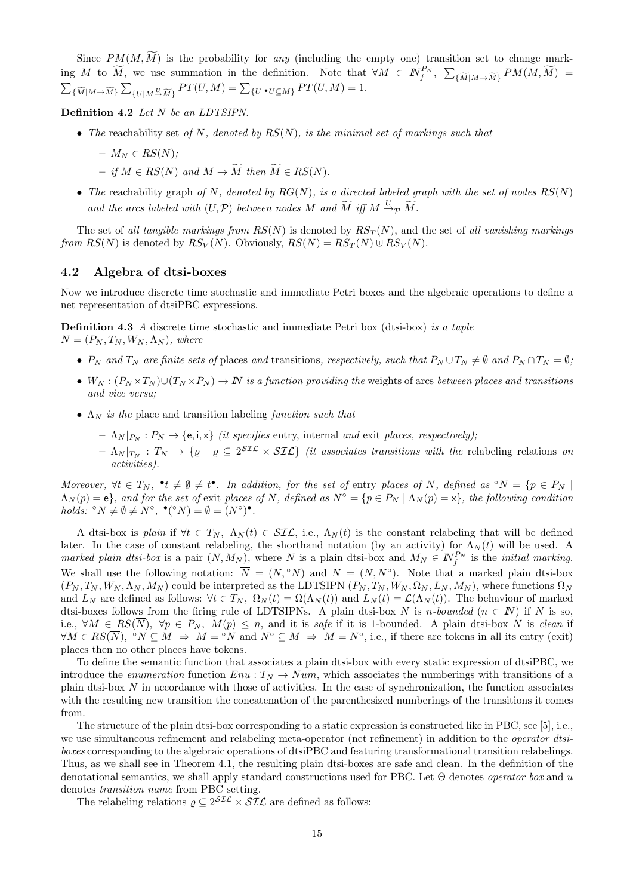Since $PM(M, \widetilde{M})$ is the probability for *any* (including the empty one) transition set to change marking $M$ to $\widetilde{M}$, we use summation in the definition. Note that $\forall M \in I\!N_f^{P_N}$, $\sum_{\{\widetilde{M} \mid M \to \widetilde{M}\}} PM(M, \widetilde{M}) = \sum_{\{\widetilde{M} \mid M \to \widetilde{M}\}} \sum_{\{U \mid M \xrightarrow{U} \widetilde{M}\}} PT(U, M) = \sum_{\{U \mid {}^\bullet U \subseteq M\}} PT(U, M) = 1$.

**Definition 4.2** *Let $N$ be an LDTSIPN.*

- *The* reachability set *of $N$, denoted by $RS(N)$, is the minimal set of markings such that*
  - *$M_N \in RS(N)$;*
  - *if $M \in RS(N)$ and $M \to \widetilde{M}$ then $\widetilde{M} \in RS(N)$.*
- *The* reachability graph *of $N$, denoted by $RG(N)$, is a directed labeled graph with the set of nodes $RS(N)$ and the arcs labeled with $(U, \mathcal{P})$ between nodes $M$ and $\widetilde{M}$ iff $M \xrightarrow{U}_{\mathcal{P}} \widetilde{M}$.*

The set of *all tangible markings from* $RS(N)$ is denoted by $RS_T(N)$, and the set of *all vanishing markings from* $RS(N)$ is denoted by $RS_V(N)$. Obviously, $RS(N) = RS_T(N) \uplus RS_V(N)$.

## 4.2 Algebra of dtsi-boxes

Now we introduce discrete time stochastic and immediate Petri boxes and the algebraic operations to define a net representation of dtsiPBC expressions.

**Definition 4.3** *A* discrete time stochastic and immediate Petri box (dtsi-box) *is a tuple $N = (P_N, T_N, W_N, \Lambda_N)$, where*

- *$P_N$ and $T_N$ are finite sets of* places *and* transitions*, respectively, such that $P_N \cup T_N \neq \emptyset$ and $P_N \cap T_N = \emptyset$;*
- *$W_N : (P_N \times T_N) \cup (T_N \times P_N) \to I\!N$ is a function providing the* weights of arcs *between places and transitions and vice versa;*
- *$\Lambda_N$ is the* place and transition labeling *function such that*
  - *$\Lambda_N|_{P_N} : P_N \to \{\mathsf{e}, \mathsf{i}, \mathsf{x}\}$ (it specifies* entry, internal *and* exit *places, respectively);*
  - *$\Lambda_N|_{T_N} : T_N \to \{\varrho \mid \varrho \subseteq 2^{\mathcal{SIL}} \times \mathcal{SIL}\}$ (it associates transitions with the* relabeling relations *on activities).*

*Moreover, $\forall t \in T_N$, ${}^\bullet t \neq \emptyset \neq t^\bullet$. In addition, for the set of* entry *places of $N$, defined as ${}^\circ N = \{p \in P_N \mid \Lambda_N(p) = \mathsf{e}\}$, and for the set of* exit *places of $N$, defined as $N^\circ = \{p \in P_N \mid \Lambda_N(p) = \mathsf{x}\}$, the following condition holds: ${}^\circ N \neq \emptyset \neq N^\circ$, ${}^\bullet({}^\circ N) = \emptyset = (N^\circ)^\bullet$.*

A dtsi-box is *plain* if $\forall t \in T_N$, $\Lambda_N(t) \in \mathcal{SIL}$, i.e., $\Lambda_N(t)$ is the constant relabeling that will be defined later. In the case of constant relabeling, the shorthand notation (by an activity) for $\Lambda_N(t)$ will be used. A *marked plain dtsi-box* is a pair $(N, M_N)$, where $N$ is a plain dtsi-box and $M_N \in I\!N_f^{P_N}$ is the *initial marking*. We shall use the following notation: $\overline{N} = (N, {}^\circ N)$ and $\underline{N} = (N, N^\circ)$. Note that a marked plain dtsi-box $(P_N, T_N, W_N, \Lambda_N, M_N)$ could be interpreted as the LDTSIPN $(P_N, T_N, W_N, \Omega_N, L_N, M_N)$, where functions $\Omega_N$ and $L_N$ are defined as follows: $\forall t \in T_N$, $\Omega_N(t) = \Omega(\Lambda_N(t))$ and $L_N(t) = \mathcal{L}(\Lambda_N(t))$. The behaviour of marked dtsi-boxes follows from the firing rule of LDTSIPNs. A plain dtsi-box $N$ is *$n$-bounded* ($n \in I\!N$) if $\overline{N}$ is so, i.e., $\forall M \in RS(\overline{N})$, $\forall p \in P_N$, $M(p) \leq n$, and it is *safe* if it is 1-bounded. A plain dtsi-box $N$ is *clean* if $\forall M \in RS(\overline{N})$, ${}^\circ N \subseteq M \Rightarrow M = {}^\circ N$ and $N^\circ \subseteq M \Rightarrow M = N^\circ$, i.e., if there are tokens in all its entry (exit) places then no other places have tokens.

To define the semantic function that associates a plain dtsi-box with every static expression of dtsiPBC, we introduce the *enumeration* function $Enu : T_N \to Num$, which associates the numberings with transitions of a plain dtsi-box $N$ in accordance with those of activities. In the case of synchronization, the function associates with the resulting new transition the concatenation of the parenthesized numberings of the transitions it comes from.

The structure of the plain dtsi-box corresponding to a static expression is constructed like in PBC, see [5], i.e., we use simultaneous refinement and relabeling meta-operator (net refinement) in addition to the *operator dtsi-boxes* corresponding to the algebraic operations of dtsiPBC and featuring transformational transition relabelings. Thus, as we shall see in Theorem 4.1, the resulting plain dtsi-boxes are safe and clean. In the definition of the denotational semantics, we shall apply standard constructions used for PBC. Let $\Theta$ denotes *operator box* and $u$ denotes *transition name* from PBC setting.

The relabeling relations $\varrho \subseteq 2^{\mathcal{SIL}} \times \mathcal{SIL}$ are defined as follows: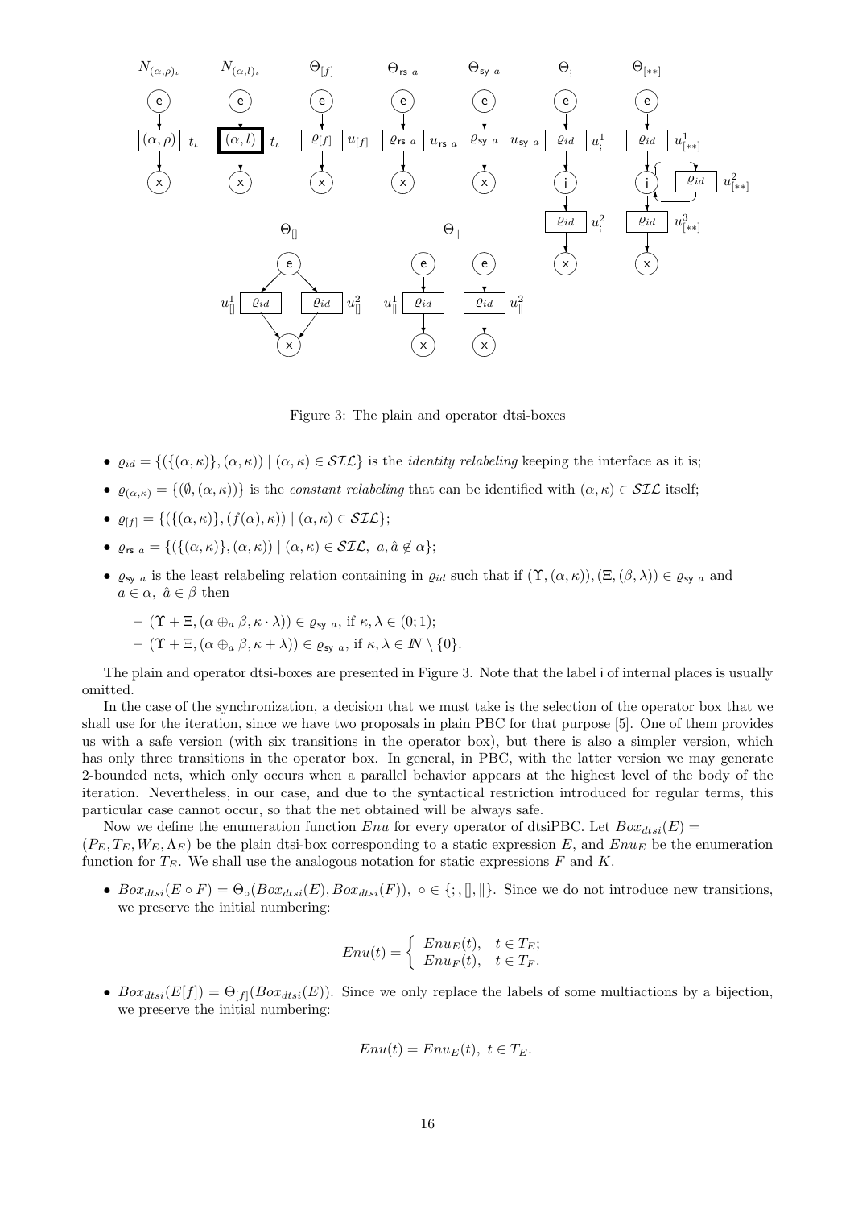Figure 3: The plain and operator dtsi-boxes

- $\varrho_{id} = \{(\{(\alpha,\kappa)\},(\alpha,\kappa)) \mid (\alpha,\kappa) \in \mathcal{SIL}\}$ is the *identity relabeling* keeping the interface as it is;
- $\varrho_{(\alpha,\kappa)} = \{(\emptyset,(\alpha,\kappa))\}$ is the *constant relabeling* that can be identified with $(\alpha,\kappa) \in \mathcal{SIL}$ itself;
- $\varrho_{[f]} = \{(\{(\alpha,\kappa)\},(f(\alpha),\kappa)) \mid (\alpha,\kappa) \in \mathcal{SIL}\}$;
- $\varrho_{\mathsf{rs}\ a} = \{(\{(\alpha,\kappa)\},(\alpha,\kappa)) \mid (\alpha,\kappa) \in \mathcal{SIL},\ a,\hat{a} \notin \alpha\}$;
- $\varrho_{\mathsf{sy}\ a}$ is the least relabeling relation containing in $\varrho_{id}$ such that if $(\Upsilon,(\alpha,\kappa)),(\Xi,(\beta,\lambda)) \in \varrho_{\mathsf{sy}\ a}$ and $a \in \alpha,\ \hat{a} \in \beta$ then
  - $(\Upsilon + \Xi,(\alpha \oplus_a \beta, \kappa \cdot \lambda)) \in \varrho_{\mathsf{sy}\ a}$, if $\kappa,\lambda \in (0;1)$;
  - $(\Upsilon + \Xi,(\alpha \oplus_a \beta, \kappa + \lambda)) \in \varrho_{\mathsf{sy}\ a}$, if $\kappa,\lambda \in I\!N \setminus \{0\}$.

The plain and operator dtsi-boxes are presented in Figure 3. Note that the label i of internal places is usually omitted.

In the case of the synchronization, a decision that we must take is the selection of the operator box that we shall use for the iteration, since we have two proposals in plain PBC for that purpose [5]. One of them provides us with a safe version (with six transitions in the operator box), but there is also a simpler version, which has only three transitions in the operator box. In general, in PBC, with the latter version we may generate 2-bounded nets, which only occurs when a parallel behavior appears at the highest level of the body of the iteration. Nevertheless, in our case, and due to the syntactical restriction introduced for regular terms, this particular case cannot occur, so that the net obtained will be always safe.

Now we define the enumeration function $Enu$ for every operator of dtsiPBC. Let $Box_{dtsi}(E) = (P_E, T_E, W_E, \Lambda_E)$ be the plain dtsi-box corresponding to a static expression $E$, and $Enu_E$ be the enumeration function for $T_E$. We shall use the analogous notation for static expressions $F$ and $K$.

- $Box_{dtsi}(E \circ F) = \Theta_\circ(Box_{dtsi}(E), Box_{dtsi}(F)),\ \circ \in \{;,[],\|\}$. Since we do not introduce new transitions, we preserve the initial numbering:

$$Enu(t) = \begin{cases} Enu_E(t), & t \in T_E; \\ Enu_F(t), & t \in T_F. \end{cases}$$

- $Box_{dtsi}(E[f]) = \Theta_{[f]}(Box_{dtsi}(E))$. Since we only replace the labels of some multiactions by a bijection, we preserve the initial numbering:

$$Enu(t) = Enu_E(t),\ t \in T_E.$$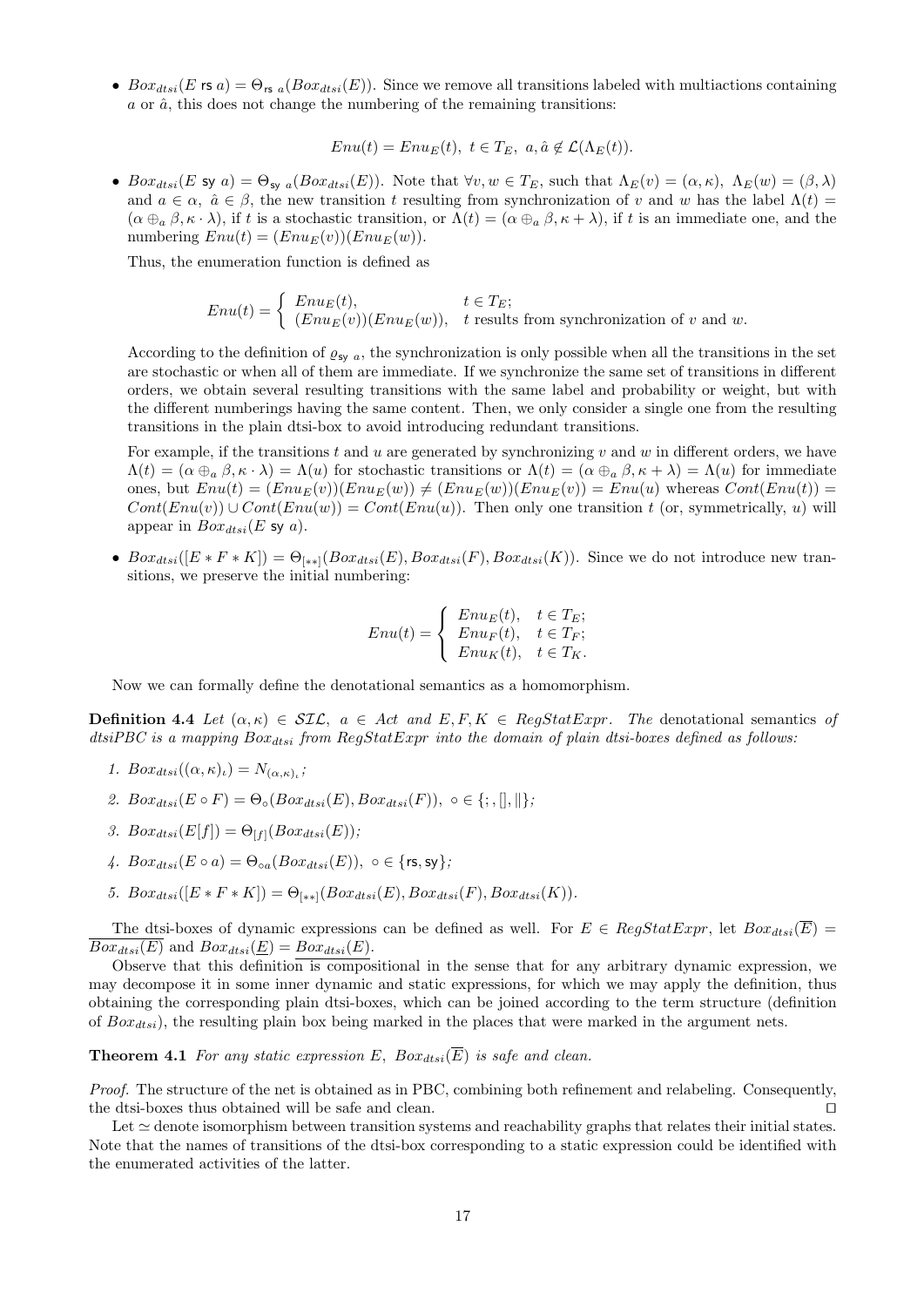- $Box_{dtsi}(E \text{ rs } a) = \Theta_{\text{rs } a}(Box_{dtsi}(E))$. Since we remove all transitions labeled with multiactions containing $a$ or $\hat{a}$, this does not change the numbering of the remaining transitions:

$$Enu(t) = Enu_E(t),\ t \in T_E,\ a, \hat{a} \notin \mathcal{L}(\Lambda_E(t)).$$

- $Box_{dtsi}(E \text{ sy } a) = \Theta_{\text{sy } a}(Box_{dtsi}(E))$. Note that $\forall v, w \in T_E$, such that $\Lambda_E(v) = (\alpha, \kappa),\ \Lambda_E(w) = (\beta, \lambda)$ and $a \in \alpha,\ \hat{a} \in \beta$, the new transition $t$ resulting from synchronization of $v$ and $w$ has the label $\Lambda(t) = (\alpha \oplus_a \beta, \kappa \cdot \lambda)$, if $t$ is a stochastic transition, or $\Lambda(t) = (\alpha \oplus_a \beta, \kappa + \lambda)$, if $t$ is an immediate one, and the numbering $Enu(t) = (Enu_E(v))(Enu_E(w))$.

  Thus, the enumeration function is defined as

$$Enu(t) = \begin{cases} Enu_E(t), & t \in T_E; \\ (Enu_E(v))(Enu_E(w)), & t \text{ results from synchronization of } v \text{ and } w. \end{cases}$$

  According to the definition of $\varrho_{\text{sy } a}$, the synchronization is only possible when all the transitions in the set are stochastic or when all of them are immediate. If we synchronize the same set of transitions in different orders, we obtain several resulting transitions with the same label and probability or weight, but with the different numberings having the same content. Then, we only consider a single one from the resulting transitions in the plain dtsi-box to avoid introducing redundant transitions.

  For example, if the transitions $t$ and $u$ are generated by synchronizing $v$ and $w$ in different orders, we have $\Lambda(t) = (\alpha \oplus_a \beta, \kappa \cdot \lambda) = \Lambda(u)$ for stochastic transitions or $\Lambda(t) = (\alpha \oplus_a \beta, \kappa + \lambda) = \Lambda(u)$ for immediate ones, but $Enu(t) = (Enu_E(v))(Enu_E(w)) \neq (Enu_E(w))(Enu_E(v)) = Enu(u)$ whereas $Cont(Enu(t)) = Cont(Enu(v)) \cup Cont(Enu(w)) = Cont(Enu(u))$. Then only one transition $t$ (or, symmetrically, $u$) will appear in $Box_{dtsi}(E \text{ sy } a)$.

- $Box_{dtsi}([E * F * K]) = \Theta_{[**]}(Box_{dtsi}(E), Box_{dtsi}(F), Box_{dtsi}(K))$. Since we do not introduce new transitions, we preserve the initial numbering:

$$Enu(t) = \begin{cases} Enu_E(t), & t \in T_E; \\ Enu_F(t), & t \in T_F; \\ Enu_K(t), & t \in T_K. \end{cases}$$

Now we can formally define the denotational semantics as a homomorphism.

**Definition 4.4** *Let $(\alpha, \kappa) \in \mathcal{SIL}$, $a \in Act$ and $E, F, K \in RegStatExpr$. The* denotational semantics *of dtsiPBC is a mapping $Box_{dtsi}$ from $RegStatExpr$ into the domain of plain dtsi-boxes defined as follows:*

1. $Box_{dtsi}((\alpha, \kappa)_\iota) = N_{(\alpha,\kappa)_\iota}$;
2. $Box_{dtsi}(E \circ F) = \Theta_\circ(Box_{dtsi}(E), Box_{dtsi}(F)),\ \circ \in \{;, [], \|\}$;
3. $Box_{dtsi}(E[f]) = \Theta_{[f]}(Box_{dtsi}(E))$;
4. $Box_{dtsi}(E \circ a) = \Theta_{\circ a}(Box_{dtsi}(E)),\ \circ \in \{\text{rs}, \text{sy}\}$;
5. $Box_{dtsi}([E * F * K]) = \Theta_{[**]}(Box_{dtsi}(E), Box_{dtsi}(F), Box_{dtsi}(K))$.

The dtsi-boxes of dynamic expressions can be defined as well. For $E \in RegStatExpr$, let $Box_{dtsi}(\overline{E}) = \overline{Box_{dtsi}(E)}$ and $Box_{dtsi}(\underline{E}) = \underline{Box_{dtsi}(E)}$.

Observe that this definition is compositional in the sense that for any arbitrary dynamic expression, we may decompose it in some inner dynamic and static expressions, for which we may apply the definition, thus obtaining the corresponding plain dtsi-boxes, which can be joined according to the term structure (definition of $Box_{dtsi}$), the resulting plain box being marked in the places that were marked in the argument nets.

**Theorem 4.1** *For any static expression $E$, $Box_{dtsi}(\overline{E})$ is safe and clean.*

*Proof.* The structure of the net is obtained as in PBC, combining both refinement and relabeling. Consequently, the dtsi-boxes thus obtained will be safe and clean. ⊓⊔

Let $\simeq$ denote isomorphism between transition systems and reachability graphs that relates their initial states. Note that the names of transitions of the dtsi-box corresponding to a static expression could be identified with the enumerated activities of the latter.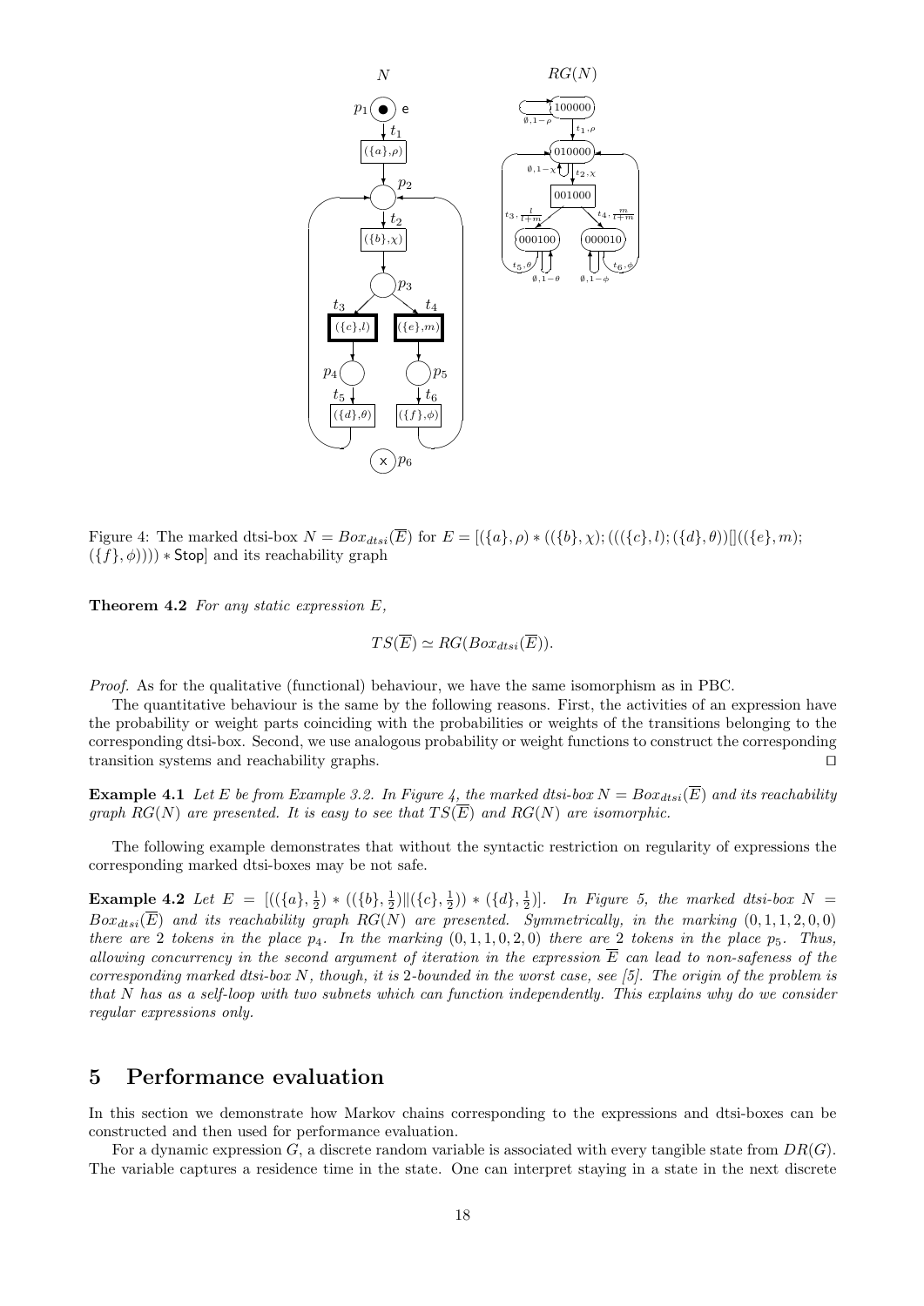Figure 4: The marked dtsi-box $N = Box_{dtsi}(\overline{E})$ for $E = [(\{a\}, \rho) * ((\{b\}, \chi); (((\{c\}, l); (\{d\}, \theta))[]((\{e\}, m); (\{f\}, \phi)))) * \mathsf{Stop}]$ and its reachability graph

**Theorem 4.2** *For any static expression $E$,*

$$TS(\overline{E}) \simeq RG(Box_{dtsi}(\overline{E})).$$

*Proof.* As for the qualitative (functional) behaviour, we have the same isomorphism as in PBC.

The quantitative behaviour is the same by the following reasons. First, the activities of an expression have the probability or weight parts coinciding with the probabilities or weights of the transitions belonging to the corresponding dtsi-box. Second, we use analogous probability or weight functions to construct the corresponding transition systems and reachability graphs. ◻

**Example 4.1** *Let $E$ be from Example 3.2. In Figure 4, the marked dtsi-box $N = Box_{dtsi}(\overline{E})$ and its reachability graph $RG(N)$ are presented. It is easy to see that $TS(\overline{E})$ and $RG(N)$ are isomorphic.*

The following example demonstrates that without the syntactic restriction on regularity of expressions the corresponding marked dtsi-boxes may be not safe.

**Example 4.2** *Let $E = [((\{a\}, \frac{1}{2}) * ((\{b\}, \frac{1}{2}) \| (\{c\}, \frac{1}{2})) * (\{d\}, \frac{1}{2})]$. In Figure 5, the marked dtsi-box $N = Box_{dtsi}(\overline{E})$ and its reachability graph $RG(N)$ are presented. Symmetrically, in the marking $(0, 1, 1, 2, 0, 0)$ there are 2 tokens in the place $p_4$. In the marking $(0, 1, 1, 0, 2, 0)$ there are 2 tokens in the place $p_5$. Thus, allowing concurrency in the second argument of iteration in the expression $\overline{E}$ can lead to non-safeness of the corresponding marked dtsi-box $N$, though, it is 2-bounded in the worst case, see [5]. The origin of the problem is that $N$ has as a self-loop with two subnets which can function independently. This explains why do we consider regular expressions only.*

## 5 Performance evaluation

In this section we demonstrate how Markov chains corresponding to the expressions and dtsi-boxes can be constructed and then used for performance evaluation.

For a dynamic expression $G$, a discrete random variable is associated with every tangible state from $DR(G)$. The variable captures a residence time in the state. One can interpret staying in a state in the next discrete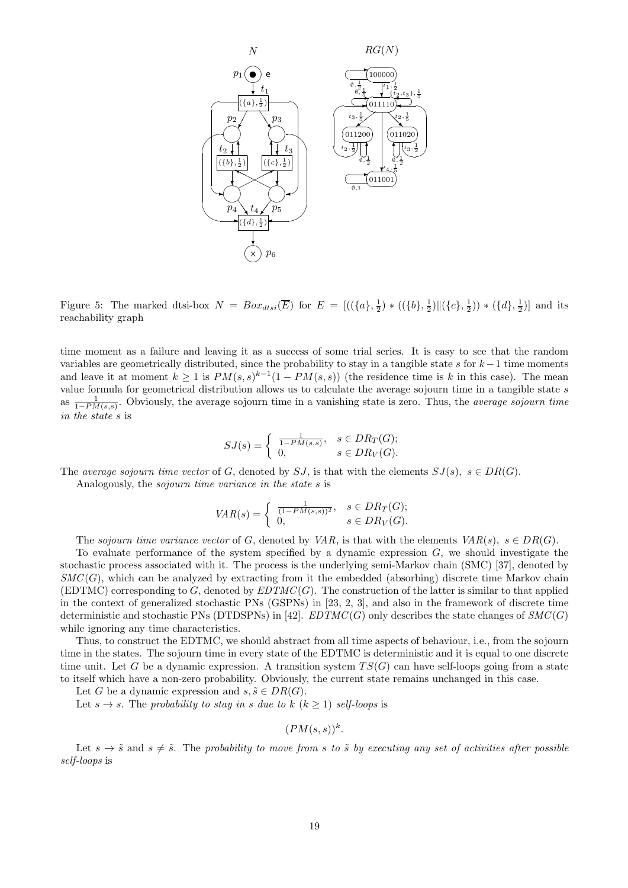Figure 5: The marked dtsi-box $N = Box_{dtsi}(\overline{E})$ for $E = [((\{a\}, \frac{1}{2}) * ((\{b\}, \frac{1}{2}) \| (\{c\}, \frac{1}{2})) * (\{d\}, \frac{1}{2})]$ and its reachability graph

time moment as a failure and leaving it as a success of some trial series. It is easy to see that the random variables are geometrically distributed, since the probability to stay in a tangible state $s$ for $k-1$ time moments and leave it at moment $k \geq 1$ is $PM(s,s)^{k-1}(1 - PM(s,s))$ (the residence time is $k$ in this case). The mean value formula for geometrical distribution allows us to calculate the average sojourn time in a tangible state $s$ as $\frac{1}{1-PM(s,s)}$. Obviously, the average sojourn time in a vanishing state is zero. Thus, the *average sojourn time in the state* $s$ is

$$SJ(s) = \begin{cases} \frac{1}{1-PM(s,s)}, & s \in DR_T(G); \\ 0, & s \in DR_V(G). \end{cases}$$

The *average sojourn time vector* of $G$, denoted by $SJ$, is that with the elements $SJ(s),\ s \in DR(G)$.

Analogously, the *sojourn time variance in the state* $s$ is

$$VAR(s) = \begin{cases} \frac{1}{(1-PM(s,s))^2}, & s \in DR_T(G); \\ 0, & s \in DR_V(G). \end{cases}$$

The *sojourn time variance vector* of $G$, denoted by $VAR$, is that with the elements $VAR(s),\ s \in DR(G)$.

To evaluate performance of the system specified by a dynamic expression $G$, we should investigate the stochastic process associated with it. The process is the underlying semi-Markov chain (SMC) [37], denoted by $SMC(G)$, which can be analyzed by extracting from it the embedded (absorbing) discrete time Markov chain (EDTMC) corresponding to $G$, denoted by $EDTMC(G)$. The construction of the latter is similar to that applied in the context of generalized stochastic PNs (GSPNs) in [23, 2, 3], and also in the framework of discrete time deterministic and stochastic PNs (DTDSPNs) in [42]. $EDTMC(G)$ only describes the state changes of $SMC(G)$ while ignoring any time characteristics.

Thus, to construct the EDTMC, we should abstract from all time aspects of behaviour, i.e., from the sojourn time in the states. The sojourn time in every state of the EDTMC is deterministic and it is equal to one discrete time unit. Let $G$ be a dynamic expression. A transition system $TS(G)$ can have self-loops going from a state to itself which have a non-zero probability. Obviously, the current state remains unchanged in this case.

Let $G$ be a dynamic expression and $s, \tilde{s} \in DR(G)$.

Let $s \to s$. The *probability to stay in* $s$ *due to* $k$ $(k \geq 1)$ *self-loops* is

$$(PM(s,s))^k.$$

Let $s \to \tilde{s}$ and $s \neq \tilde{s}$. The *probability to move from* $s$ *to* $\tilde{s}$ *by executing any set of activities after possible self-loops* is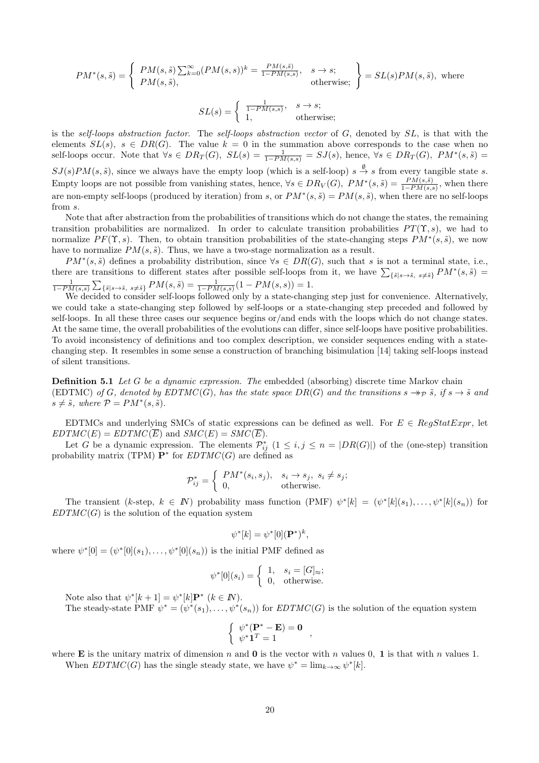$$PM^*(s,\tilde{s}) = \left\{ \begin{array}{ll} PM(s,\tilde{s})\sum_{k=0}^{\infty}(PM(s,s))^k = \frac{PM(s,\tilde{s})}{1-PM(s,s)}, & s \to s; \\ PM(s,\tilde{s}), & \text{otherwise}; \end{array} \right\} = SL(s)PM(s,\tilde{s}), \text{ where}$$

$$SL(s) = \left\{ \begin{array}{ll} \frac{1}{1-PM(s,s)}, & s \to s; \\ 1, & \text{otherwise}; \end{array} \right.$$

is the *self-loops abstraction factor*. The *self-loops abstraction vector* of $G$, denoted by $SL$, is that with the elements $SL(s),\ s \in DR(G)$. The value $k = 0$ in the summation above corresponds to the case when no self-loops occur. Note that $\forall s \in DR_T(G),\ SL(s) = \frac{1}{1-PM(s,s)} = SJ(s)$, hence, $\forall s \in DR_T(G),\ PM^*(s,\tilde{s}) = SJ(s)PM(s,\tilde{s})$, since we always have the empty loop (which is a self-loop) $s \xrightarrow{\emptyset} s$ from every tangible state $s$. Empty loops are not possible from vanishing states, hence, $\forall s \in DR_V(G),\ PM^*(s,\tilde{s}) = \frac{PM(s,\tilde{s})}{1-PM(s,s)}$, when there are non-empty self-loops (produced by iteration) from $s$, or $PM^*(s,\tilde{s}) = PM(s,\tilde{s})$, when there are no self-loops from $s$.

Note that after abstraction from the probabilities of transitions which do not change the states, the remaining transition probabilities are normalized. In order to calculate transition probabilities $PT(\Upsilon, s)$, we had to normalize $PF(\Upsilon, s)$. Then, to obtain transition probabilities of the state-changing steps $PM^*(s,\tilde{s})$, we now have to normalize $PM(s,\tilde{s})$. Thus, we have a two-stage normalization as a result.

$PM^*(s,\tilde{s})$ defines a probability distribution, since $\forall s \in DR(G)$, such that $s$ is not a terminal state, i.e., there are transitions to different states after possible self-loops from it, we have $\sum_{\{\tilde{s}|s\to\tilde{s},\ s\neq\tilde{s}\}} PM^*(s,\tilde{s}) = \frac{1}{1-PM(s,s)}\sum_{\{\tilde{s}|s\to\tilde{s},\ s\neq\tilde{s}\}} PM(s,\tilde{s}) = \frac{1}{1-PM(s,s)}(1 - PM(s,s)) = 1$.

We decided to consider self-loops followed only by a state-changing step just for convenience. Alternatively, we could take a state-changing step followed by self-loops or a state-changing step preceded and followed by self-loops. In all these three cases our sequence begins or/and ends with the loops which do not change states. At the same time, the overall probabilities of the evolutions can differ, since self-loops have positive probabilities. To avoid inconsistency of definitions and too complex description, we consider sequences ending with a state-changing step. It resembles in some sense a construction of branching bisimulation [14] taking self-loops instead of silent transitions.

**Definition 5.1** *Let $G$ be a dynamic expression. The* embedded (absorbing) discrete time Markov chain (EDTMC) *of $G$, denoted by $EDTMC(G)$, has the state space $DR(G)$ and the transitions $s \twoheadrightarrow_{\mathcal{P}} \tilde{s}$, if $s \to \tilde{s}$ and $s \neq \tilde{s}$, where $\mathcal{P} = PM^*(s,\tilde{s})$.*

EDTMCs and underlying SMCs of static expressions can be defined as well. For $E \in RegStatExpr$, let $EDTMC(E) = EDTMC(\overline{E})$ and $SMC(E) = SMC(\overline{E})$.

Let $G$ be a dynamic expression. The elements $\mathcal{P}^*_{ij}$ $(1 \leq i,j \leq n = |DR(G)|)$ of the (one-step) transition probability matrix (TPM) $\mathbf{P}^*$ for $EDTMC(G)$ are defined as

$$\mathcal{P}^*_{ij} = \left\{ \begin{array}{ll} PM^*(s_i,s_j), & s_i \to s_j,\ s_i \neq s_j; \\ 0, & \text{otherwise}. \end{array} \right.$$

The transient ($k$-step, $k \in \mathbb{N}$) probability mass function (PMF) $\psi^*[k] = (\psi^*[k](s_1),\ldots,\psi^*[k](s_n))$ for $EDTMC(G)$ is the solution of the equation system

$$\psi^*[k] = \psi^*[0](\mathbf{P}^*)^k,$$

where $\psi^*[0] = (\psi^*[0](s_1),\ldots,\psi^*[0](s_n))$ is the initial PMF defined as

$$\psi^*[0](s_i) = \left\{ \begin{array}{ll} 1, & s_i = [G]_{\approx}; \\ 0, & \text{otherwise}. \end{array} \right.$$

Note also that $\psi^*[k+1] = \psi^*[k]\mathbf{P}^*$ $(k \in \mathbb{N})$.

The steady-state PMF $\psi^* = (\psi^*(s_1),\ldots,\psi^*(s_n))$ for $EDTMC(G)$ is the solution of the equation system

$$\left\{ \begin{array}{l} \psi^*(\mathbf{P}^* - \mathbf{E}) = \mathbf{0} \\ \psi^*\mathbf{1}^T = 1 \end{array} \right.,$$

where $\mathbf{E}$ is the unitary matrix of dimension $n$ and $\mathbf{0}$ is the vector with $n$ values 0, $\mathbf{1}$ is that with $n$ values 1.

When $EDTMC(G)$ has the single steady state, we have $\psi^* = \lim_{k\to\infty}\psi^*[k]$.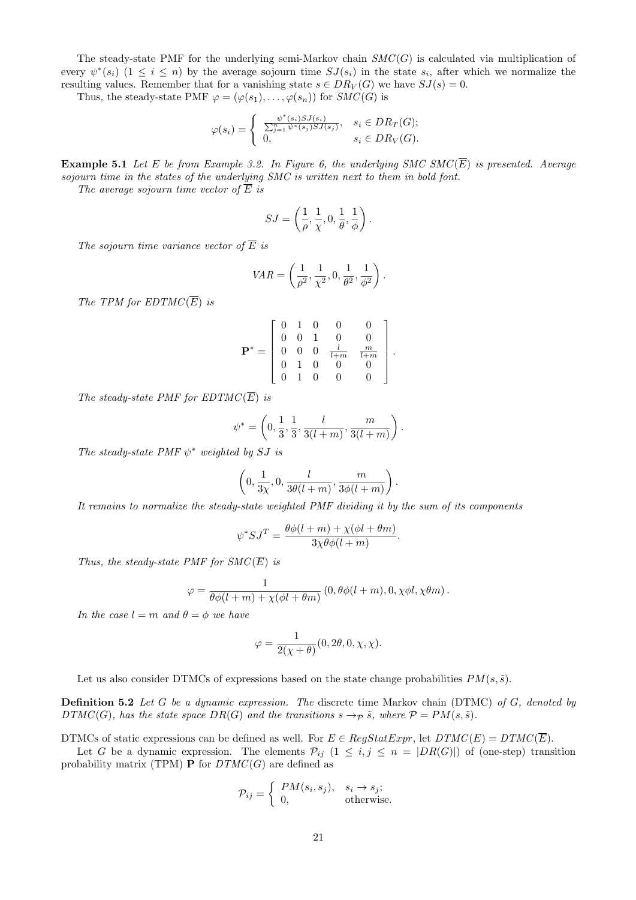The steady-state PMF for the underlying semi-Markov chain $SMC(G)$ is calculated via multiplication of every $\psi^*(s_i)$ $(1 \le i \le n)$ by the average sojourn time $SJ(s_i)$ in the state $s_i$, after which we normalize the resulting values. Remember that for a vanishing state $s \in DR_V(G)$ we have $SJ(s) = 0$.

Thus, the steady-state PMF $\varphi = (\varphi(s_1), \ldots, \varphi(s_n))$ for $SMC(G)$ is

$$\varphi(s_i) = \begin{cases} \frac{\psi^*(s_i)SJ(s_i)}{\sum_{j=1}^n \psi^*(s_j)SJ(s_j)}, & s_i \in DR_T(G); \\ 0, & s_i \in DR_V(G). \end{cases}$$

**Example 5.1** *Let $E$ be from Example 3.2. In Figure 6, the underlying SMC $SMC(\overline{E})$ is presented. Average sojourn time in the states of the underlying SMC is written next to them in bold font.*

*The average sojourn time vector of $\overline{E}$ is*

$$SJ = \left(\frac{1}{\rho}, \frac{1}{\chi}, 0, \frac{1}{\theta}, \frac{1}{\phi}\right).$$

*The sojourn time variance vector of $\overline{E}$ is*

$$VAR = \left(\frac{1}{\rho^2}, \frac{1}{\chi^2}, 0, \frac{1}{\theta^2}, \frac{1}{\phi^2}\right).$$

*The TPM for $EDTMC(\overline{E})$ is*

$$\mathbf{P}^* = \begin{bmatrix} 0 & 1 & 0 & 0 & 0 \\ 0 & 0 & 1 & 0 & 0 \\ 0 & 0 & 0 & \frac{l}{l+m} & \frac{m}{l+m} \\ 0 & 1 & 0 & 0 & 0 \\ 0 & 1 & 0 & 0 & 0 \end{bmatrix}.$$

*The steady-state PMF for $EDTMC(\overline{E})$ is*

$$\psi^* = \left(0, \frac{1}{3}, \frac{1}{3}, \frac{l}{3(l+m)}, \frac{m}{3(l+m)}\right).$$

*The steady-state PMF $\psi^*$ weighted by $SJ$ is*

$$\left(0, \frac{1}{3\chi}, 0, \frac{l}{3\theta(l+m)}, \frac{m}{3\phi(l+m)}\right).$$

*It remains to normalize the steady-state weighted PMF dividing it by the sum of its components*

$$\psi^* SJ^T = \frac{\theta\phi(l+m) + \chi(\phi l + \theta m)}{3\chi\theta\phi(l+m)}.$$

*Thus, the steady-state PMF for $SMC(\overline{E})$ is*

$$\varphi = \frac{1}{\theta\phi(l+m) + \chi(\phi l + \theta m)} \left(0, \theta\phi(l+m), 0, \chi\phi l, \chi\theta m\right).$$

*In the case $l = m$ and $\theta = \phi$ we have*

$$\varphi = \frac{1}{2(\chi + \theta)}(0, 2\theta, 0, \chi, \chi).$$

Let us also consider DTMCs of expressions based on the state change probabilities $PM(s, \tilde{s})$.

**Definition 5.2** *Let $G$ be a dynamic expression. The* discrete time Markov chain (DTMC) *of $G$, denoted by $DTMC(G)$, has the state space $DR(G)$ and the transitions $s \rightarrow_{\mathcal{P}} \tilde{s}$, where $\mathcal{P} = PM(s, \tilde{s})$.*

DTMCs of static expressions can be defined as well. For $E \in RegStatExpr$, let $DTMC(E) = DTMC(\overline{E})$.

Let $G$ be a dynamic expression. The elements $\mathcal{P}_{ij}$ $(1 \le i, j \le n = |DR(G)|)$ of (one-step) transition probability matrix (TPM) $\mathbf{P}$ for $DTMC(G)$ are defined as

$$\mathcal{P}_{ij} = \begin{cases} PM(s_i, s_j), & s_i \rightarrow s_j; \\ 0, & \text{otherwise.} \end{cases}$$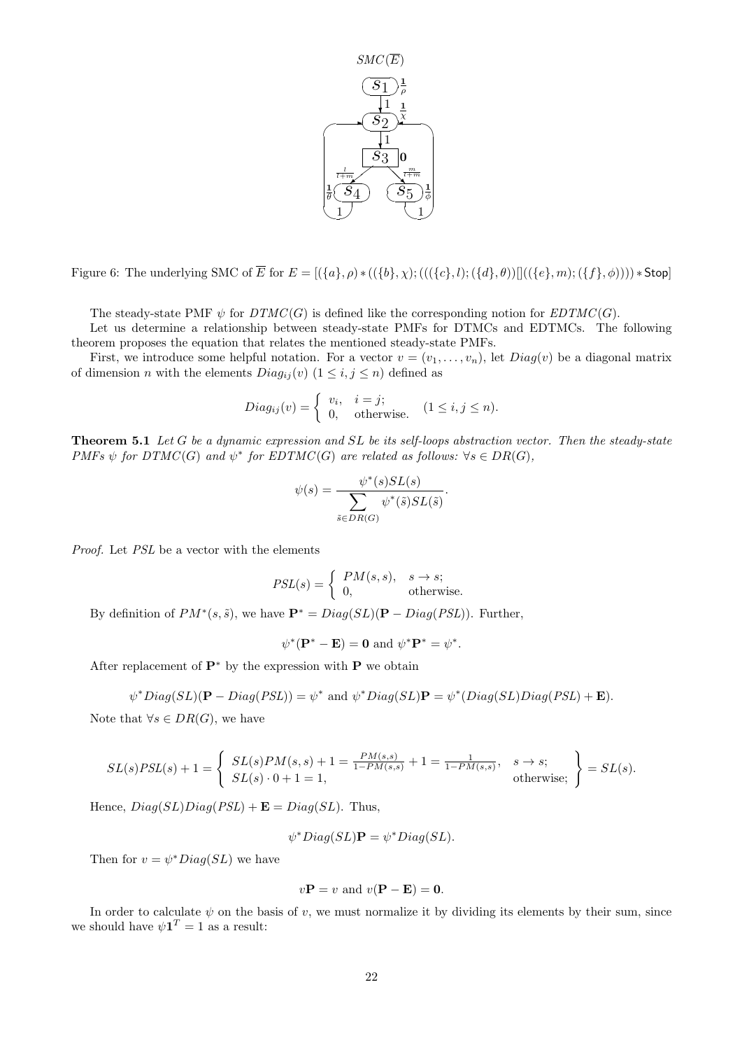Figure 6: The underlying SMC of $\overline{E}$ for $E = [(\{a\}, \rho) * ((\{b\}, \chi); (((\{c\}, l); (\{d\}, \theta))[]((\{e\}, m); (\{f\}, \phi)))) * \mathsf{Stop}]$

The steady-state PMF $\psi$ for $DTMC(G)$ is defined like the corresponding notion for $EDTMC(G)$.

Let us determine a relationship between steady-state PMFs for DTMCs and EDTMCs. The following theorem proposes the equation that relates the mentioned steady-state PMFs.

First, we introduce some helpful notation. For a vector $v = (v_1, \dots, v_n)$, let $Diag(v)$ be a diagonal matrix of dimension $n$ with the elements $Diag_{ij}(v)$ $(1 \le i, j \le n)$ defined as

$$Diag_{ij}(v) = \begin{cases} v_i, & i = j; \\ 0, & \text{otherwise.} \end{cases} \quad (1 \le i, j \le n).$$

**Theorem 5.1** *Let $G$ be a dynamic expression and $SL$ be its self-loops abstraction vector. Then the steady-state PMFs $\psi$ for $DTMC(G)$ and $\psi^*$ for $EDTMC(G)$ are related as follows: $\forall s \in DR(G)$,*

$$\psi(s) = \frac{\psi^*(s)SL(s)}{\sum_{\tilde{s} \in DR(G)} \psi^*(\tilde{s})SL(\tilde{s})}.$$

*Proof.* Let $PSL$ be a vector with the elements

$$PSL(s) = \begin{cases} PM(s,s), & s \to s; \\ 0, & \text{otherwise.} \end{cases}$$

By definition of $PM^*(s, \tilde{s})$, we have $\mathbf{P}^* = Diag(SL)(\mathbf{P} - Diag(PSL))$. Further,

$$\psi^*(\mathbf{P}^* - \mathbf{E}) = \mathbf{0} \text{ and } \psi^*\mathbf{P}^* = \psi^*.$$

After replacement of $\mathbf{P}^*$ by the expression with $\mathbf{P}$ we obtain

$$\psi^* Diag(SL)(\mathbf{P} - Diag(PSL)) = \psi^* \text{ and } \psi^* Diag(SL)\mathbf{P} = \psi^*(Diag(SL)Diag(PSL) + \mathbf{E}).$$

Note that $\forall s \in DR(G)$, we have

$$SL(s)PSL(s) + 1 = \left\{ \begin{array}{ll} SL(s)PM(s,s) + 1 = \frac{PM(s,s)}{1-PM(s,s)} + 1 = \frac{1}{1-PM(s,s)}, & s \to s; \\ SL(s) \cdot 0 + 1 = 1, & \text{otherwise;} \end{array} \right\} = SL(s).$$

Hence, $Diag(SL)Diag(PSL) + \mathbf{E} = Diag(SL)$. Thus,

$$\psi^* Diag(SL)\mathbf{P} = \psi^* Diag(SL).$$

Then for $v = \psi^* Diag(SL)$ we have

$$v\mathbf{P} = v \text{ and } v(\mathbf{P} - \mathbf{E}) = \mathbf{0}.$$

In order to calculate $\psi$ on the basis of $v$, we must normalize it by dividing its elements by their sum, since we should have $\psi\mathbf{1}^T = 1$ as a result: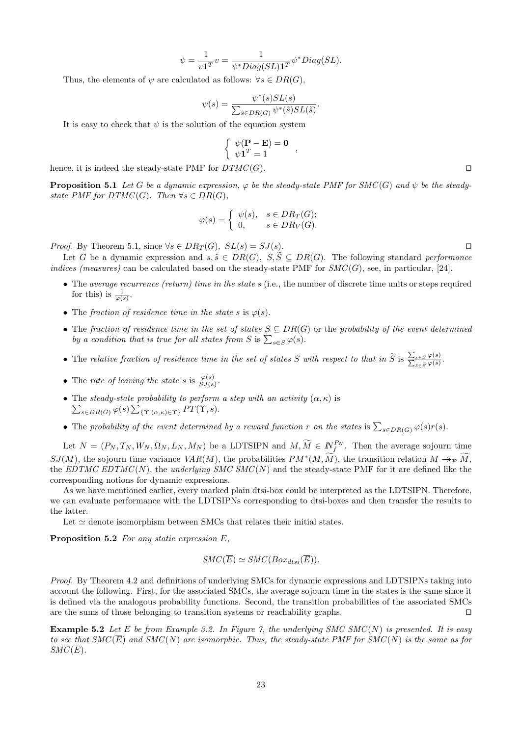$$\psi = \frac{1}{v\mathbf{1}^T}v = \frac{1}{\psi^* Diag(SL)\mathbf{1}^T}\psi^* Diag(SL).$$

Thus, the elements of $\psi$ are calculated as follows: $\forall s \in DR(G)$,

$$\psi(s) = \frac{\psi^*(s)SL(s)}{\sum_{\tilde{s}\in DR(G)}\psi^*(\tilde{s})SL(\tilde{s})}.$$

It is easy to check that $\psi$ is the solution of the equation system

$$\begin{cases} \psi(\mathbf{P} - \mathbf{E}) = \mathbf{0} \\ \psi\mathbf{1}^T = 1 \end{cases},$$

hence, it is indeed the steady-state PMF for $DTMC(G)$. ◻

**Proposition 5.1** *Let $G$ be a dynamic expression, $\varphi$ be the steady-state PMF for $SMC(G)$ and $\psi$ be the steady-state PMF for $DTMC(G)$. Then $\forall s \in DR(G)$,*

$$\varphi(s) = \begin{cases} \psi(s), & s \in DR_T(G); \\ 0, & s \in DR_V(G). \end{cases}$$

*Proof.* By Theorem 5.1, since $\forall s \in DR_T(G),\ SL(s) = SJ(s)$. ◻

Let $G$ be a dynamic expression and $s, \tilde{s} \in DR(G)$, $S, \widetilde{S} \subseteq DR(G)$. The following standard *performance indices (measures)* can be calculated based on the steady-state PMF for $SMC(G)$, see, in particular, [24].

- The *average recurrence (return) time in the state $s$* (i.e., the number of discrete time units or steps required for this) is $\frac{1}{\varphi(s)}$.
- The *fraction of residence time in the state $s$* is $\varphi(s)$.
- The *fraction of residence time in the set of states $S \subseteq DR(G)$* or the *probability of the event determined by a condition that is true for all states from $S$* is $\sum_{s\in S}\varphi(s)$.
- The *relative fraction of residence time in the set of states $S$ with respect to that in $\widetilde{S}$* is $\frac{\sum_{s\in S}\varphi(s)}{\sum_{\tilde{s}\in\widetilde{S}}\varphi(\tilde{s})}$.
- The *rate of leaving the state $s$* is $\frac{\varphi(s)}{SJ(s)}$.
- The *steady-state probability to perform a step with an activity $(\alpha,\kappa)$* is $\sum_{s\in DR(G)}\varphi(s)\sum_{\{\Upsilon|(\alpha,\kappa)\in\Upsilon\}} PT(\Upsilon, s)$.
- The *probability of the event determined by a reward function $r$ on the states* is $\sum_{s\in DR(G)}\varphi(s)r(s)$.

Let $N = (P_N, T_N, W_N, \Omega_N, L_N, M_N)$ be a LDTSIPN and $M, \widetilde{M} \in \mathbb{N}_f^{P_N}$. Then the average sojourn time $SJ(M)$, the sojourn time variance $VAR(M)$, the probabilities $PM^*(M, \widetilde{M})$, the transition relation $M \twoheadrightarrow_{\mathcal{P}} \widetilde{M}$, the *EDTMC* $EDTMC(N)$, the *underlying SMC* $SMC(N)$ and the steady-state PMF for it are defined like the corresponding notions for dynamic expressions.

As we have mentioned earlier, every marked plain dtsi-box could be interpreted as the LDTSIPN. Therefore, we can evaluate performance with the LDTSIPNs corresponding to dtsi-boxes and then transfer the results to the latter.

Let $\simeq$ denote isomorphism between SMCs that relates their initial states.

**Proposition 5.2** *For any static expression $E$,*

$$SMC(\overline{E}) \simeq SMC(Box_{dtsi}(\overline{E})).$$

*Proof.* By Theorem 4.2 and definitions of underlying SMCs for dynamic expressions and LDTSIPNs taking into account the following. First, for the associated SMCs, the average sojourn time in the states is the same since it is defined via the analogous probability functions. Second, the transition probabilities of the associated SMCs are the sums of those belonging to transition systems or reachability graphs. ◻

**Example 5.2** *Let $E$ be from Example 3.2. In Figure 7, the underlying SMC $SMC(N)$ is presented. It is easy to see that $SMC(\overline{E})$ and $SMC(N)$ are isomorphic. Thus, the steady-state PMF for $SMC(N)$ is the same as for $SMC(\overline{E})$.*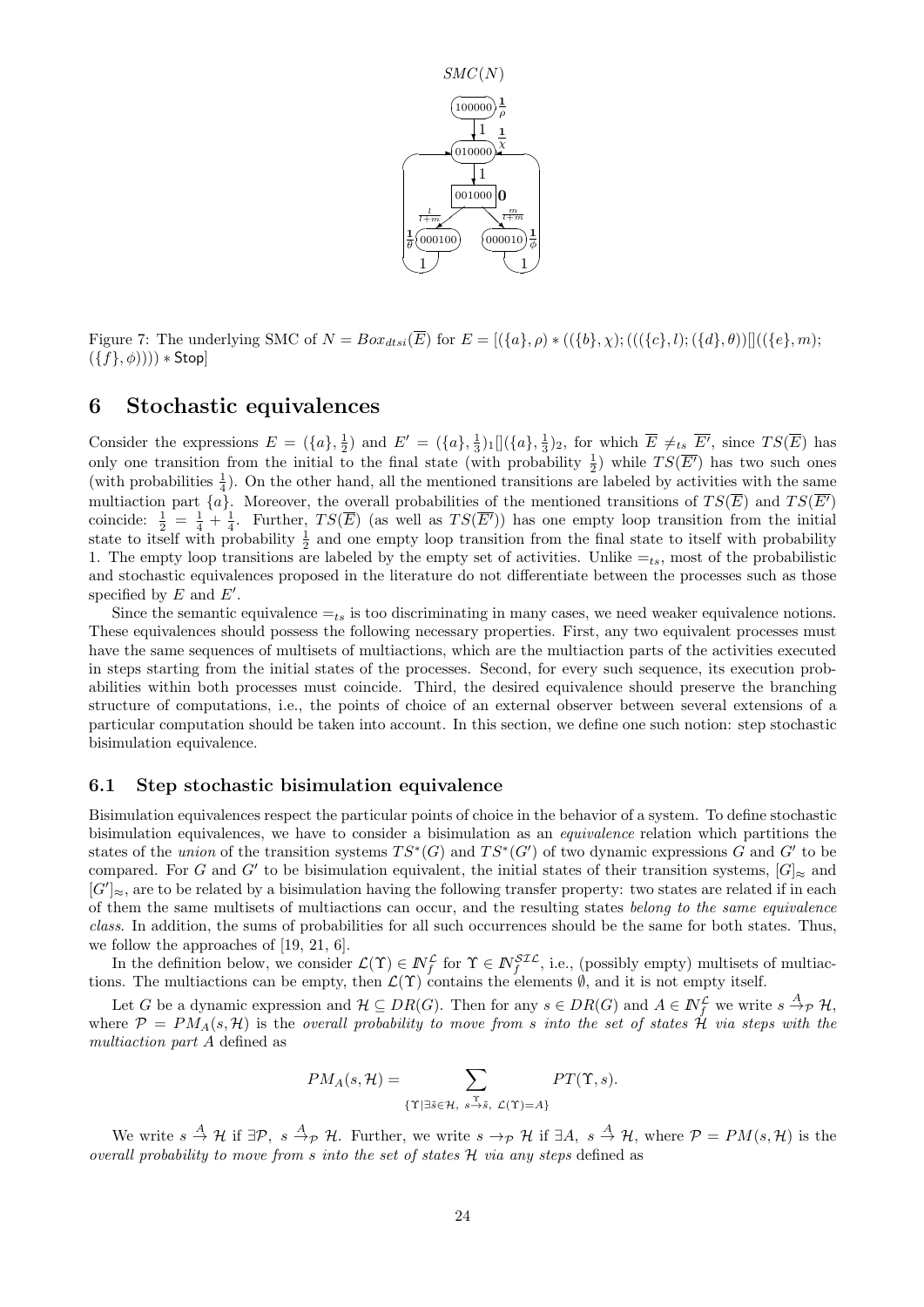Figure 7: The underlying SMC of $N = Box_{dtsi}(\overline{E})$ for $E = [(\{a\},\rho) * ((\{b\},\chi);(((\{c\},l);(\{d\},\theta))[](( \{e\},m);(\{f\},\phi)))) * \mathsf{Stop}]$

# 6 Stochastic equivalences

Consider the expressions $E = (\{a\}, \frac{1}{2})$ and $E' = (\{a\}, \frac{1}{3})_1[](\{a\}, \frac{1}{3})_2$, for which $\overline{E} \neq_{ts} \overline{E'}$, since $TS(\overline{E})$ has only one transition from the initial to the final state (with probability $\frac{1}{2}$) while $TS(\overline{E'})$ has two such ones (with probabilities $\frac{1}{4}$). On the other hand, all the mentioned transitions are labeled by activities with the same multiaction part $\{a\}$. Moreover, the overall probabilities of the mentioned transitions of $TS(\overline{E})$ and $TS(\overline{E'})$ coincide: $\frac{1}{2} = \frac{1}{4} + \frac{1}{4}$. Further, $TS(\overline{E})$ (as well as $TS(\overline{E'})$) has one empty loop transition from the initial state to itself with probability $\frac{1}{2}$ and one empty loop transition from the final state to itself with probability 1. The empty loop transitions are labeled by the empty set of activities. Unlike $=_{ts}$, most of the probabilistic and stochastic equivalences proposed in the literature do not differentiate between the processes such as those specified by $E$ and $E'$.

Since the semantic equivalence $=_{ts}$ is too discriminating in many cases, we need weaker equivalence notions. These equivalences should possess the following necessary properties. First, any two equivalent processes must have the same sequences of multisets of multiactions, which are the multiaction parts of the activities executed in steps starting from the initial states of the processes. Second, for every such sequence, its execution probabilities within both processes must coincide. Third, the desired equivalence should preserve the branching structure of computations, i.e., the points of choice of an external observer between several extensions of a particular computation should be taken into account. In this section, we define one such notion: step stochastic bisimulation equivalence.

## 6.1 Step stochastic bisimulation equivalence

Bisimulation equivalences respect the particular points of choice in the behavior of a system. To define stochastic bisimulation equivalences, we have to consider a bisimulation as an *equivalence* relation which partitions the states of the *union* of the transition systems $TS^*(G)$ and $TS^*(G')$ of two dynamic expressions $G$ and $G'$ to be compared. For $G$ and $G'$ to be bisimulation equivalent, the initial states of their transition systems, $[G]_\approx$ and $[G']_\approx$, are to be related by a bisimulation having the following transfer property: two states are related if in each of them the same multisets of multiactions can occur, and the resulting states *belong to the same equivalence class*. In addition, the sums of probabilities for all such occurrences should be the same for both states. Thus, we follow the approaches of [19, 21, 6].

In the definition below, we consider $\mathcal{L}(\Upsilon) \in I\!N_f^{\mathcal{L}}$ for $\Upsilon \in I\!N_f^{\mathcal{SIL}}$, i.e., (possibly empty) multisets of multiactions. The multiactions can be empty, then $\mathcal{L}(\Upsilon)$ contains the elements $\emptyset$, and it is not empty itself.

Let $G$ be a dynamic expression and $\mathcal{H} \subseteq DR(G)$. Then for any $s \in DR(G)$ and $A \in I\!N_f^{\mathcal{L}}$ we write $s \xrightarrow{A}_{\mathcal{P}} \mathcal{H}$, where $\mathcal{P} = PM_A(s, \mathcal{H})$ is the *overall probability to move from $s$ into the set of states $\mathcal{H}$ via steps with the multiaction part $A$* defined as

$$PM_A(s, \mathcal{H}) = \sum_{\{\Upsilon \mid \exists \tilde{s} \in \mathcal{H},\ s \xrightarrow{\Upsilon} \tilde{s},\ \mathcal{L}(\Upsilon) = A\}} PT(\Upsilon, s).$$

We write $s \xrightarrow{A} \mathcal{H}$ if $\exists \mathcal{P},\ s \xrightarrow{A}_{\mathcal{P}} \mathcal{H}$. Further, we write $s \rightarrow_{\mathcal{P}} \mathcal{H}$ if $\exists A,\ s \xrightarrow{A} \mathcal{H}$, where $\mathcal{P} = PM(s, \mathcal{H})$ is the *overall probability to move from $s$ into the set of states $\mathcal{H}$ via any steps* defined as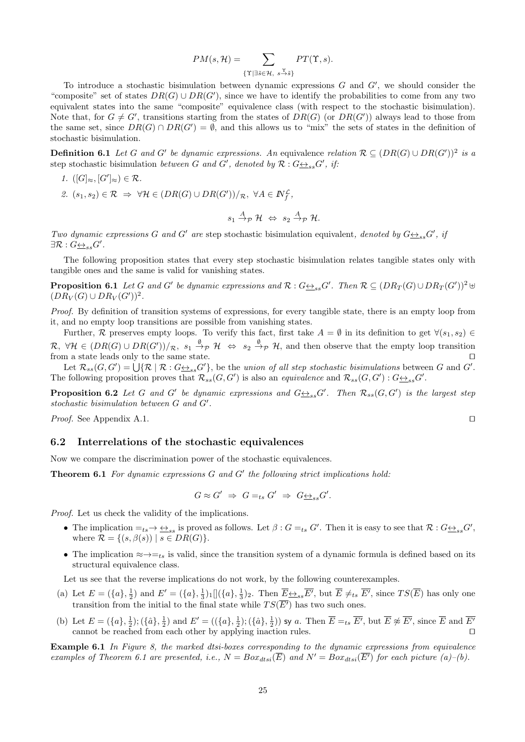$$PM(s, \mathcal{H}) = \sum_{\{\Upsilon \mid \exists \tilde{s} \in \mathcal{H},\ s \xrightarrow{\Upsilon} \tilde{s}\}} PT(\Upsilon, s).$$

To introduce a stochastic bisimulation between dynamic expressions $G$ and $G'$, we should consider the "composite" set of states $DR(G) \cup DR(G')$, since we have to identify the probabilities to come from any two equivalent states into the same "composite" equivalence class (with respect to the stochastic bisimulation). Note that, for $G \neq G'$, transitions starting from the states of $DR(G)$ (or $DR(G')$) always lead to those from the same set, since $DR(G) \cap DR(G') = \emptyset$, and this allows us to "mix" the sets of states in the definition of stochastic bisimulation.

**Definition 6.1** *Let $G$ and $G'$ be dynamic expressions. An* equivalence *relation $\mathcal{R} \subseteq (DR(G) \cup DR(G'))^2$ is a* step stochastic bisimulation *between $G$ and $G'$, denoted by $\mathcal{R} : G \underline{\leftrightarrow}_{ss} G'$, if:*

1. $([G]_\approx, [G']_\approx) \in \mathcal{R}$.
2. $(s_1, s_2) \in \mathcal{R} \ \Rightarrow\ \forall \mathcal{H} \in (DR(G) \cup DR(G'))/_\mathcal{R},\ \forall A \in I\!N_f^{\mathcal{L}}$,

$$s_1 \xrightarrow{A}_{\mathcal{P}} \mathcal{H} \ \Leftrightarrow\ s_2 \xrightarrow{A}_{\mathcal{P}} \mathcal{H}.$$

*Two dynamic expressions $G$ and $G'$ are* step stochastic bisimulation equivalent*, denoted by $G \underline{\leftrightarrow}_{ss} G'$, if $\exists \mathcal{R} : G \underline{\leftrightarrow}_{ss} G'$.*

The following proposition states that every step stochastic bisimulation relates tangible states only with tangible ones and the same is valid for vanishing states.

**Proposition 6.1** *Let $G$ and $G'$ be dynamic expressions and $\mathcal{R} : G \underline{\leftrightarrow}_{ss} G'$. Then $\mathcal{R} \subseteq (DR_T(G) \cup DR_T(G'))^2 \uplus (DR_V(G) \cup DR_V(G'))^2$.*

*Proof.* By definition of transition systems of expressions, for every tangible state, there is an empty loop from it, and no empty loop transitions are possible from vanishing states.

Further, $\mathcal{R}$ preserves empty loops. To verify this fact, first take $A = \emptyset$ in its definition to get $\forall (s_1, s_2) \in \mathcal{R},\ \forall \mathcal{H} \in (DR(G) \cup DR(G'))/_\mathcal{R},\ s_1 \xrightarrow{\emptyset}_{\mathcal{P}} \mathcal{H} \ \Leftrightarrow\ s_2 \xrightarrow{\emptyset}_{\mathcal{P}} \mathcal{H}$, and then observe that the empty loop transition from a state leads only to the same state. ◻

Let $\mathcal{R}_{ss}(G, G') = \bigcup \{\mathcal{R} \mid \mathcal{R} : G \underline{\leftrightarrow}_{ss} G'\}$, be the *union of all step stochastic bisimulations* between $G$ and $G'$. The following proposition proves that $\mathcal{R}_{ss}(G, G')$ is also an *equivalence* and $\mathcal{R}_{ss}(G, G') : G \underline{\leftrightarrow}_{ss} G'$.

**Proposition 6.2** *Let $G$ and $G'$ be dynamic expressions and $G \underline{\leftrightarrow}_{ss} G'$. Then $\mathcal{R}_{ss}(G, G')$ is the largest step stochastic bisimulation between $G$ and $G'$.*

*Proof.* See Appendix A.1. ◻

## 6.2 Interrelations of the stochastic equivalences

Now we compare the discrimination power of the stochastic equivalences.

**Theorem 6.1** *For dynamic expressions $G$ and $G'$ the following strict implications hold:*

$$G \approx G' \ \Rightarrow\ G =_{ts} G' \ \Rightarrow\ G \underline{\leftrightarrow}_{ss} G'.$$

*Proof.* Let us check the validity of the implications.

- The implication $=_{ts} \to \underline{\leftrightarrow}_{ss}$ is proved as follows. Let $\beta : G =_{ts} G'$. Then it is easy to see that $\mathcal{R} : G \underline{\leftrightarrow}_{ss} G'$, where $\mathcal{R} = \{(s, \beta(s)) \mid s \in DR(G)\}$.
- The implication $\approx \to =_{ts}$ is valid, since the transition system of a dynamic formula is defined based on its structural equivalence class.

Let us see that the reverse implications do not work, by the following counterexamples.

(a) Let $E = (\{a\}, \frac{1}{2})$ and $E' = (\{a\}, \frac{1}{3})_1[](\{a\}, \frac{1}{3})_2$. Then $\overline{E} \underline{\leftrightarrow}_{ss} \overline{E'}$, but $\overline{E} \neq_{ts} \overline{E'}$, since $TS(\overline{E})$ has only one transition from the initial to the final state while $TS(\overline{E'})$ has two such ones.

(b) Let $E = (\{a\}, \frac{1}{2}); (\{\hat{a}\}, \frac{1}{2})$ and $E' = ((\{a\}, \frac{1}{2}); (\{\hat{a}\}, \frac{1}{2}))$ sy $a$. Then $\overline{E} =_{ts} \overline{E'}$, but $\overline{E} \not\approx \overline{E'}$, since $\overline{E}$ and $\overline{E'}$ cannot be reached from each other by applying inaction rules. ◻

**Example 6.1** *In Figure 8, the marked dtsi-boxes corresponding to the dynamic expressions from equivalence examples of Theorem 6.1 are presented, i.e., $N = Box_{dtsi}(\overline{E})$ and $N' = Box_{dtsi}(\overline{E'})$ for each picture (a)–(b).*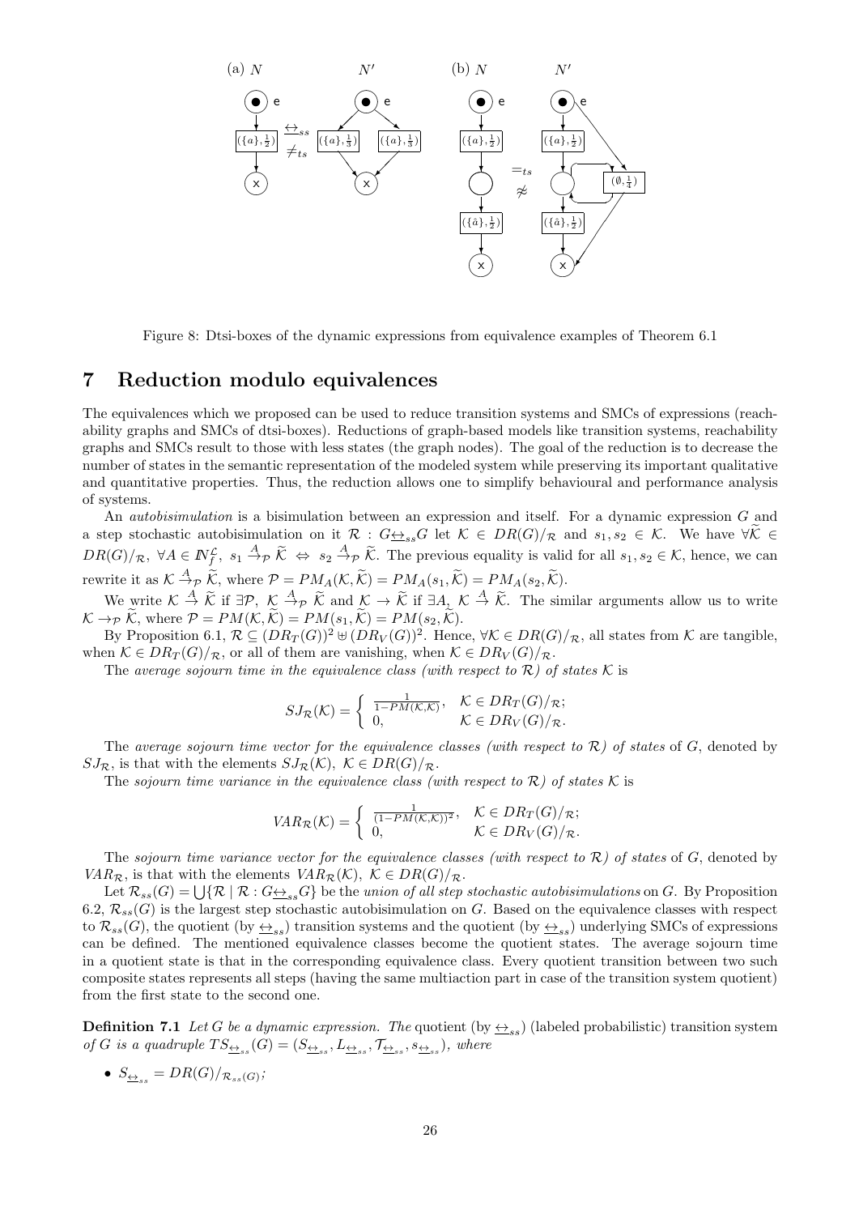Figure 8: Dtsi-boxes of the dynamic expressions from equivalence examples of Theorem 6.1

## 7 Reduction modulo equivalences

The equivalences which we proposed can be used to reduce transition systems and SMCs of expressions (reachability graphs and SMCs of dtsi-boxes). Reductions of graph-based models like transition systems, reachability graphs and SMCs result to those with less states (the graph nodes). The goal of the reduction is to decrease the number of states in the semantic representation of the modeled system while preserving its important qualitative and quantitative properties. Thus, the reduction allows one to simplify behavioural and performance analysis of systems.

An *autobisimulation* is a bisimulation between an expression and itself. For a dynamic expression $G$ and a step stochastic autobisimulation on it $\mathcal{R} : G\underline{\leftrightarrow}_{ss}G$ let $\mathcal{K} \in DR(G)/_{\mathcal{R}}$ and $s_1, s_2 \in \mathcal{K}$. We have $\forall \widetilde{\mathcal{K}} \in DR(G)/_{\mathcal{R}},\ \forall A \in I\!N_f^{\mathcal{L}},\ s_1 \xrightarrow{A}_{\mathcal{P}} \widetilde{\mathcal{K}} \Leftrightarrow s_2 \xrightarrow{A}_{\mathcal{P}} \widetilde{\mathcal{K}}$. The previous equality is valid for all $s_1, s_2 \in \mathcal{K}$, hence, we can rewrite it as $\mathcal{K} \xrightarrow{A}_{\mathcal{P}} \widetilde{\mathcal{K}}$, where $\mathcal{P} = PM_A(\mathcal{K}, \widetilde{\mathcal{K}}) = PM_A(s_1, \widetilde{\mathcal{K}}) = PM_A(s_2, \widetilde{\mathcal{K}})$.

We write $\mathcal{K} \xrightarrow{A} \widetilde{\mathcal{K}}$ if $\exists \mathcal{P},\ \mathcal{K} \xrightarrow{A}_{\mathcal{P}} \widetilde{\mathcal{K}}$ and $\mathcal{K} \rightarrow \widetilde{\mathcal{K}}$ if $\exists A,\ \mathcal{K} \xrightarrow{A} \widetilde{\mathcal{K}}$. The similar arguments allow us to write $\mathcal{K} \rightarrow_{\mathcal{P}} \widetilde{\mathcal{K}}$, where $\mathcal{P} = PM(\mathcal{K}, \widetilde{\mathcal{K}}) = PM(s_1, \widetilde{\mathcal{K}}) = PM(s_2, \widetilde{\mathcal{K}})$.

By Proposition 6.1, $\mathcal{R} \subseteq (DR_T(G))^2 \uplus (DR_V(G))^2$. Hence, $\forall \mathcal{K} \in DR(G)/_{\mathcal{R}}$, all states from $\mathcal{K}$ are tangible, when $\mathcal{K} \in DR_T(G)/_{\mathcal{R}}$, or all of them are vanishing, when $\mathcal{K} \in DR_V(G)/_{\mathcal{R}}$.

The *average sojourn time in the equivalence class (with respect to $\mathcal{R}$) of states $\mathcal{K}$* is

$$SJ_{\mathcal{R}}(\mathcal{K}) = \begin{cases} \frac{1}{1-PM(\mathcal{K},\mathcal{K})}, & \mathcal{K} \in DR_T(G)/_{\mathcal{R}}; \\ 0, & \mathcal{K} \in DR_V(G)/_{\mathcal{R}}. \end{cases}$$

The *average sojourn time vector for the equivalence classes (with respect to $\mathcal{R}$) of states* of $G$, denoted by $SJ_{\mathcal{R}}$, is that with the elements $SJ_{\mathcal{R}}(\mathcal{K}),\ \mathcal{K} \in DR(G)/_{\mathcal{R}}$.

The *sojourn time variance in the equivalence class (with respect to $\mathcal{R}$) of states $\mathcal{K}$* is

$$VAR_{\mathcal{R}}(\mathcal{K}) = \begin{cases} \frac{1}{(1-PM(\mathcal{K},\mathcal{K}))^2}, & \mathcal{K} \in DR_T(G)/_{\mathcal{R}}; \\ 0, & \mathcal{K} \in DR_V(G)/_{\mathcal{R}}. \end{cases}$$

The *sojourn time variance vector for the equivalence classes (with respect to $\mathcal{R}$) of states* of $G$, denoted by $VAR_{\mathcal{R}}$, is that with the elements $VAR_{\mathcal{R}}(\mathcal{K}),\ \mathcal{K} \in DR(G)/_{\mathcal{R}}$.

Let $\mathcal{R}_{ss}(G) = \bigcup\{\mathcal{R} \mid \mathcal{R} : G\underline{\leftrightarrow}_{ss}G\}$ be the *union of all step stochastic autobisimulations* on $G$. By Proposition 6.2, $\mathcal{R}_{ss}(G)$ is the largest step stochastic autobisimulation on $G$. Based on the equivalence classes with respect to $\mathcal{R}_{ss}(G)$, the quotient (by $\underline{\leftrightarrow}_{ss}$) transition systems and the quotient (by $\underline{\leftrightarrow}_{ss}$) underlying SMCs of expressions can be defined. The mentioned equivalence classes become the quotient states. The average sojourn time in a quotient state is that in the corresponding equivalence class. Every quotient transition between two such composite states represents all steps (having the same multiaction part in case of the transition system quotient) from the first state to the second one.

**Definition 7.1** *Let $G$ be a dynamic expression. The* quotient (by $\underline{\leftrightarrow}_{ss}$) (labeled probabilistic) transition system *of $G$ is a quadruple $TS_{\underline{\leftrightarrow}_{ss}}(G) = (S_{\underline{\leftrightarrow}_{ss}}, L_{\underline{\leftrightarrow}_{ss}}, \mathcal{T}_{\underline{\leftrightarrow}_{ss}}, s_{\underline{\leftrightarrow}_{ss}})$, where*

- $S_{\underline{\leftrightarrow}_{ss}} = DR(G)/_{\mathcal{R}_{ss}(G)}$;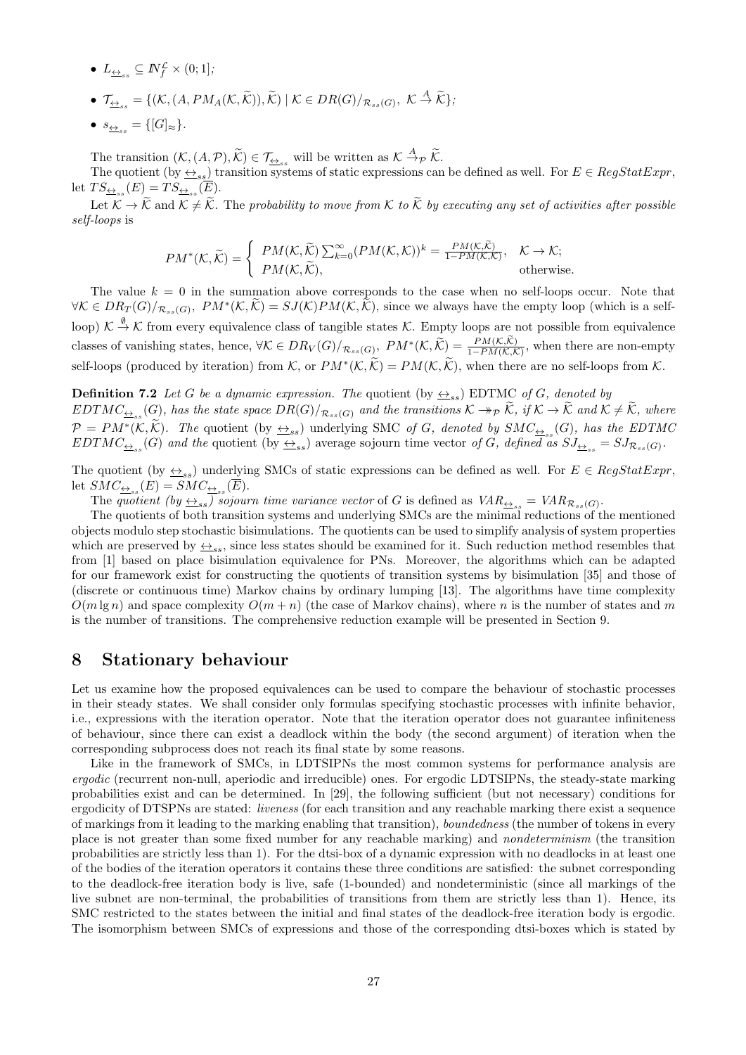- $L_{\underline{\leftrightarrow}_{ss}} \subseteq I\!N_f^{\mathcal{L}} \times (0;1]$;
- $\mathcal{T}_{\underline{\leftrightarrow}_{ss}} = \{(\mathcal{K}, (A, PM_A(\mathcal{K}, \widetilde{\mathcal{K}})), \widetilde{\mathcal{K}}) \mid \mathcal{K} \in DR(G)/_{\mathcal{R}_{ss}(G)},\ \mathcal{K} \stackrel{A}{\to} \widetilde{\mathcal{K}}\}$;
- $s_{\underline{\leftrightarrow}_{ss}} = \{[G]_\approx\}$.

The transition $(\mathcal{K}, (A, \mathcal{P}), \widetilde{\mathcal{K}}) \in \mathcal{T}_{\underline{\leftrightarrow}_{ss}}$ will be written as $\mathcal{K} \stackrel{A}{\to}_{\mathcal{P}} \widetilde{\mathcal{K}}$.

The quotient (by $\underline{\leftrightarrow}_{ss}$) transition systems of static expressions can be defined as well. For $E \in RegStatExpr$, let $TS_{\underline{\leftrightarrow}_{ss}}(E) = TS_{\underline{\leftrightarrow}_{ss}}(\overline{E})$.

Let $\mathcal{K} \to \widetilde{\mathcal{K}}$ and $\mathcal{K} \neq \widetilde{\mathcal{K}}$. The *probability to move from $\mathcal{K}$ to $\widetilde{\mathcal{K}}$ by executing any set of activities after possible self-loops* is

$$PM^*(\mathcal{K}, \widetilde{\mathcal{K}}) = \begin{cases} PM(\mathcal{K}, \widetilde{\mathcal{K}}) \sum_{k=0}^{\infty} (PM(\mathcal{K}, \mathcal{K}))^k = \frac{PM(\mathcal{K}, \widetilde{\mathcal{K}})}{1 - PM(\mathcal{K}, \mathcal{K})}, & \mathcal{K} \to \mathcal{K}; \\ PM(\mathcal{K}, \widetilde{\mathcal{K}}), & \text{otherwise.} \end{cases}$$

The value $k = 0$ in the summation above corresponds to the case when no self-loops occur. Note that $\forall \mathcal{K} \in DR_T(G)/_{\mathcal{R}_{ss}(G)},\ PM^*(\mathcal{K}, \widetilde{\mathcal{K}}) = SJ(\mathcal{K}) PM(\mathcal{K}, \widetilde{\mathcal{K}})$, since we always have the empty loop (which is a self-loop) $\mathcal{K} \stackrel{\emptyset}{\to} \mathcal{K}$ from every equivalence class of tangible states $\mathcal{K}$. Empty loops are not possible from equivalence classes of vanishing states, hence, $\forall \mathcal{K} \in DR_V(G)/_{\mathcal{R}_{ss}(G)},\ PM^*(\mathcal{K}, \widetilde{\mathcal{K}}) = \frac{PM(\mathcal{K}, \widetilde{\mathcal{K}})}{1 - PM(\mathcal{K}, \mathcal{K})}$, when there are non-empty self-loops (produced by iteration) from $\mathcal{K}$, or $PM^*(\mathcal{K}, \widetilde{\mathcal{K}}) = PM(\mathcal{K}, \widetilde{\mathcal{K}})$, when there are no self-loops from $\mathcal{K}$.

**Definition 7.2** *Let $G$ be a dynamic expression. The* quotient (by $\underline{\leftrightarrow}_{ss}$) EDTMC *of $G$, denoted by $EDTMC_{\underline{\leftrightarrow}_{ss}}(G)$, has the state space $DR(G)/_{\mathcal{R}_{ss}(G)}$ and the transitions $\mathcal{K} \twoheadrightarrow_{\mathcal{P}} \widetilde{\mathcal{K}}$, if $\mathcal{K} \to \widetilde{\mathcal{K}}$ and $\mathcal{K} \neq \widetilde{\mathcal{K}}$, where $\mathcal{P} = PM^*(\mathcal{K}, \widetilde{\mathcal{K}})$. The* quotient (by $\underline{\leftrightarrow}_{ss}$) underlying SMC *of $G$, denoted by $SMC_{\underline{\leftrightarrow}_{ss}}(G)$, has the EDTMC $EDTMC_{\underline{\leftrightarrow}_{ss}}(G)$ and the* quotient (by $\underline{\leftrightarrow}_{ss}$) average sojourn time vector *of $G$, defined as $SJ_{\underline{\leftrightarrow}_{ss}} = SJ_{\mathcal{R}_{ss}(G)}$.*

The quotient (by $\underline{\leftrightarrow}_{ss}$) underlying SMCs of static expressions can be defined as well. For $E \in RegStatExpr$, let $SMC_{\underline{\leftrightarrow}_{ss}}(E) = SMC_{\underline{\leftrightarrow}_{ss}}(\overline{E})$.

The *quotient (by $\underline{\leftrightarrow}_{ss}$) sojourn time variance vector* of $G$ is defined as $VAR_{\underline{\leftrightarrow}_{ss}} = VAR_{\mathcal{R}_{ss}(G)}$.

The quotients of both transition systems and underlying SMCs are the minimal reductions of the mentioned objects modulo step stochastic bisimulations. The quotients can be used to simplify analysis of system properties which are preserved by $\underline{\leftrightarrow}_{ss}$, since less states should be examined for it. Such reduction method resembles that from [1] based on place bisimulation equivalence for PNs. Moreover, the algorithms which can be adapted for our framework exist for constructing the quotients of transition systems by bisimulation [35] and those of (discrete or continuous time) Markov chains by ordinary lumping [13]. The algorithms have time complexity $O(m \lg n)$ and space complexity $O(m + n)$ (the case of Markov chains), where $n$ is the number of states and $m$ is the number of transitions. The comprehensive reduction example will be presented in Section 9.

# 8 Stationary behaviour

Let us examine how the proposed equivalences can be used to compare the behaviour of stochastic processes in their steady states. We shall consider only formulas specifying stochastic processes with infinite behavior, i.e., expressions with the iteration operator. Note that the iteration operator does not guarantee infiniteness of behaviour, since there can exist a deadlock within the body (the second argument) of iteration when the corresponding subprocess does not reach its final state by some reasons.

Like in the framework of SMCs, in LDTSIPNs the most common systems for performance analysis are *ergodic* (recurrent non-null, aperiodic and irreducible) ones. For ergodic LDTSIPNs, the steady-state marking probabilities exist and can be determined. In [29], the following sufficient (but not necessary) conditions for ergodicity of DTSPNs are stated: *liveness* (for each transition and any reachable marking there exist a sequence of markings from it leading to the marking enabling that transition), *boundedness* (the number of tokens in every place is not greater than some fixed number for any reachable marking) and *nondeterminism* (the transition probabilities are strictly less than 1). For the dtsi-box of a dynamic expression with no deadlocks in at least one of the bodies of the iteration operators it contains these three conditions are satisfied: the subnet corresponding to the deadlock-free iteration body is live, safe (1-bounded) and nondeterministic (since all markings of the live subnet are non-terminal, the probabilities of transitions from them are strictly less than 1). Hence, its SMC restricted to the states between the initial and final states of the deadlock-free iteration body is ergodic. The isomorphism between SMCs of expressions and those of the corresponding dtsi-boxes which is stated by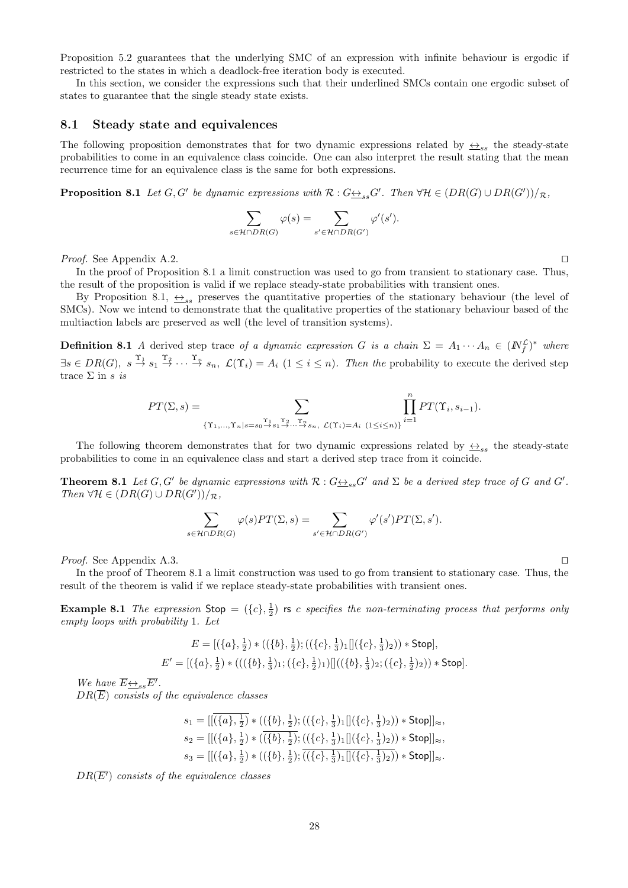Proposition 5.2 guarantees that the underlying SMC of an expression with infinite behaviour is ergodic if restricted to the states in which a deadlock-free iteration body is executed.

In this section, we consider the expressions such that their underlined SMCs contain one ergodic subset of states to guarantee that the single steady state exists.

## 8.1 Steady state and equivalences

The following proposition demonstrates that for two dynamic expressions related by $\underline{\leftrightarrow}_{ss}$ the steady-state probabilities to come in an equivalence class coincide. One can also interpret the result stating that the mean recurrence time for an equivalence class is the same for both expressions.

**Proposition 8.1** *Let $G, G'$ be dynamic expressions with $\mathcal{R} : G\underline{\leftrightarrow}_{ss}G'$. Then $\forall \mathcal{H} \in (DR(G) \cup DR(G'))/_{\mathcal{R}}$,*

$$\sum_{s\in\mathcal{H}\cap DR(G)} \varphi(s) = \sum_{s'\in\mathcal{H}\cap DR(G')} \varphi'(s').$$

*Proof.* See Appendix A.2. ⊓⊔

In the proof of Proposition 8.1 a limit construction was used to go from transient to stationary case. Thus, the result of the proposition is valid if we replace steady-state probabilities with transient ones.

By Proposition 8.1, $\underline{\leftrightarrow}_{ss}$ preserves the quantitative properties of the stationary behaviour (the level of SMCs). Now we intend to demonstrate that the qualitative properties of the stationary behaviour based of the multiaction labels are preserved as well (the level of transition systems).

**Definition 8.1** *A* derived step trace *of a dynamic expression $G$ is a chain $\Sigma = A_1 \cdots A_n \in (I\!N_f^{\mathcal{L}})^*$ where $\exists s \in DR(G),\ s \stackrel{\Upsilon_1}{\to} s_1 \stackrel{\Upsilon_2}{\to} \cdots \stackrel{\Upsilon_n}{\to} s_n,\ \mathcal{L}(\Upsilon_i) = A_i\ (1 \le i \le n)$. Then the* probability to execute the derived step trace $\Sigma$ in $s$ *is*

$$PT(\Sigma, s) = \sum_{\{\Upsilon_1,\ldots,\Upsilon_n \mid s=s_0 \stackrel{\Upsilon_1}{\to} s_1 \stackrel{\Upsilon_2}{\to} \cdots \stackrel{\Upsilon_n}{\to} s_n,\ \mathcal{L}(\Upsilon_i)=A_i\ (1\le i\le n)\}} \prod_{i=1}^{n} PT(\Upsilon_i, s_{i-1}).$$

The following theorem demonstrates that for two dynamic expressions related by $\underline{\leftrightarrow}_{ss}$ the steady-state probabilities to come in an equivalence class and start a derived step trace from it coincide.

**Theorem 8.1** *Let $G, G'$ be dynamic expressions with $\mathcal{R} : G\underline{\leftrightarrow}_{ss}G'$ and $\Sigma$ be a derived step trace of $G$ and $G'$. Then $\forall \mathcal{H} \in (DR(G) \cup DR(G'))/_{\mathcal{R}}$,*

$$\sum_{s\in\mathcal{H}\cap DR(G)} \varphi(s)PT(\Sigma, s) = \sum_{s'\in\mathcal{H}\cap DR(G')} \varphi'(s')PT(\Sigma, s').$$

*Proof.* See Appendix A.3. ⊓⊔

In the proof of Theorem 8.1 a limit construction was used to go from transient to stationary case. Thus, the result of the theorem is valid if we replace steady-state probabilities with transient ones.

**Example 8.1** *The expression* $\mathsf{Stop} = (\{c\}, \frac{1}{2})$ rs $c$ *specifies the non-terminating process that performs only empty loops with probability 1. Let*

$$E = [(\{a\}, \tfrac{1}{2}) * ((\{b\}, \tfrac{1}{2}); ((\{c\}, \tfrac{1}{3})_1[](\{c\}, \tfrac{1}{3})_2)) * \mathsf{Stop}],$$

$$E' = [(\{a\}, \tfrac{1}{2}) * (((\{b\}, \tfrac{1}{3})_1; (\{c\}, \tfrac{1}{2})_1)[]((\{b\}, \tfrac{1}{3})_2; (\{c\}, \tfrac{1}{2})_2)) * \mathsf{Stop}].$$

*We have $\overline{E}\underline{\leftrightarrow}_{ss}\overline{E'}$.*

*$DR(\overline{E})$ consists of the equivalence classes*

$$s_1 = [[\overline{(\{a\}, \tfrac{1}{2})} * ((\{b\}, \tfrac{1}{2}); ((\{c\}, \tfrac{1}{3})_1[](\{c\}, \tfrac{1}{3})_2)) * \mathsf{Stop}]]_\approx,$$

$$s_2 = [[(\{a\}, \tfrac{1}{2}) * (\overline{(\{b\}, \tfrac{1}{2})}; ((\{c\}, \tfrac{1}{3})_1[](\{c\}, \tfrac{1}{3})_2)) * \mathsf{Stop}]]_\approx,$$

$$s_3 = [[(\{a\}, \tfrac{1}{2}) * ((\{b\}, \tfrac{1}{2}); \overline{((\{c\}, \tfrac{1}{3})_1[](\{c\}, \tfrac{1}{3})_2)}) * \mathsf{Stop}]]_\approx.$$

*$DR(\overline{E'})$ consists of the equivalence classes*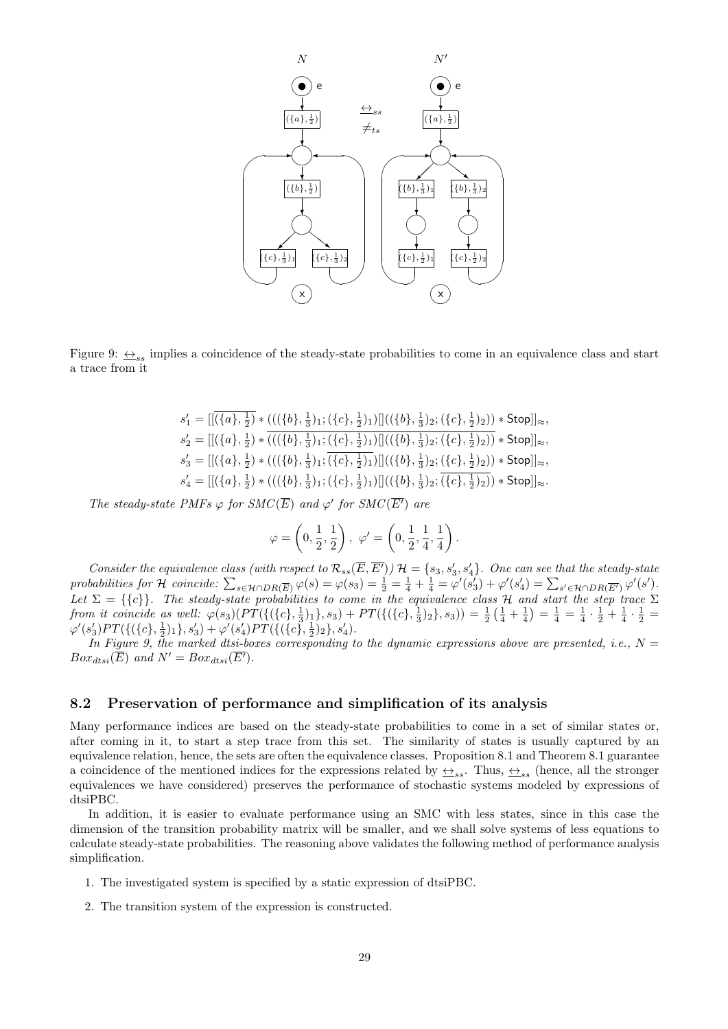Figure 9: $\underline{\leftrightarrow}_{ss}$ implies a coincidence of the steady-state probabilities to come in an equivalence class and start a trace from it

$$s_1' = [[\overline{(\{a\}, \tfrac{1}{2})} * (((\{b\}, \tfrac{1}{3})_1; (\{c\}, \tfrac{1}{2})_1)[]((\{b\}, \tfrac{1}{3})_2; (\{c\}, \tfrac{1}{2})_2)) * \mathsf{Stop}]]_\approx,$$
$$s_2' = [[(\{a\}, \tfrac{1}{2}) * \overline{(((\{b\}, \tfrac{1}{3})_1; (\{c\}, \tfrac{1}{2})_1)[]((\{b\}, \tfrac{1}{3})_2; (\{c\}, \tfrac{1}{2})_2))} * \mathsf{Stop}]]_\approx,$$
$$s_3' = [[(\{a\}, \tfrac{1}{2}) * (((\{b\}, \tfrac{1}{3})_1; \overline{(\{c\}, \tfrac{1}{2})_1})[]((\{b\}, \tfrac{1}{3})_2; (\{c\}, \tfrac{1}{2})_2)) * \mathsf{Stop}]]_\approx,$$
$$s_4' = [[(\{a\}, \tfrac{1}{2}) * (((\{b\}, \tfrac{1}{3})_1; (\{c\}, \tfrac{1}{2})_1)[]((\{b\}, \tfrac{1}{3})_2; \overline{(\{c\}, \tfrac{1}{2})_2})) * \mathsf{Stop}]]_\approx.$$

*The steady-state PMFs $\varphi$ for $SMC(\overline{E})$ and $\varphi'$ for $SMC(\overline{E'})$ are*

$$\varphi = \left(0, \frac{1}{2}, \frac{1}{2}\right), \ \varphi' = \left(0, \frac{1}{2}, \frac{1}{4}, \frac{1}{4}\right).$$

*Consider the equivalence class (with respect to $\mathcal{R}_{ss}(\overline{E}, \overline{E'})$) $\mathcal{H} = \{s_3, s_3', s_4'\}$. One can see that the steady-state probabilities for $\mathcal{H}$ coincide: $\sum_{s\in\mathcal{H}\cap DR(\overline{E})} \varphi(s) = \varphi(s_3) = \frac{1}{2} = \frac{1}{4} + \frac{1}{4} = \varphi'(s_3') + \varphi'(s_4') = \sum_{s'\in\mathcal{H}\cap DR(\overline{E'})} \varphi'(s')$. Let $\Sigma = \{\{c\}\}$. The steady-state probabilities to come in the equivalence class $\mathcal{H}$ and start the step trace $\Sigma$ from it coincide as well: $\varphi(s_3)(PT(\{(\{c\}, \frac{1}{3})_1\}, s_3) + PT(\{(\{c\}, \frac{1}{3})_2\}, s_3)) = \frac{1}{2}\left(\frac{1}{4} + \frac{1}{4}\right) = \frac{1}{4} = \frac{1}{4} \cdot \frac{1}{2} + \frac{1}{4} \cdot \frac{1}{2} = \varphi'(s_3')PT(\{(\{c\}, \frac{1}{2})_1\}, s_3') + \varphi'(s_4')PT(\{(\{c\}, \frac{1}{2})_2\}, s_4')$.*

*In Figure 9, the marked dtsi-boxes corresponding to the dynamic expressions above are presented, i.e., $N = Box_{dtsi}(\overline{E})$ and $N' = Box_{dtsi}(\overline{E'})$.*

## 8.2 Preservation of performance and simplification of its analysis

Many performance indices are based on the steady-state probabilities to come in a set of similar states or, after coming in it, to start a step trace from this set. The similarity of states is usually captured by an equivalence relation, hence, the sets are often the equivalence classes. Proposition 8.1 and Theorem 8.1 guarantee a coincidence of the mentioned indices for the expressions related by $\underline{\leftrightarrow}_{ss}$. Thus, $\underline{\leftrightarrow}_{ss}$ (hence, all the stronger equivalences we have considered) preserves the performance of stochastic systems modeled by expressions of dtsiPBC.

In addition, it is easier to evaluate performance using an SMC with less states, since in this case the dimension of the transition probability matrix will be smaller, and we shall solve systems of less equations to calculate steady-state probabilities. The reasoning above validates the following method of performance analysis simplification.

1. The investigated system is specified by a static expression of dtsiPBC.
2. The transition system of the expression is constructed.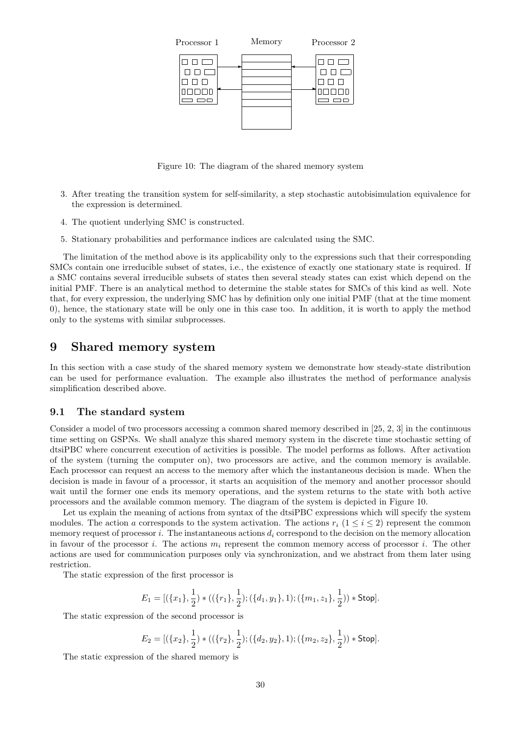Processor 1 Memory Processor 2

Figure 10: The diagram of the shared memory system

3. After treating the transition system for self-similarity, a step stochastic autobisimulation equivalence for the expression is determined.

4. The quotient underlying SMC is constructed.

5. Stationary probabilities and performance indices are calculated using the SMC.

The limitation of the method above is its applicability only to the expressions such that their corresponding SMCs contain one irreducible subset of states, i.e., the existence of exactly one stationary state is required. If a SMC contains several irreducible subsets of states then several steady states can exist which depend on the initial PMF. There is an analytical method to determine the stable states for SMCs of this kind as well. Note that, for every expression, the underlying SMC has by definition only one initial PMF (that at the time moment 0), hence, the stationary state will be only one in this case too. In addition, it is worth to apply the method only to the systems with similar subprocesses.

# 9 Shared memory system

In this section with a case study of the shared memory system we demonstrate how steady-state distribution can be used for performance evaluation. The example also illustrates the method of performance analysis simplification described above.

## 9.1 The standard system

Consider a model of two processors accessing a common shared memory described in [25, 2, 3] in the continuous time setting on GSPNs. We shall analyze this shared memory system in the discrete time stochastic setting of dtsiPBC where concurrent execution of activities is possible. The model performs as follows. After activation of the system (turning the computer on), two processors are active, and the common memory is available. Each processor can request an access to the memory after which the instantaneous decision is made. When the decision is made in favour of a processor, it starts an acquisition of the memory and another processor should wait until the former one ends its memory operations, and the system returns to the state with both active processors and the available common memory. The diagram of the system is depicted in Figure 10.

Let us explain the meaning of actions from syntax of the dtsiPBC expressions which will specify the system modules. The action $a$ corresponds to the system activation. The actions $r_i$ $(1 \leq i \leq 2)$ represent the common memory request of processor $i$. The instantaneous actions $d_i$ correspond to the decision on the memory allocation in favour of the processor $i$. The actions $m_i$ represent the common memory access of processor $i$. The other actions are used for communication purposes only via synchronization, and we abstract from them later using restriction.

The static expression of the first processor is

$$E_1 = [(\{x_1\}, \frac{1}{2}) * ((\{r_1\}, \frac{1}{2}); (\{d_1, y_1\}, 1); (\{m_1, z_1\}, \frac{1}{2})) * \mathsf{Stop}].$$

The static expression of the second processor is

$$E_2 = [(\{x_2\}, \frac{1}{2}) * ((\{r_2\}, \frac{1}{2}); (\{d_2, y_2\}, 1); (\{m_2, z_2\}, \frac{1}{2})) * \mathsf{Stop}].$$

The static expression of the shared memory is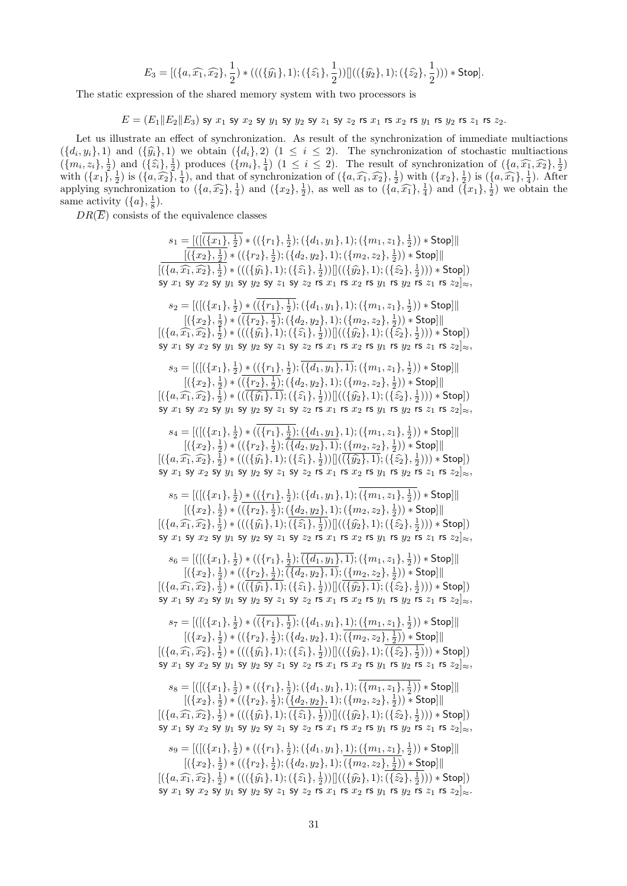$$E_3 = [(\{a, \widehat{x_1}, \widehat{x_2}\}, \tfrac{1}{2}) * (((\{\widehat{y_1}\}, 1); (\{\widehat{z_1}\}, \tfrac{1}{2}))[]((\{\widehat{y_2}\}, 1); (\{\widehat{z_2}\}, \tfrac{1}{2}))) * \mathsf{Stop}].$$

The static expression of the shared memory system with two processors is

$$E = (E_1 \| E_2 \| E_3) \ \mathsf{sy}\ x_1 \ \mathsf{sy}\ x_2 \ \mathsf{sy}\ y_1 \ \mathsf{sy}\ y_2 \ \mathsf{sy}\ z_1 \ \mathsf{sy}\ z_2 \ \mathsf{rs}\ x_1 \ \mathsf{rs}\ x_2 \ \mathsf{rs}\ y_1 \ \mathsf{rs}\ y_2 \ \mathsf{rs}\ z_1 \ \mathsf{rs}\ z_2.$$

Let us illustrate an effect of synchronization. As result of the synchronization of immediate multiactions $(\{d_i, y_i\}, 1)$ and $(\{\widehat{y_i}\}, 1)$ we obtain $(\{d_i\}, 2)$ $(1 \leq i \leq 2)$. The synchronization of stochastic multiactions $(\{m_i, z_i\}, \frac{1}{2})$ and $(\{\widehat{z_i}\}, \frac{1}{2})$ produces $(\{m_i\}, \frac{1}{4})$ $(1 \leq i \leq 2)$. The result of synchronization of $(\{a, \widehat{x_1}, \widehat{x_2}\}, \frac{1}{2})$ with $(\{x_1\}, \frac{1}{2})$ is $(\{a, \widehat{x_2}\}, \frac{1}{4})$, and that of synchronization of $(\{a, \widehat{x_1}, \widehat{x_2}\}, \frac{1}{2})$ with $(\{x_2\}, \frac{1}{2})$ is $(\{a, \widehat{x_1}\}, \frac{1}{4})$. After applying synchronization to $(\{a, \widehat{x_2}\}, \frac{1}{4})$ and $(\{x_2\}, \frac{1}{2})$, as well as to $(\{a, \widehat{x_1}\}, \frac{1}{4})$ and $(\{x_1\}, \frac{1}{2})$ we obtain the same activity $(\{a\}, \frac{1}{8})$.

$DR(\overline{E})$ consists of the equivalence classes

$$\begin{array}{c}
s_1 = [([\overline{(\{x_1\}, \tfrac{1}{2})} * ((\{r_1\}, \tfrac{1}{2}); (\{d_1, y_1\}, 1); (\{m_1, z_1\}, \tfrac{1}{2})) * \mathsf{Stop}] \| \\
[\overline{(\{x_2\}, \tfrac{1}{2})} * ((\{r_2\}, \tfrac{1}{2}); (\{d_2, y_2\}, 1); (\{m_2, z_2\}, \tfrac{1}{2})) * \mathsf{Stop}] \| \\
[\overline{(\{a, \widehat{x_1}, \widehat{x_2}\}, \tfrac{1}{2})} * (((\{\widehat{y_1}\}, 1); (\{\widehat{z_1}\}, \tfrac{1}{2}))[]((\{\widehat{y_2}\}, 1); (\{\widehat{z_2}\}, \tfrac{1}{2}))) * \mathsf{Stop}]) \\
\mathsf{sy}\ x_1 \ \mathsf{sy}\ x_2 \ \mathsf{sy}\ y_1 \ \mathsf{sy}\ y_2 \ \mathsf{sy}\ z_1 \ \mathsf{sy}\ z_2 \ \mathsf{rs}\ x_1 \ \mathsf{rs}\ x_2 \ \mathsf{rs}\ y_1 \ \mathsf{rs}\ y_2 \ \mathsf{rs}\ z_1 \ \mathsf{rs}\ z_2]_\approx,
\end{array}$$

$$\begin{array}{c}
s_2 = [([(\{x_1\}, \tfrac{1}{2}) * (\overline{(\{r_1\}, \tfrac{1}{2})}; (\{d_1, y_1\}, 1); (\{m_1, z_1\}, \tfrac{1}{2})) * \mathsf{Stop}] \| \\
[(\{x_2\}, \tfrac{1}{2}) * (\overline{(\{r_2\}, \tfrac{1}{2})}; (\{d_2, y_2\}, 1); (\{m_2, z_2\}, \tfrac{1}{2})) * \mathsf{Stop}] \| \\
[(\{a, \widehat{x_1}, \widehat{x_2}\}, \tfrac{1}{2}) * (((\overline{\{\widehat{y_1}\}, 1)}; (\{\widehat{z_1}\}, \tfrac{1}{2}))[](\overline{(\{\widehat{y_2}\}, 1)}; (\{\widehat{z_2}\}, \tfrac{1}{2}))) * \mathsf{Stop}]) \\
\mathsf{sy}\ x_1 \ \mathsf{sy}\ x_2 \ \mathsf{sy}\ y_1 \ \mathsf{sy}\ y_2 \ \mathsf{sy}\ z_1 \ \mathsf{sy}\ z_2 \ \mathsf{rs}\ x_1 \ \mathsf{rs}\ x_2 \ \mathsf{rs}\ y_1 \ \mathsf{rs}\ y_2 \ \mathsf{rs}\ z_1 \ \mathsf{rs}\ z_2]_\approx,
\end{array}$$

$$\begin{array}{c}
s_3 = [([(\{x_1\}, \tfrac{1}{2}) * ((\{r_1\}, \tfrac{1}{2}); \overline{(\{d_1, y_1\}, 1)}; (\{m_1, z_1\}, \tfrac{1}{2})) * \mathsf{Stop}] \| \\
[(\{x_2\}, \tfrac{1}{2}) * (\overline{(\{r_2\}, \tfrac{1}{2})}; (\{d_2, y_2\}, 1); (\{m_2, z_2\}, \tfrac{1}{2})) * \mathsf{Stop}] \| \\
[(\{a, \widehat{x_1}, \widehat{x_2}\}, \tfrac{1}{2}) * (((\overline{(\{\widehat{y_1}\}, 1)}; (\{\widehat{z_1}\}, \tfrac{1}{2}))[]((\{\widehat{y_2}\}, 1); (\{\widehat{z_2}\}, \tfrac{1}{2}))) * \mathsf{Stop}]) \\
\mathsf{sy}\ x_1 \ \mathsf{sy}\ x_2 \ \mathsf{sy}\ y_1 \ \mathsf{sy}\ y_2 \ \mathsf{sy}\ z_1 \ \mathsf{sy}\ z_2 \ \mathsf{rs}\ x_1 \ \mathsf{rs}\ x_2 \ \mathsf{rs}\ y_1 \ \mathsf{rs}\ y_2 \ \mathsf{rs}\ z_1 \ \mathsf{rs}\ z_2]_\approx,
\end{array}$$

$$\begin{array}{c}
s_4 = [([(\{x_1\}, \tfrac{1}{2}) * (\overline{(\{r_1\}, \tfrac{1}{2})}; (\{d_1, y_1\}, 1); (\{m_1, z_1\}, \tfrac{1}{2})) * \mathsf{Stop}] \| \\
[(\{x_2\}, \tfrac{1}{2}) * ((\{r_2\}, \tfrac{1}{2}); \overline{(\{d_2, y_2\}, 1)}; (\{m_2, z_2\}, \tfrac{1}{2})) * \mathsf{Stop}] \| \\
[(\{a, \widehat{x_1}, \widehat{x_2}\}, \tfrac{1}{2}) * (((\{\widehat{y_1}\}, 1); (\{\widehat{z_1}\}, \tfrac{1}{2}))[](\overline{(\{\widehat{y_2}\}, 1)}; (\{\widehat{z_2}\}, \tfrac{1}{2}))) * \mathsf{Stop}]) \\
\mathsf{sy}\ x_1 \ \mathsf{sy}\ x_2 \ \mathsf{sy}\ y_1 \ \mathsf{sy}\ y_2 \ \mathsf{sy}\ z_1 \ \mathsf{sy}\ z_2 \ \mathsf{rs}\ x_1 \ \mathsf{rs}\ x_2 \ \mathsf{rs}\ y_1 \ \mathsf{rs}\ y_2 \ \mathsf{rs}\ z_1 \ \mathsf{rs}\ z_2]_\approx,
\end{array}$$

$$\begin{array}{c}
s_5 = [([(\{x_1\}, \tfrac{1}{2}) * ((\{r_1\}, \tfrac{1}{2}); (\{d_1, y_1\}, 1); \overline{(\{m_1, z_1\}, \tfrac{1}{2})}) * \mathsf{Stop}] \| \\
[(\{x_2\}, \tfrac{1}{2}) * (\overline{(\{r_2\}, \tfrac{1}{2})}; (\{d_2, y_2\}, 1); (\{m_2, z_2\}, \tfrac{1}{2})) * \mathsf{Stop}] \| \\
[(\{a, \widehat{x_1}, \widehat{x_2}\}, \tfrac{1}{2}) * (((\{\widehat{y_1}\}, 1); \overline{(\{\widehat{z_1}\}, \tfrac{1}{2})})[]((\{\widehat{y_2}\}, 1); (\{\widehat{z_2}\}, \tfrac{1}{2}))) * \mathsf{Stop}]) \\
\mathsf{sy}\ x_1 \ \mathsf{sy}\ x_2 \ \mathsf{sy}\ y_1 \ \mathsf{sy}\ y_2 \ \mathsf{sy}\ z_1 \ \mathsf{sy}\ z_2 \ \mathsf{rs}\ x_1 \ \mathsf{rs}\ x_2 \ \mathsf{rs}\ y_1 \ \mathsf{rs}\ y_2 \ \mathsf{rs}\ z_1 \ \mathsf{rs}\ z_2]_\approx,
\end{array}$$

$$\begin{array}{c}
s_6 = [([(\{x_1\}, \tfrac{1}{2}) * ((\{r_1\}, \tfrac{1}{2}); \overline{(\{d_1, y_1\}, 1)}; (\{m_1, z_1\}, \tfrac{1}{2})) * \mathsf{Stop}] \| \\
[(\{x_2\}, \tfrac{1}{2}) * ((\{r_2\}, \tfrac{1}{2}); \overline{(\{d_2, y_2\}, 1)}; (\{m_2, z_2\}, \tfrac{1}{2})) * \mathsf{Stop}] \| \\
[(\{a, \widehat{x_1}, \widehat{x_2}\}, \tfrac{1}{2}) * ((\overline{(\{\widehat{y_1}\}, 1)}; (\{\widehat{z_1}\}, \tfrac{1}{2}))[](\overline{(\{\widehat{y_2}\}, 1)}; (\{\widehat{z_2}\}, \tfrac{1}{2}))) * \mathsf{Stop}]) \\
\mathsf{sy}\ x_1 \ \mathsf{sy}\ x_2 \ \mathsf{sy}\ y_1 \ \mathsf{sy}\ y_2 \ \mathsf{sy}\ z_1 \ \mathsf{sy}\ z_2 \ \mathsf{rs}\ x_1 \ \mathsf{rs}\ x_2 \ \mathsf{rs}\ y_1 \ \mathsf{rs}\ y_2 \ \mathsf{rs}\ z_1 \ \mathsf{rs}\ z_2]_\approx,
\end{array}$$

$$\begin{array}{c}
s_7 = [([(\{x_1\}, \tfrac{1}{2}) * (\overline{(\{r_1\}, \tfrac{1}{2})}; (\{d_1, y_1\}, 1); (\{m_1, z_1\}, \tfrac{1}{2})) * \mathsf{Stop}] \| \\
[(\{x_2\}, \tfrac{1}{2}) * ((\{r_2\}, \tfrac{1}{2}); (\{d_2, y_2\}, 1); \overline{(\{m_2, z_2\}, \tfrac{1}{2})}) * \mathsf{Stop}] \| \\
[(\{a, \widehat{x_1}, \widehat{x_2}\}, \tfrac{1}{2}) * (((\{\widehat{y_1}\}, 1); (\{\widehat{z_1}\}, \tfrac{1}{2}))[]((\{\widehat{y_2}\}, 1); \overline{(\{\widehat{z_2}\}, \tfrac{1}{2})})) * \mathsf{Stop}]) \\
\mathsf{sy}\ x_1 \ \mathsf{sy}\ x_2 \ \mathsf{sy}\ y_1 \ \mathsf{sy}\ y_2 \ \mathsf{sy}\ z_1 \ \mathsf{sy}\ z_2 \ \mathsf{rs}\ x_1 \ \mathsf{rs}\ x_2 \ \mathsf{rs}\ y_1 \ \mathsf{rs}\ y_2 \ \mathsf{rs}\ z_1 \ \mathsf{rs}\ z_2]_\approx,
\end{array}$$

$$\begin{array}{c}
s_8 = [([(\{x_1\}, \tfrac{1}{2}) * ((\{r_1\}, \tfrac{1}{2}); (\{d_1, y_1\}, 1); \overline{(\{m_1, z_1\}, \tfrac{1}{2})}) * \mathsf{Stop}] \| \\
[(\{x_2\}, \tfrac{1}{2}) * ((\{r_2\}, \tfrac{1}{2}); \underline{(\{d_2, y_2\}}, 1); (\{m_2, z_2\}, \tfrac{1}{2})) * \mathsf{Stop}] \| \\
[(\{a, \widehat{x_1}, \widehat{x_2}\}, \tfrac{1}{2}) * (((\{\widehat{y_1}\}, 1); \overline{(\{\widehat{z_1}\}, \tfrac{1}{2})})[]((\{\widehat{y_2}\}, 1); (\{\widehat{z_2}\}, \tfrac{1}{2}))) * \mathsf{Stop}]) \\
\mathsf{sy}\ x_1 \ \mathsf{sy}\ x_2 \ \mathsf{sy}\ y_1 \ \mathsf{sy}\ y_2 \ \mathsf{sy}\ z_1 \ \mathsf{sy}\ z_2 \ \mathsf{rs}\ x_1 \ \mathsf{rs}\ x_2 \ \mathsf{rs}\ y_1 \ \mathsf{rs}\ y_2 \ \mathsf{rs}\ z_1 \ \mathsf{rs}\ z_2]_\approx,
\end{array}$$

$$\begin{array}{c}
s_9 = [([(\{x_1\}, \tfrac{1}{2}) * ((\{r_1\}, \tfrac{1}{2}); (\{d_1, y_1\}, \underline{1); (\{m_1, z_1\}}, \tfrac{1}{2})) * \mathsf{Stop}] \| \\
[(\{x_2\}, \tfrac{1}{2}) * ((\{r_2\}, \tfrac{1}{2}); (\{d_2, y_2\}, 1); \overline{(\{m_2, z_2\}, \tfrac{1}{2})}) * \mathsf{Stop}] \| \\
[(\{a, \widehat{x_1}, \widehat{x_2}\}, \tfrac{1}{2}) * (((\{\widehat{y_1}\}, 1); (\{\widehat{z_1}\}, \tfrac{1}{2}))[]((\{\widehat{y_2}\}, 1); \overline{(\{\widehat{z_2}\}, \tfrac{1}{2})})) * \mathsf{Stop}]) \\
\mathsf{sy}\ x_1 \ \mathsf{sy}\ x_2 \ \mathsf{sy}\ y_1 \ \mathsf{sy}\ y_2 \ \mathsf{sy}\ z_1 \ \mathsf{sy}\ z_2 \ \mathsf{rs}\ x_1 \ \mathsf{rs}\ x_2 \ \mathsf{rs}\ y_1 \ \mathsf{rs}\ y_2 \ \mathsf{rs}\ z_1 \ \mathsf{rs}\ z_2]_\approx.
\end{array}$$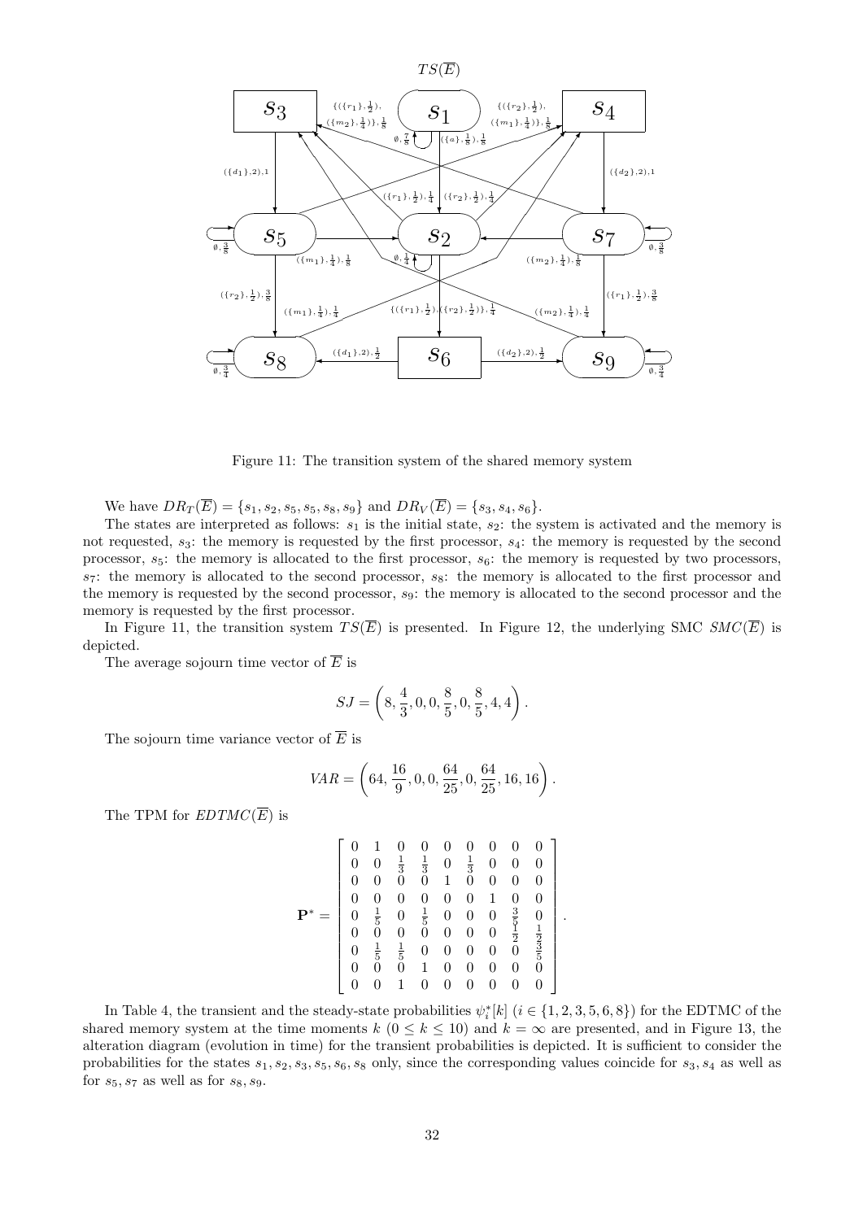Figure 11: The transition system of the shared memory system

We have $DR_T(\overline{E}) = \{s_1, s_2, s_5, s_5, s_8, s_9\}$ and $DR_V(\overline{E}) = \{s_3, s_4, s_6\}$.

The states are interpreted as follows: $s_1$ is the initial state, $s_2$: the system is activated and the memory is not requested, $s_3$: the memory is requested by the first processor, $s_4$: the memory is requested by the second processor, $s_5$: the memory is allocated to the first processor, $s_6$: the memory is requested by two processors, $s_7$: the memory is allocated to the second processor, $s_8$: the memory is allocated to the first processor and the memory is requested by the second processor, $s_9$: the memory is allocated to the second processor and the memory is requested by the first processor.

In Figure 11, the transition system $TS(\overline{E})$ is presented. In Figure 12, the underlying SMC $SMC(\overline{E})$ is depicted.

The average sojourn time vector of $\overline{E}$ is

$$SJ = \left(8, \frac{4}{3}, 0, 0, \frac{8}{5}, 0, \frac{8}{5}, 4, 4\right).$$

The sojourn time variance vector of $\overline{E}$ is

$$VAR = \left(64, \frac{16}{9}, 0, 0, \frac{64}{25}, 0, \frac{64}{25}, 16, 16\right).$$

The TPM for $EDTMC(\overline{E})$ is

$$\mathbf{P}^* = \left[\begin{array}{ccccccccc} 0 & 1 & 0 & 0 & 0 & 0 & 0 & 0 & 0 \\ 0 & 0 & \frac{1}{3} & \frac{1}{3} & 0 & \frac{1}{3} & 0 & 0 & 0 \\ 0 & 0 & 0 & 0 & 1 & 0 & 0 & 0 & 0 \\ 0 & 0 & 0 & 0 & 0 & 0 & 1 & 0 & 0 \\ 0 & \frac{1}{5} & 0 & \frac{1}{5} & 0 & 0 & 0 & \frac{3}{5} & 0 \\ 0 & 0 & 0 & 0 & 0 & 0 & 0 & \frac{1}{2} & \frac{1}{2} \\ 0 & \frac{1}{5} & \frac{1}{5} & 0 & 0 & 0 & 0 & 0 & \frac{3}{5} \\ 0 & 0 & 0 & 1 & 0 & 0 & 0 & 0 & 0 \\ 0 & 0 & 1 & 0 & 0 & 0 & 0 & 0 & 0 \end{array}\right].$$

In Table 4, the transient and the steady-state probabilities $\psi_i^*[k]$ ($i \in \{1, 2, 3, 5, 6, 8\}$) for the EDTMC of the shared memory system at the time moments $k$ ($0 \le k \le 10$) and $k = \infty$ are presented, and in Figure 13, the alteration diagram (evolution in time) for the transient probabilities is depicted. It is sufficient to consider the probabilities for the states $s_1, s_2, s_3, s_5, s_6, s_8$ only, since the corresponding values coincide for $s_3, s_4$ as well as for $s_5, s_7$ as well as for $s_8, s_9$.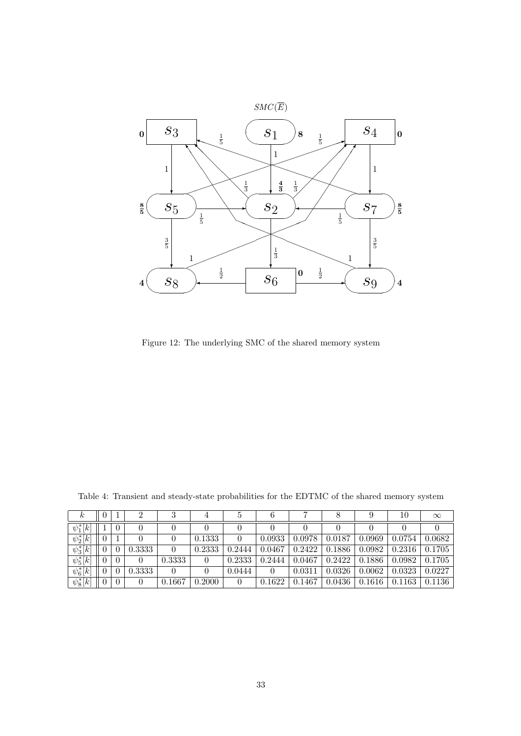Figure 12: The underlying SMC of the shared memory system

Table 4: Transient and steady-state probabilities for the EDTMC of the shared memory system

| $k$ | 0 | 1 | 2 | 3 | 4 | 5 | 6 | 7 | 8 | 9 | 10 | $\infty$ |
|---|---|---|---|---|---|---|---|---|---|---|---|---|
| $\psi_1^*[k]$ | 1 | 0 | 0 | 0 | 0 | 0 | 0 | 0 | 0 | 0 | 0 | 0 |
| $\psi_2^*[k]$ | 0 | 1 | 0 | 0 | 0.1333 | 0 | 0.0933 | 0.0978 | 0.0187 | 0.0969 | 0.0754 | 0.0682 |
| $\psi_3^*[k]$ | 0 | 0 | 0.3333 | 0 | 0.2333 | 0.2444 | 0.0467 | 0.2422 | 0.1886 | 0.0982 | 0.2316 | 0.1705 |
| $\psi_5^*[k]$ | 0 | 0 | 0 | 0.3333 | 0 | 0.2333 | 0.2444 | 0.0467 | 0.2422 | 0.1886 | 0.0982 | 0.1705 |
| $\psi_6^*[k]$ | 0 | 0 | 0.3333 | 0 | 0 | 0.0444 | 0 | 0.0311 | 0.0326 | 0.0062 | 0.0323 | 0.0227 |
| $\psi_8^*[k]$ | 0 | 0 | 0 | 0.1667 | 0.2000 | 0 | 0.1622 | 0.1467 | 0.0436 | 0.1616 | 0.1163 | 0.1136 |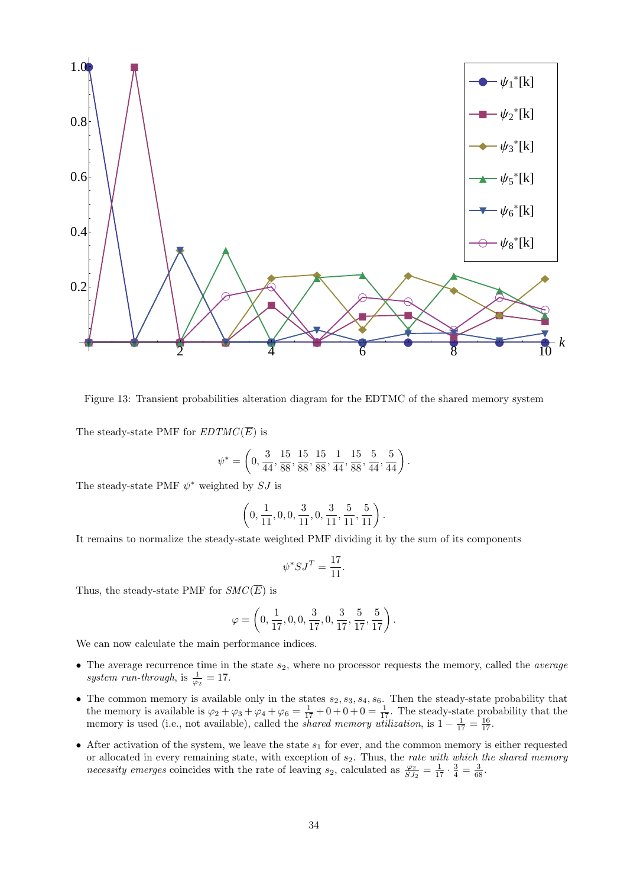Figure 13: Transient probabilities alteration diagram for the EDTMC of the shared memory system

The steady-state PMF for $EDTMC(\overline{E})$ is

$$\psi^* = \left(0, \frac{3}{44}, \frac{15}{88}, \frac{15}{88}, \frac{15}{88}, \frac{1}{44}, \frac{15}{88}, \frac{5}{44}, \frac{5}{44}\right).$$

The steady-state PMF $\psi^*$ weighted by $SJ$ is

$$\left(0, \frac{1}{11}, 0, 0, \frac{3}{11}, 0, \frac{3}{11}, \frac{5}{11}, \frac{5}{11}\right).$$

It remains to normalize the steady-state weighted PMF dividing it by the sum of its components

$$\psi^* SJ^T = \frac{17}{11}.$$

Thus, the steady-state PMF for $SMC(\overline{E})$ is

$$\varphi = \left(0, \frac{1}{17}, 0, 0, \frac{3}{17}, 0, \frac{3}{17}, \frac{5}{17}, \frac{5}{17}\right).$$

We can now calculate the main performance indices.

- The average recurrence time in the state $s_2$, where no processor requests the memory, called the *average system run-through*, is $\frac{1}{\varphi_2} = 17$.
- The common memory is available only in the states $s_2, s_3, s_4, s_6$. Then the steady-state probability that the memory is available is $\varphi_2 + \varphi_3 + \varphi_4 + \varphi_6 = \frac{1}{17} + 0 + 0 + 0 = \frac{1}{17}$. The steady-state probability that the memory is used (i.e., not available), called the *shared memory utilization*, is $1 - \frac{1}{17} = \frac{16}{17}$.
- After activation of the system, we leave the state $s_1$ for ever, and the common memory is either requested or allocated in every remaining state, with exception of $s_2$. Thus, the *rate with which the shared memory necessity emerges* coincides with the rate of leaving $s_2$, calculated as $\frac{\varphi_2}{SJ_2} = \frac{1}{17} \cdot \frac{3}{4} = \frac{3}{68}$.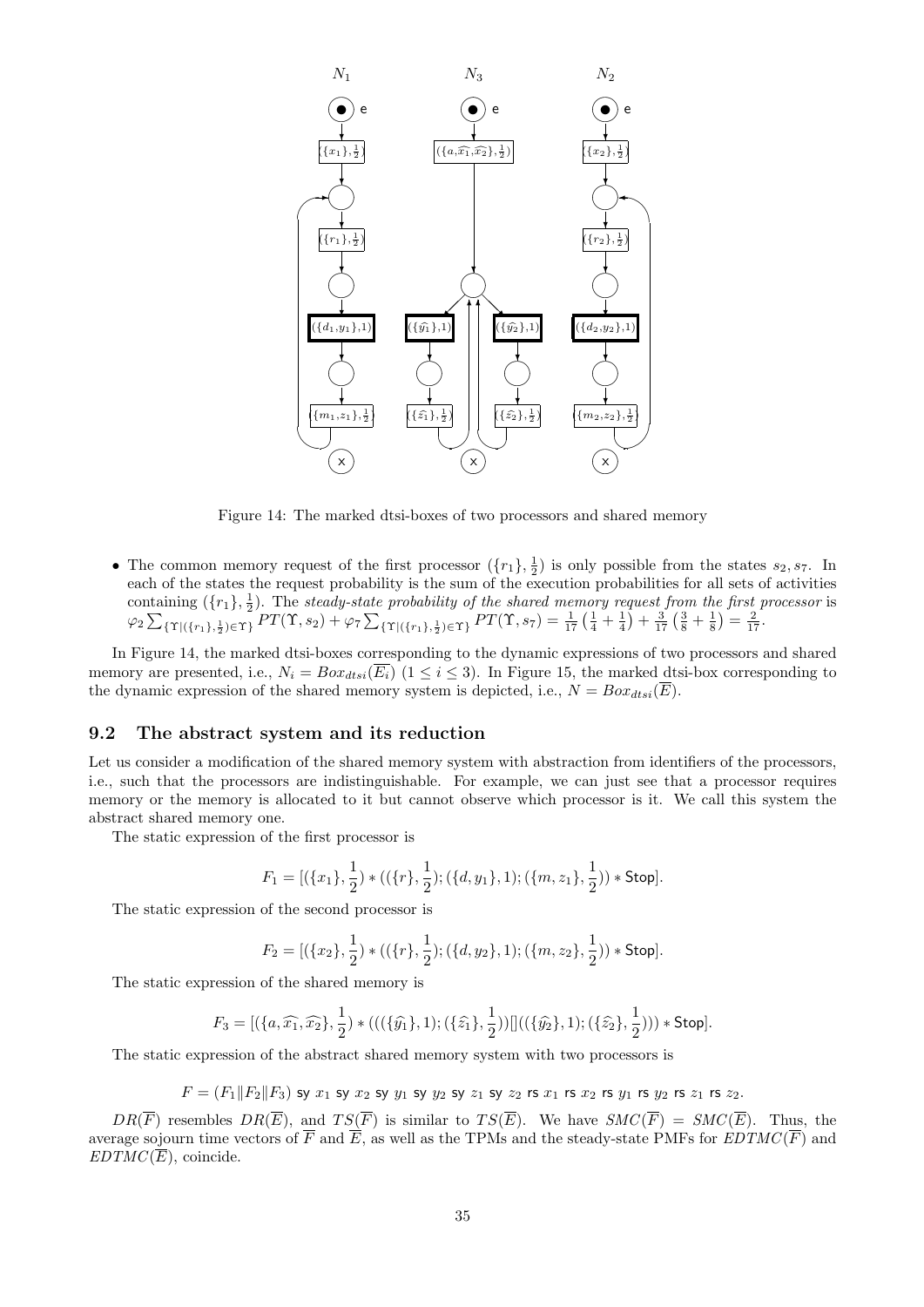Figure 14: The marked dtsi-boxes of two processors and shared memory

- The common memory request of the first processor $(\{r_1\}, \frac{1}{2})$ is only possible from the states $s_2, s_7$. In each of the states the request probability is the sum of the execution probabilities for all sets of activities containing $(\{r_1\}, \frac{1}{2})$. The *steady-state probability of the shared memory request from the first processor* is $\varphi_2 \sum_{\{\Upsilon|(\{r_1\},\frac{1}{2})\in\Upsilon\}} PT(\Upsilon, s_2) + \varphi_7 \sum_{\{\Upsilon|(\{r_1\},\frac{1}{2})\in\Upsilon\}} PT(\Upsilon, s_7) = \frac{1}{17}\left(\frac{1}{4}+\frac{1}{4}\right) + \frac{3}{17}\left(\frac{3}{8}+\frac{1}{8}\right) = \frac{2}{17}$.

In Figure 14, the marked dtsi-boxes corresponding to the dynamic expressions of two processors and shared memory are presented, i.e., $N_i = Box_{dtsi}(\overline{E_i})$ $(1 \le i \le 3)$. In Figure 15, the marked dtsi-box corresponding to the dynamic expression of the shared memory system is depicted, i.e., $N = Box_{dtsi}(\overline{E})$.

## 9.2 The abstract system and its reduction

Let us consider a modification of the shared memory system with abstraction from identifiers of the processors, i.e., such that the processors are indistinguishable. For example, we can just see that a processor requires memory or the memory is allocated to it but cannot observe which processor is it. We call this system the abstract shared memory one.

The static expression of the first processor is

$$F_1 = [(\{x_1\}, \frac{1}{2}) * ((\{r\}, \frac{1}{2}); (\{d, y_1\}, 1); (\{m, z_1\}, \frac{1}{2})) * \mathsf{Stop}].$$

The static expression of the second processor is

$$F_2 = [(\{x_2\}, \frac{1}{2}) * ((\{r\}, \frac{1}{2}); (\{d, y_2\}, 1); (\{m, z_2\}, \frac{1}{2})) * \mathsf{Stop}].$$

The static expression of the shared memory is

$$F_3 = [(\{a, \widehat{x_1}, \widehat{x_2}\}, \frac{1}{2}) * (((\{\widehat{y_1}\}, 1); (\{\widehat{z_1}\}, \frac{1}{2}))[]((\{\widehat{y_2}\}, 1); (\{\widehat{z_2}\}, \frac{1}{2}))) * \mathsf{Stop}].$$

The static expression of the abstract shared memory system with two processors is

$$F = (F_1 \| F_2 \| F_3) \text{ sy } x_1 \text{ sy } x_2 \text{ sy } y_1 \text{ sy } y_2 \text{ sy } z_1 \text{ sy } z_2 \text{ rs } x_1 \text{ rs } x_2 \text{ rs } y_1 \text{ rs } y_2 \text{ rs } z_1 \text{ rs } z_2.$$

$DR(\overline{F})$ resembles $DR(\overline{E})$, and $TS(\overline{F})$ is similar to $TS(\overline{E})$. We have $SMC(\overline{F}) = SMC(\overline{E})$. Thus, the average sojourn time vectors of $\overline{F}$ and $\overline{E}$, as well as the TPMs and the steady-state PMFs for $EDTMC(\overline{F})$ and $EDTMC(\overline{E})$, coincide.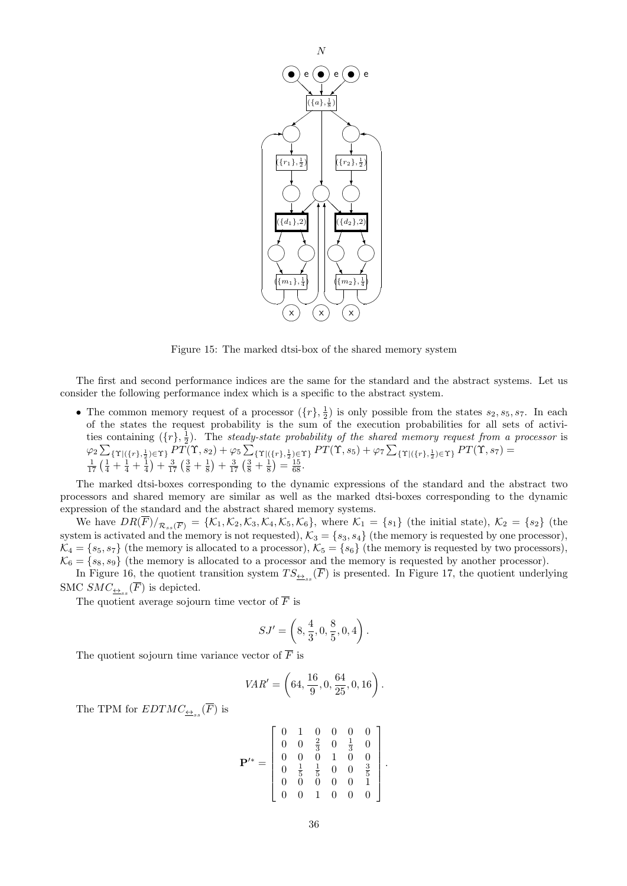Figure 15: The marked dtsi-box of the shared memory system

The first and second performance indices are the same for the standard and the abstract systems. Let us consider the following performance index which is a specific to the abstract system.

- The common memory request of a processor $(\{r\}, \frac{1}{2})$ is only possible from the states $s_2, s_5, s_7$. In each of the states the request probability is the sum of the execution probabilities for all sets of activities containing $(\{r\}, \frac{1}{2})$. The *steady-state probability of the shared memory request from a processor* is $\varphi_2 \sum_{\{\Upsilon|(\{r\},\frac{1}{2})\in\Upsilon\}} PT(\Upsilon, s_2) + \varphi_5 \sum_{\{\Upsilon|(\{r\},\frac{1}{2})\in\Upsilon\}} PT(\Upsilon, s_5) + \varphi_7 \sum_{\{\Upsilon|(\{r\},\frac{1}{2})\in\Upsilon\}} PT(\Upsilon, s_7) = \frac{1}{17}\left(\frac{1}{4} + \frac{1}{4} + \frac{1}{4}\right) + \frac{3}{17}\left(\frac{3}{8} + \frac{1}{8}\right) + \frac{3}{17}\left(\frac{3}{8} + \frac{1}{8}\right) = \frac{15}{68}$.

The marked dtsi-boxes corresponding to the dynamic expressions of the standard and the abstract two processors and shared memory are similar as well as the marked dtsi-boxes corresponding to the dynamic expression of the standard and the abstract shared memory systems.

We have $DR(\overline{F})/_{\mathcal{R}_{ss}(\overline{F})} = \{\mathcal{K}_1, \mathcal{K}_2, \mathcal{K}_3, \mathcal{K}_4, \mathcal{K}_5, \mathcal{K}_6\}$, where $\mathcal{K}_1 = \{s_1\}$ (the initial state), $\mathcal{K}_2 = \{s_2\}$ (the system is activated and the memory is not requested), $\mathcal{K}_3 = \{s_3, s_4\}$ (the memory is requested by one processor), $\mathcal{K}_4 = \{s_5, s_7\}$ (the memory is allocated to a processor), $\mathcal{K}_5 = \{s_6\}$ (the memory is requested by two processors), $\mathcal{K}_6 = \{s_8, s_9\}$ (the memory is allocated to a processor and the memory is requested by another processor).

In Figure 16, the quotient transition system $TS_{\underline{\leftrightarrow}_{ss}}(\overline{F})$ is presented. In Figure 17, the quotient underlying SMC $SMC_{\underline{\leftrightarrow}_{ss}}(\overline{F})$ is depicted.

The quotient average sojourn time vector of $\overline{F}$ is

$$SJ' = \left(8, \frac{4}{3}, 0, \frac{8}{5}, 0, 4\right).$$

The quotient sojourn time variance vector of $\overline{F}$ is

$$VAR' = \left(64, \frac{16}{9}, 0, \frac{64}{25}, 0, 16\right).$$

The TPM for $EDTMC_{\underline{\leftrightarrow}_{ss}}(\overline{F})$ is

$$\mathbf{P}'^{*} = \begin{bmatrix} 0 & 1 & 0 & 0 & 0 & 0 \\ 0 & 0 & \frac{2}{3} & 0 & \frac{1}{3} & 0 \\ 0 & 0 & 0 & 1 & 0 & 0 \\ 0 & \frac{1}{5} & \frac{1}{5} & 0 & 0 & \frac{3}{5} \\ 0 & 0 & 0 & 0 & 0 & 1 \\ 0 & 0 & 1 & 0 & 0 & 0 \end{bmatrix}.$$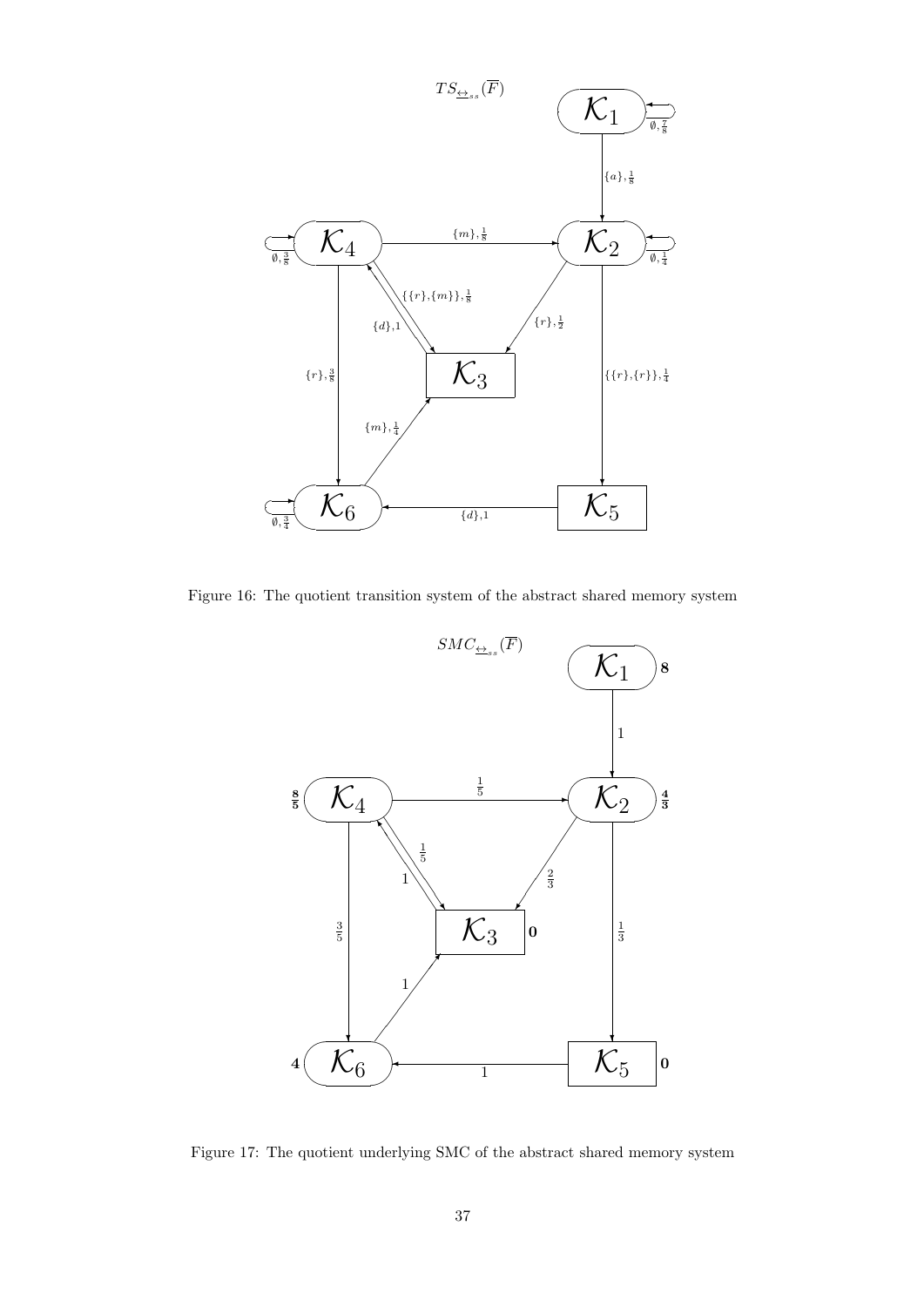Figure 16: The quotient transition system of the abstract shared memory system

Figure 17: The quotient underlying SMC of the abstract shared memory system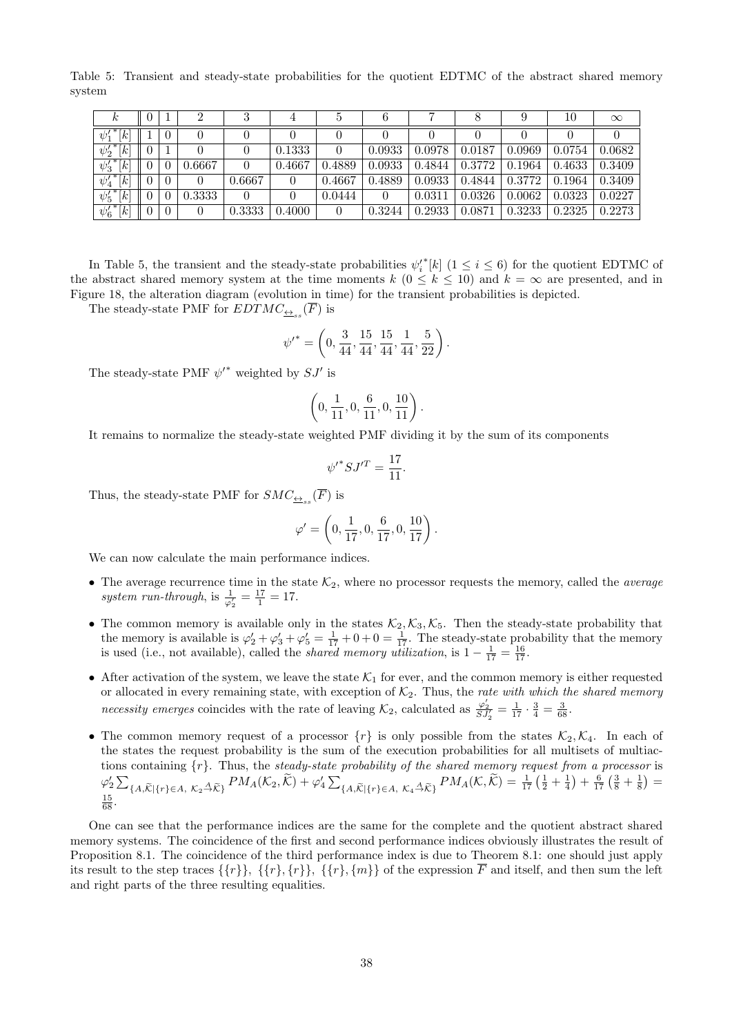Table 5: Transient and steady-state probabilities for the quotient EDTMC of the abstract shared memory system

| $k$ | 0 | 1 | 2 | 3 | 4 | 5 | 6 | 7 | 8 | 9 | 10 | $\infty$ |
|---|---|---|---|---|---|---|---|---|---|---|---|---|
| $\psi_1'^*[k]$ | 1 | 0 | 0 | 0 | 0 | 0 | 0 | 0 | 0 | 0 | 0 | 0 |
| $\psi_2'^*[k]$ | 0 | 1 | 0 | 0 | 0.1333 | 0 | 0.0933 | 0.0978 | 0.0187 | 0.0969 | 0.0754 | 0.0682 |
| $\psi_3'^*[k]$ | 0 | 0 | 0.6667 | 0 | 0.4667 | 0.4889 | 0.0933 | 0.4844 | 0.3772 | 0.1964 | 0.4633 | 0.3409 |
| $\psi_4'^*[k]$ | 0 | 0 | 0 | 0.6667 | 0 | 0.4667 | 0.4889 | 0.0933 | 0.4844 | 0.3772 | 0.1964 | 0.3409 |
| $\psi_5'^*[k]$ | 0 | 0 | 0.3333 | 0 | 0 | 0.0444 | 0 | 0.0311 | 0.0326 | 0.0062 | 0.0323 | 0.0227 |
| $\psi_6'^*[k]$ | 0 | 0 | 0 | 0.3333 | 0.4000 | 0 | 0.3244 | 0.2933 | 0.0871 | 0.3233 | 0.2325 | 0.2273 |

In Table 5, the transient and the steady-state probabilities $\psi_i'^*[k]$ $(1 \leq i \leq 6)$ for the quotient EDTMC of the abstract shared memory system at the time moments $k$ $(0 \leq k \leq 10)$ and $k = \infty$ are presented, and in Figure 18, the alteration diagram (evolution in time) for the transient probabilities is depicted.

The steady-state PMF for $EDTMC_{\underline{\leftrightarrow}_{ss}}(\overline{F})$ is

$$\psi'^* = \left(0, \frac{3}{44}, \frac{15}{44}, \frac{15}{44}, \frac{1}{44}, \frac{5}{22}\right).$$

The steady-state PMF $\psi'^*$ weighted by $SJ'$ is

$$\left(0, \frac{1}{11}, 0, \frac{6}{11}, 0, \frac{10}{11}\right).$$

It remains to normalize the steady-state weighted PMF dividing it by the sum of its components

$$\psi'^* SJ'^T = \frac{17}{11}.$$

Thus, the steady-state PMF for $SMC_{\underline{\leftrightarrow}_{ss}}(\overline{F})$ is

$$\varphi' = \left(0, \frac{1}{17}, 0, \frac{6}{17}, 0, \frac{10}{17}\right).$$

We can now calculate the main performance indices.

- The average recurrence time in the state $\mathcal{K}_2$, where no processor requests the memory, called the *average system run-through*, is $\frac{1}{\varphi_2'} = \frac{17}{1} = 17$.
- The common memory is available only in the states $\mathcal{K}_2, \mathcal{K}_3, \mathcal{K}_5$. Then the steady-state probability that the memory is available is $\varphi_2' + \varphi_3' + \varphi_5' = \frac{1}{17} + 0 + 0 = \frac{1}{17}$. The steady-state probability that the memory is used (i.e., not available), called the *shared memory utilization*, is $1 - \frac{1}{17} = \frac{16}{17}$.
- After activation of the system, we leave the state $\mathcal{K}_1$ for ever, and the common memory is either requested or allocated in every remaining state, with exception of $\mathcal{K}_2$. Thus, the *rate with which the shared memory necessity emerges* coincides with the rate of leaving $\mathcal{K}_2$, calculated as $\frac{\varphi_2'}{SJ_2'} = \frac{1}{17} \cdot \frac{3}{4} = \frac{3}{68}$.
- The common memory request of a processor $\{r\}$ is only possible from the states $\mathcal{K}_2, \mathcal{K}_4$. In each of the states the request probability is the sum of the execution probabilities for all multisets of multiactions containing $\{r\}$. Thus, the *steady-state probability of the shared memory request from a processor* is $\varphi_2' \sum_{\{A,\widetilde{\mathcal{K}} \mid \{r\} \in A,\ \mathcal{K}_2 \xrightarrow{A} \widetilde{\mathcal{K}}\}} PM_A(\mathcal{K}_2, \widetilde{\mathcal{K}}) + \varphi_4' \sum_{\{A,\widetilde{\mathcal{K}} \mid \{r\} \in A,\ \mathcal{K}_4 \xrightarrow{A} \widetilde{\mathcal{K}}\}} PM_A(\mathcal{K}, \widetilde{\mathcal{K}}) = \frac{1}{17}\left(\frac{1}{2} + \frac{1}{4}\right) + \frac{6}{17}\left(\frac{3}{8} + \frac{1}{8}\right) = \frac{15}{68}$.

One can see that the performance indices are the same for the complete and the quotient abstract shared memory systems. The coincidence of the first and second performance indices obviously illustrates the result of Proposition 8.1. The coincidence of the third performance index is due to Theorem 8.1: one should just apply its result to the step traces $\{\{r\}\}$, $\{\{r\},\{r\}\}$, $\{\{r\},\{m\}\}$ of the expression $\overline{F}$ and itself, and then sum the left and right parts of the three resulting equalities.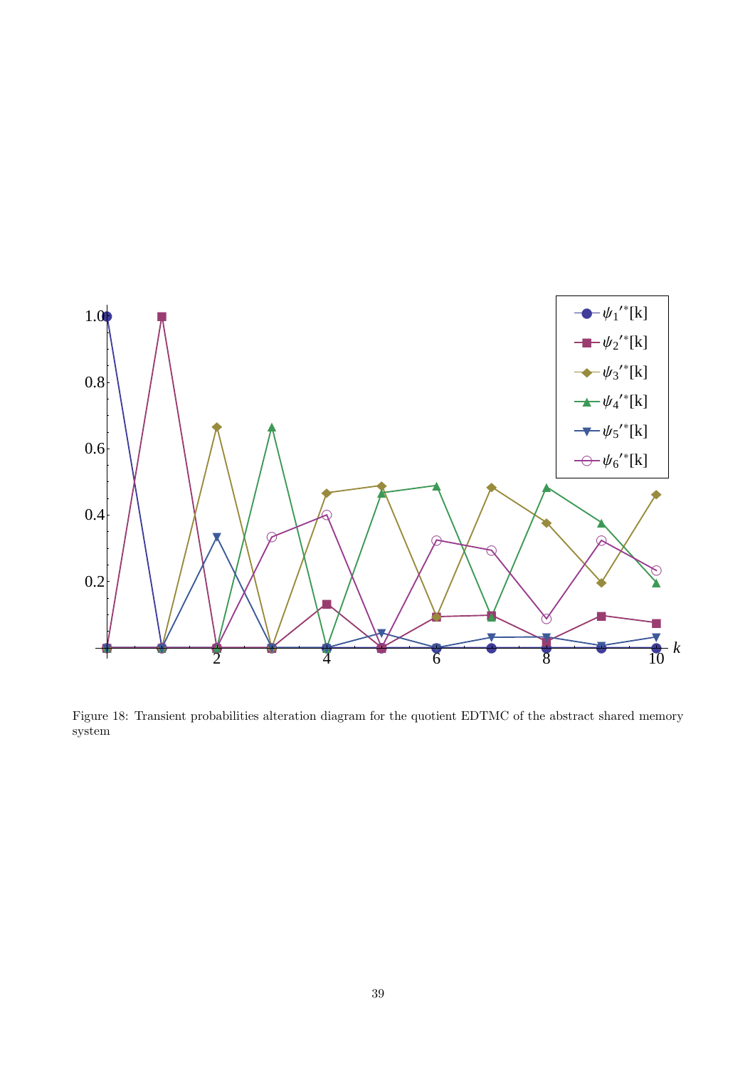Figure 18: Transient probabilities alteration diagram for the quotient EDTMC of the abstract shared memory system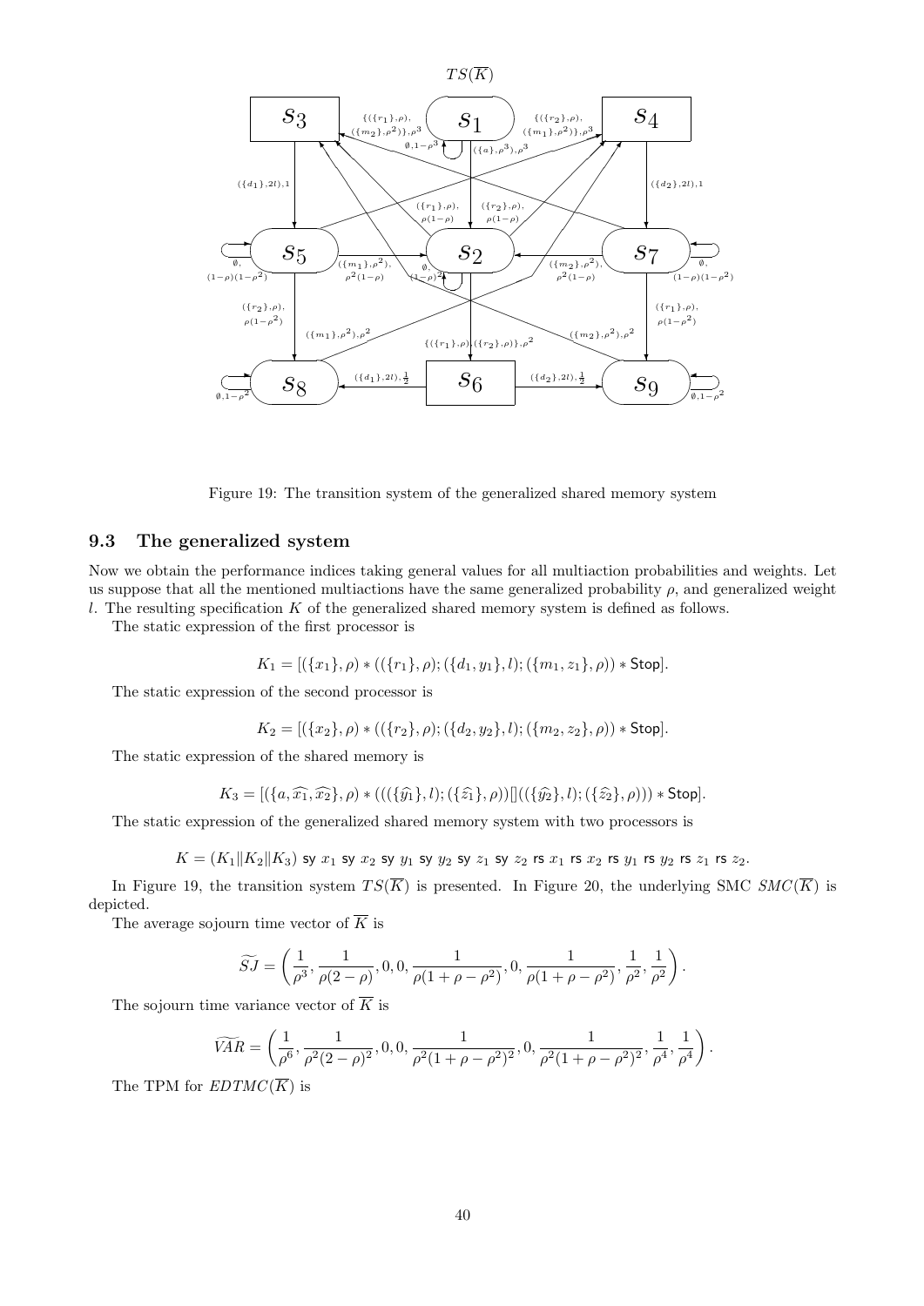Figure 19: The transition system of the generalized shared memory system

### 9.3 The generalized system

Now we obtain the performance indices taking general values for all multiaction probabilities and weights. Let us suppose that all the mentioned multiactions have the same generalized probability $\rho$, and generalized weight $l$. The resulting specification $K$ of the generalized shared memory system is defined as follows.

The static expression of the first processor is

$$K_1 = [(\{x_1\}, \rho) * ((\{r_1\}, \rho); (\{d_1, y_1\}, l); (\{m_1, z_1\}, \rho)) * \mathsf{Stop}].$$

The static expression of the second processor is

$$K_2 = [(\{x_2\}, \rho) * ((\{r_2\}, \rho); (\{d_2, y_2\}, l); (\{m_2, z_2\}, \rho)) * \mathsf{Stop}].$$

The static expression of the shared memory is

$$K_3 = [(\{a, \widehat{x_1}, \widehat{x_2}\}, \rho) * (((\{\widehat{y_1}\}, l); (\{\widehat{z_1}\}, \rho))[]((\{\widehat{y_2}\}, l); (\{\widehat{z_2}\}, \rho))) * \mathsf{Stop}].$$

The static expression of the generalized shared memory system with two processors is

$$K = (K_1 \| K_2 \| K_3) \text{ sy } x_1 \text{ sy } x_2 \text{ sy } y_1 \text{ sy } y_2 \text{ sy } z_1 \text{ sy } z_2 \text{ rs } x_1 \text{ rs } x_2 \text{ rs } y_1 \text{ rs } y_2 \text{ rs } z_1 \text{ rs } z_2.$$

In Figure 19, the transition system $TS(\overline{K})$ is presented. In Figure 20, the underlying SMC $SMC(\overline{K})$ is depicted.

The average sojourn time vector of $\overline{K}$ is

$$\widetilde{SJ} = \left( \frac{1}{\rho^3}, \frac{1}{\rho(2-\rho)}, 0, 0, \frac{1}{\rho(1+\rho-\rho^2)}, 0, \frac{1}{\rho(1+\rho-\rho^2)}, \frac{1}{\rho^2}, \frac{1}{\rho^2} \right).$$

The sojourn time variance vector of $\overline{K}$ is

$$\widetilde{VAR} = \left( \frac{1}{\rho^6}, \frac{1}{\rho^2(2-\rho)^2}, 0, 0, \frac{1}{\rho^2(1+\rho-\rho^2)^2}, 0, \frac{1}{\rho^2(1+\rho-\rho^2)^2}, \frac{1}{\rho^4}, \frac{1}{\rho^4} \right).$$

The TPM for $EDTMC(\overline{K})$ is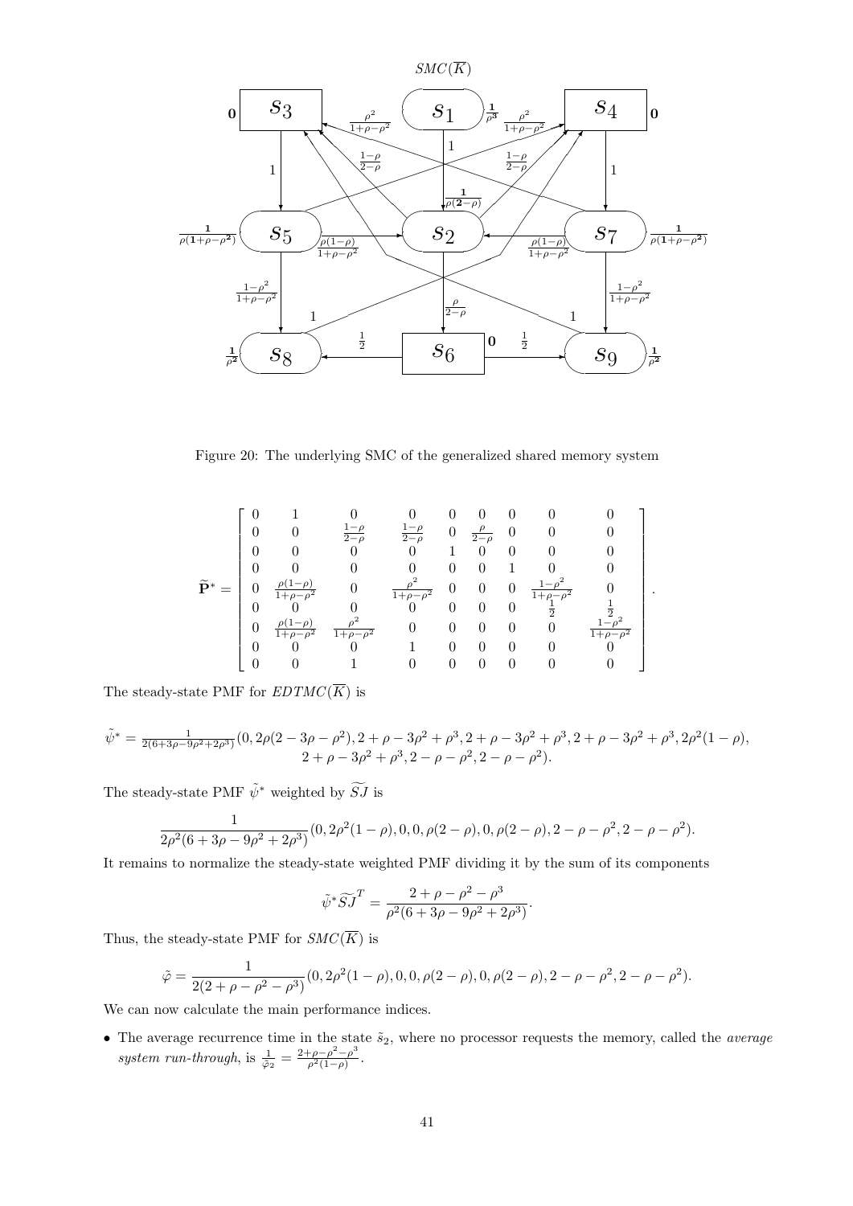Figure 20: The underlying SMC of the generalized shared memory system

$$\widetilde{\mathbf{P}}^* = \begin{bmatrix} 0 & 1 & 0 & 0 & 0 & 0 & 0 & 0 & 0 \\ 0 & 0 & \frac{1-\rho}{2-\rho} & \frac{1-\rho}{2-\rho} & 0 & \frac{\rho}{2-\rho} & 0 & 0 & 0 \\ 0 & 0 & 0 & 0 & 1 & 0 & 0 & 0 & 0 \\ 0 & 0 & 0 & 0 & 0 & 0 & 1 & 0 & 0 \\ 0 & \frac{\rho(1-\rho)}{1+\rho-\rho^2} & 0 & \frac{\rho^2}{1+\rho-\rho^2} & 0 & 0 & 0 & \frac{1-\rho^2}{1+\rho-\rho^2} & 0 \\ 0 & 0 & 0 & 0 & 0 & 0 & 0 & \frac{1}{2} & \frac{1}{2} \\ 0 & \frac{\rho(1-\rho)}{1+\rho-\rho^2} & \frac{\rho^2}{1+\rho-\rho^2} & 0 & 0 & 0 & 0 & 0 & \frac{1-\rho^2}{1+\rho-\rho^2} \\ 0 & 0 & 0 & 1 & 0 & 0 & 0 & 0 & 0 \\ 0 & 0 & 1 & 0 & 0 & 0 & 0 & 0 & 0 \end{bmatrix}.$$

The steady-state PMF for $EDTMC(\overline{K})$ is

$$\tilde{\psi}^* = \frac{1}{2(6+3\rho-9\rho^2+2\rho^3)}(0, 2\rho(2-3\rho-\rho^2), 2+\rho-3\rho^2+\rho^3, 2+\rho-3\rho^2+\rho^3, 2+\rho-3\rho^2+\rho^3, 2\rho^2(1-\rho), 2+\rho-3\rho^2+\rho^3, 2-\rho-\rho^2, 2-\rho-\rho^2).$$

The steady-state PMF $\tilde{\psi}^*$ weighted by $\widetilde{SJ}$ is

$$\frac{1}{2\rho^2(6+3\rho-9\rho^2+2\rho^3)}(0, 2\rho^2(1-\rho), 0, 0, \rho(2-\rho), 0, \rho(2-\rho), 2-\rho-\rho^2, 2-\rho-\rho^2).$$

It remains to normalize the steady-state weighted PMF dividing it by the sum of its components

$$\tilde{\psi}^*\widetilde{SJ}^T = \frac{2+\rho-\rho^2-\rho^3}{\rho^2(6+3\rho-9\rho^2+2\rho^3)}.$$

Thus, the steady-state PMF for $SMC(\overline{K})$ is

$$\tilde{\varphi} = \frac{1}{2(2+\rho-\rho^2-\rho^3)}(0, 2\rho^2(1-\rho), 0, 0, \rho(2-\rho), 0, \rho(2-\rho), 2-\rho-\rho^2, 2-\rho-\rho^2).$$

We can now calculate the main performance indices.

- The average recurrence time in the state $\tilde{s}_2$, where no processor requests the memory, called the *average system run-through*, is $\frac{1}{\tilde{\varphi}_2} = \frac{2+\rho-\rho^2-\rho^3}{\rho^2(1-\rho)}$.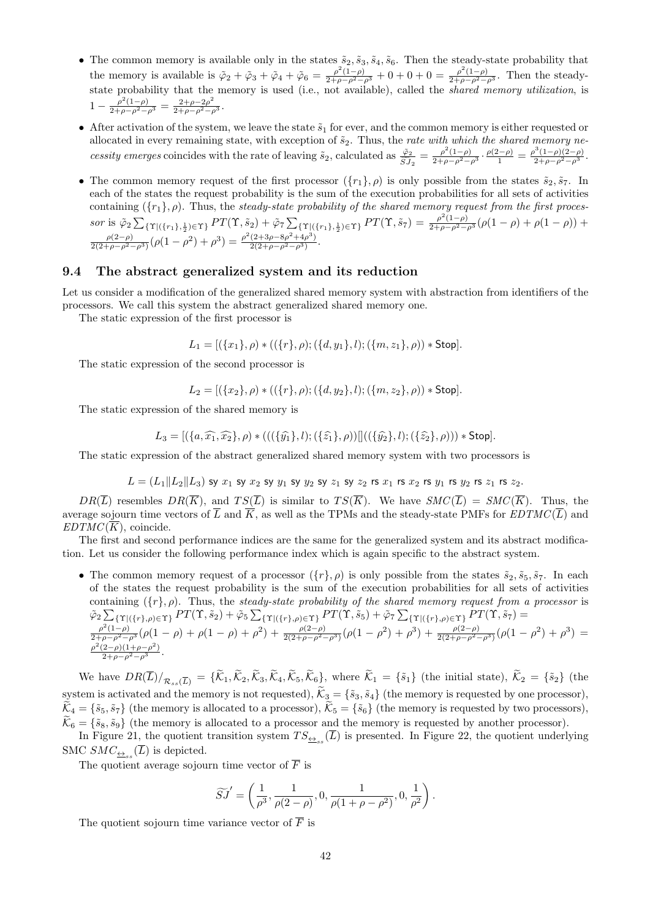- The common memory is available only in the states $\tilde{s}_2, \tilde{s}_3, \tilde{s}_4, \tilde{s}_6$. Then the steady-state probability that the memory is available is $\tilde{\varphi}_2 + \tilde{\varphi}_3 + \tilde{\varphi}_4 + \tilde{\varphi}_6 = \frac{\rho^2(1-\rho)}{2+\rho-\rho^2-\rho^3} + 0 + 0 + 0 = \frac{\rho^2(1-\rho)}{2+\rho-\rho^2-\rho^3}$. Then the steady-state probability that the memory is used (i.e., not available), called the *shared memory utilization*, is $1 - \frac{\rho^2(1-\rho)}{2+\rho-\rho^2-\rho^3} = \frac{2+\rho-2\rho^2}{2+\rho-\rho^2-\rho^3}$.
- After activation of the system, we leave the state $\tilde{s}_1$ for ever, and the common memory is either requested or allocated in every remaining state, with exception of $\tilde{s}_2$. Thus, the *rate with which the shared memory necessity emerges* coincides with the rate of leaving $\tilde{s}_2$, calculated as $\frac{\tilde{\varphi}_2}{\widetilde{SJ}_2} = \frac{\rho^2(1-\rho)}{2+\rho-\rho^2-\rho^3} \cdot \frac{\rho(2-\rho)}{1} = \frac{\rho^3(1-\rho)(2-\rho)}{2+\rho-\rho^2-\rho^3}$.
- The common memory request of the first processor $(\{r_1\}, \rho)$ is only possible from the states $\tilde{s}_2, \tilde{s}_7$. In each of the states the request probability is the sum of the execution probabilities for all sets of activities containing $(\{r_1\}, \rho)$. Thus, the *steady-state probability of the shared memory request from the first processor* is $\tilde{\varphi}_2 \sum_{\{\Upsilon|(\{r_1\},\frac{1}{2})\in\Upsilon\}} PT(\Upsilon, \tilde{s}_2) + \tilde{\varphi}_7 \sum_{\{\Upsilon|(\{r_1\},\frac{1}{2})\in\Upsilon\}} PT(\Upsilon, \tilde{s}_7) = \frac{\rho^2(1-\rho)}{2+\rho-\rho^2-\rho^3}(\rho(1-\rho) + \rho(1-\rho)) + \frac{\rho(2-\rho)}{2(2+\rho-\rho^2-\rho^3)}(\rho(1-\rho^2) + \rho^3) = \frac{\rho^2(2+3\rho-8\rho^2+4\rho^3)}{2(2+\rho-\rho^2-\rho^3)}$.

### 9.4 The abstract generalized system and its reduction

Let us consider a modification of the generalized shared memory system with abstraction from identifiers of the processors. We call this system the abstract generalized shared memory one.

The static expression of the first processor is

$$L_1 = [(\{x_1\}, \rho) * ((\{r\}, \rho); (\{d, y_1\}, l); (\{m, z_1\}, \rho)) * \mathsf{Stop}].$$

The static expression of the second processor is

$$L_2 = [(\{x_2\}, \rho) * ((\{r\}, \rho); (\{d, y_2\}, l); (\{m, z_2\}, \rho)) * \mathsf{Stop}].$$

The static expression of the shared memory is

$$L_3 = [(\{a, \widehat{x_1}, \widehat{x_2}\}, \rho) * (((\{\widehat{y_1}\}, l); (\{\widehat{z_1}\}, \rho))[]((\{\widehat{y_2}\}, l); (\{\widehat{z_2}\}, \rho))) * \mathsf{Stop}].$$

The static expression of the abstract generalized shared memory system with two processors is

$$L = (L_1 \| L_2 \| L_3) \text{ sy } x_1 \text{ sy } x_2 \text{ sy } y_1 \text{ sy } y_2 \text{ sy } z_1 \text{ sy } z_2 \text{ rs } x_1 \text{ rs } x_2 \text{ rs } y_1 \text{ rs } y_2 \text{ rs } z_1 \text{ rs } z_2.$$

$DR(\overline{L})$ resembles $DR(\overline{K})$, and $TS(\overline{L})$ is similar to $TS(\overline{K})$. We have $SMC(\overline{L}) = SMC(\overline{K})$. Thus, the average sojourn time vectors of $\overline{L}$ and $\overline{K}$, as well as the TPMs and the steady-state PMFs for $EDTMC(\overline{L})$ and $EDTMC(\overline{K})$, coincide.

The first and second performance indices are the same for the generalized system and its abstract modification. Let us consider the following performance index which is again specific to the abstract system.

- The common memory request of a processor $(\{r\}, \rho)$ is only possible from the states $\tilde{s}_2, \tilde{s}_5, \tilde{s}_7$. In each of the states the request probability is the sum of the execution probabilities for all sets of activities containing $(\{r\}, \rho)$. Thus, the *steady-state probability of the shared memory request from a processor* is $\tilde{\varphi}_2 \sum_{\{\Upsilon|(\{r\},\rho)\in\Upsilon\}} PT(\Upsilon, \tilde{s}_2) + \tilde{\varphi}_5 \sum_{\{\Upsilon|(\{r\},\rho)\in\Upsilon\}} PT(\Upsilon, \tilde{s}_5) + \tilde{\varphi}_7 \sum_{\{\Upsilon|(\{r\},\rho)\in\Upsilon\}} PT(\Upsilon, \tilde{s}_7) = \frac{\rho^2(1-\rho)}{2+\rho-\rho^2-\rho^3}(\rho(1-\rho) + \rho(1-\rho) + \rho^2) + \frac{\rho(2-\rho)}{2(2+\rho-\rho^2-\rho^3)}(\rho(1-\rho^2) + \rho^3) + \frac{\rho(2-\rho)}{2(2+\rho-\rho^2-\rho^3)}(\rho(1-\rho^2) + \rho^3) = \frac{\rho^2(2-\rho)(1+\rho-\rho^2)}{2+\rho-\rho^2-\rho^3}$.

We have $DR(\overline{L})/_{\mathcal{R}_{ss}(\overline{L})} = \{\widetilde{\mathcal{K}}_1, \widetilde{\mathcal{K}}_2, \widetilde{\mathcal{K}}_3, \widetilde{\mathcal{K}}_4, \widetilde{\mathcal{K}}_5, \widetilde{\mathcal{K}}_6\}$, where $\widetilde{\mathcal{K}}_1 = \{\tilde{s}_1\}$ (the initial state), $\widetilde{\mathcal{K}}_2 = \{\tilde{s}_2\}$ (the system is activated and the memory is not requested), $\widetilde{\mathcal{K}}_3 = \{\tilde{s}_3, \tilde{s}_4\}$ (the memory is requested by one processor), $\widetilde{\mathcal{K}}_4 = \{\tilde{s}_5, \tilde{s}_7\}$ (the memory is allocated to a processor), $\widetilde{\mathcal{K}}_5 = \{\tilde{s}_6\}$ (the memory is requested by two processors), $\widetilde{\mathcal{K}}_6 = \{\tilde{s}_8, \tilde{s}_9\}$ (the memory is allocated to a processor and the memory is requested by another processor).

In Figure 21, the quotient transition system $TS_{\underline{\leftrightarrow}_{ss}}(\overline{L})$ is presented. In Figure 22, the quotient underlying SMC $SMC_{\underline{\leftrightarrow}_{ss}}(\overline{L})$ is depicted.

The quotient average sojourn time vector of $\overline{F}$ is

$$\widetilde{SJ}' = \left(\frac{1}{\rho^3}, \frac{1}{\rho(2-\rho)}, 0, \frac{1}{\rho(1+\rho-\rho^2)}, 0, \frac{1}{\rho^2}\right).$$

The quotient sojourn time variance vector of $\overline{F}$ is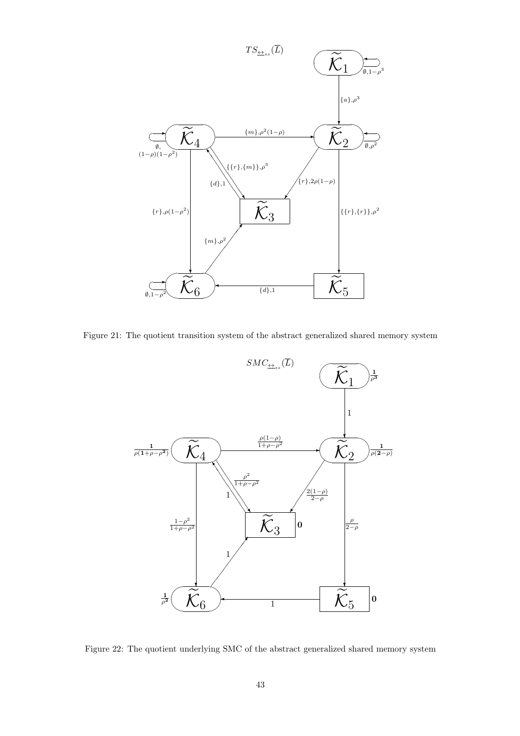Figure 21: The quotient transition system of the abstract generalized shared memory system

Figure 22: The quotient underlying SMC of the abstract generalized shared memory system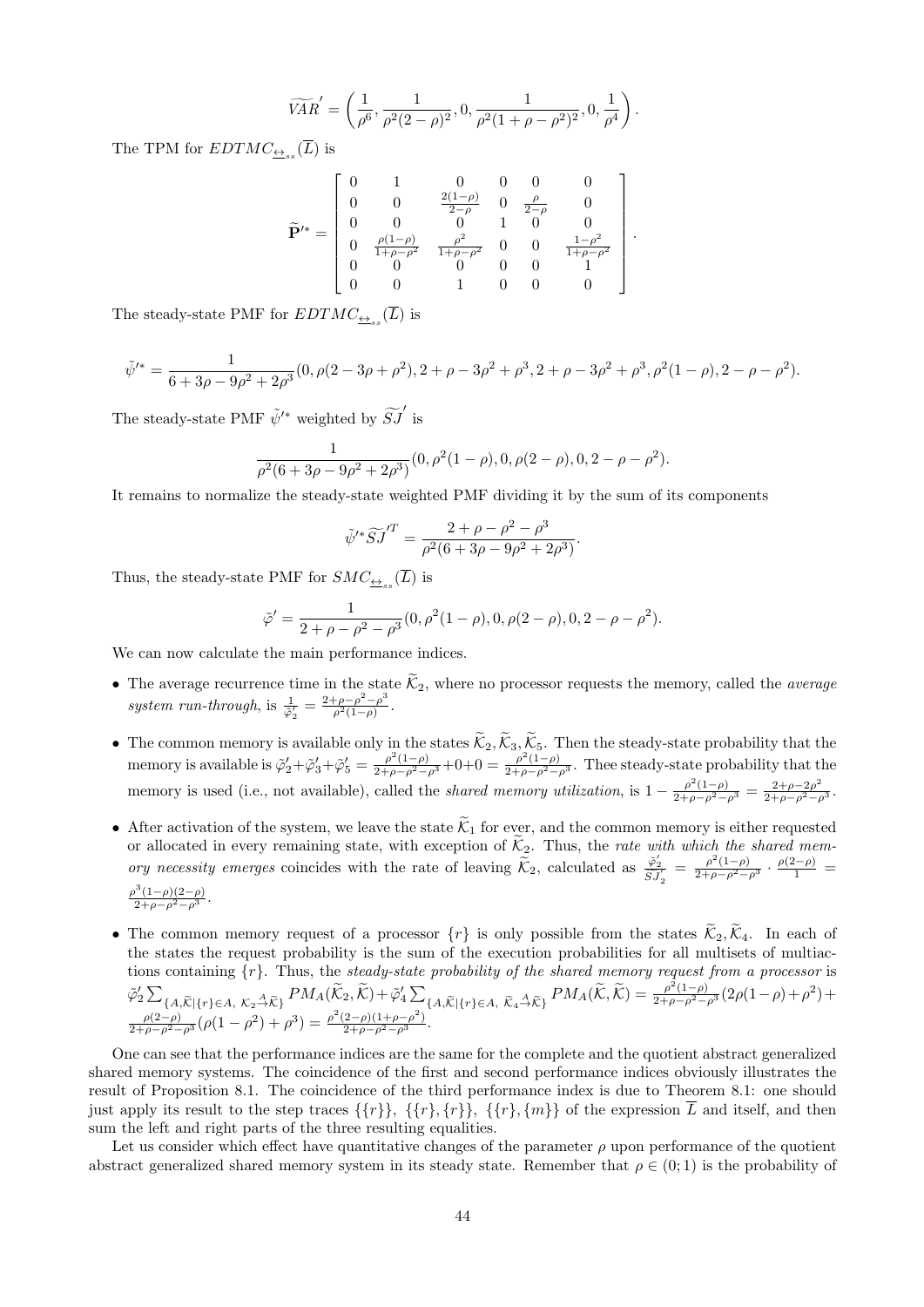$$\widetilde{VAR}' = \left(\frac{1}{\rho^6}, \frac{1}{\rho^2(2-\rho)^2}, 0, \frac{1}{\rho^2(1+\rho-\rho^2)^2}, 0, \frac{1}{\rho^4}\right).$$

The TPM for $EDTMC_{\underline{\leftrightarrow}_{ss}}(\overline{L})$ is

$$\widetilde{\mathbf{P}}'^{*} = \begin{bmatrix} 0 & 1 & 0 & 0 & 0 & 0 \\ 0 & 0 & \frac{2(1-\rho)}{2-\rho} & 0 & \frac{\rho}{2-\rho} & 0 \\ 0 & 0 & 0 & 1 & 0 & 0 \\ 0 & \frac{\rho(1-\rho)}{1+\rho-\rho^2} & \frac{\rho^2}{1+\rho-\rho^2} & 0 & 0 & \frac{1-\rho^2}{1+\rho-\rho^2} \\ 0 & 0 & 0 & 0 & 0 & 1 \\ 0 & 0 & 1 & 0 & 0 & 0 \end{bmatrix}.$$

The steady-state PMF for $EDTMC_{\underline{\leftrightarrow}_{ss}}(\overline{L})$ is

$$\tilde{\psi}'^{*} = \frac{1}{6+3\rho-9\rho^2+2\rho^3}(0, \rho(2-3\rho+\rho^2), 2+\rho-3\rho^2+\rho^3, 2+\rho-3\rho^2+\rho^3, \rho^2(1-\rho), 2-\rho-\rho^2).$$

The steady-state PMF $\tilde{\psi}'^{*}$ weighted by $\widetilde{SJ}'$ is

$$\frac{1}{\rho^2(6+3\rho-9\rho^2+2\rho^3)}(0, \rho^2(1-\rho), 0, \rho(2-\rho), 0, 2-\rho-\rho^2).$$

It remains to normalize the steady-state weighted PMF dividing it by the sum of its components

$$\tilde{\psi}'^{*}\widetilde{SJ}'^{T} = \frac{2+\rho-\rho^2-\rho^3}{\rho^2(6+3\rho-9\rho^2+2\rho^3)}.$$

Thus, the steady-state PMF for $SMC_{\underline{\leftrightarrow}_{ss}}(\overline{L})$ is

$$\tilde{\varphi}' = \frac{1}{2+\rho-\rho^2-\rho^3}(0, \rho^2(1-\rho), 0, \rho(2-\rho), 0, 2-\rho-\rho^2).$$

We can now calculate the main performance indices.

- The average recurrence time in the state $\widetilde{\mathcal{K}}_2$, where no processor requests the memory, called the *average system run-through*, is $\frac{1}{\tilde{\varphi}'_2} = \frac{2+\rho-\rho^2-\rho^3}{\rho^2(1-\rho)}$.
- The common memory is available only in the states $\widetilde{\mathcal{K}}_2, \widetilde{\mathcal{K}}_3, \widetilde{\mathcal{K}}_5$. Then the steady-state probability that the memory is available is $\tilde{\varphi}'_2+\tilde{\varphi}'_3+\tilde{\varphi}'_5 = \frac{\rho^2(1-\rho)}{2+\rho-\rho^2-\rho^3}+0+0 = \frac{\rho^2(1-\rho)}{2+\rho-\rho^2-\rho^3}$. Thee steady-state probability that the memory is used (i.e., not available), called the *shared memory utilization*, is $1-\frac{\rho^2(1-\rho)}{2+\rho-\rho^2-\rho^3} = \frac{2+\rho-2\rho^2}{2+\rho-\rho^2-\rho^3}$.
- After activation of the system, we leave the state $\widetilde{\mathcal{K}}_1$ for ever, and the common memory is either requested or allocated in every remaining state, with exception of $\widetilde{\mathcal{K}}_2$. Thus, the *rate with which the shared memory necessity emerges* coincides with the rate of leaving $\widetilde{\mathcal{K}}_2$, calculated as $\frac{\tilde{\varphi}'_2}{\widetilde{SJ}'_2} = \frac{\rho^2(1-\rho)}{2+\rho-\rho^2-\rho^3}\cdot\frac{\rho(2-\rho)}{1} = \frac{\rho^3(1-\rho)(2-\rho)}{2+\rho-\rho^2-\rho^3}$.
- The common memory request of a processor $\{r\}$ is only possible from the states $\widetilde{\mathcal{K}}_2, \widetilde{\mathcal{K}}_4$. In each of the states the request probability is the sum of the execution probabilities for all multisets of multiactions containing $\{r\}$. Thus, the *steady-state probability of the shared memory request from a processor* is $\tilde{\varphi}'_2\sum_{\{A,\widetilde{\mathcal{K}}|\{r\}\in A,\ \mathcal{K}_2\stackrel{A}{\to}\widetilde{\mathcal{K}}\}} PM_A(\widetilde{\mathcal{K}}_2,\widetilde{\mathcal{K}})+\tilde{\varphi}'_4\sum_{\{A,\widetilde{\mathcal{K}}|\{r\}\in A,\ \widetilde{\mathcal{K}}_4\stackrel{A}{\to}\widetilde{\mathcal{K}}\}} PM_A(\widetilde{\mathcal{K}},\widetilde{\mathcal{K}}) = \frac{\rho^2(1-\rho)}{2+\rho-\rho^2-\rho^3}(2\rho(1-\rho)+\rho^2)+\frac{\rho(2-\rho)}{2+\rho-\rho^2-\rho^3}(\rho(1-\rho^2)+\rho^3) = \frac{\rho^2(2-\rho)(1+\rho-\rho^2)}{2+\rho-\rho^2-\rho^3}$.

One can see that the performance indices are the same for the complete and the quotient abstract generalized shared memory systems. The coincidence of the first and second performance indices obviously illustrates the result of Proposition 8.1. The coincidence of the third performance index is due to Theorem 8.1: one should just apply its result to the step traces $\{\{r\}\}$, $\{\{r\},\{r\}\}$, $\{\{r\},\{m\}\}$ of the expression $\overline{L}$ and itself, and then sum the left and right parts of the three resulting equalities.

Let us consider which effect have quantitative changes of the parameter $\rho$ upon performance of the quotient abstract generalized shared memory system in its steady state. Remember that $\rho \in (0;1)$ is the probability of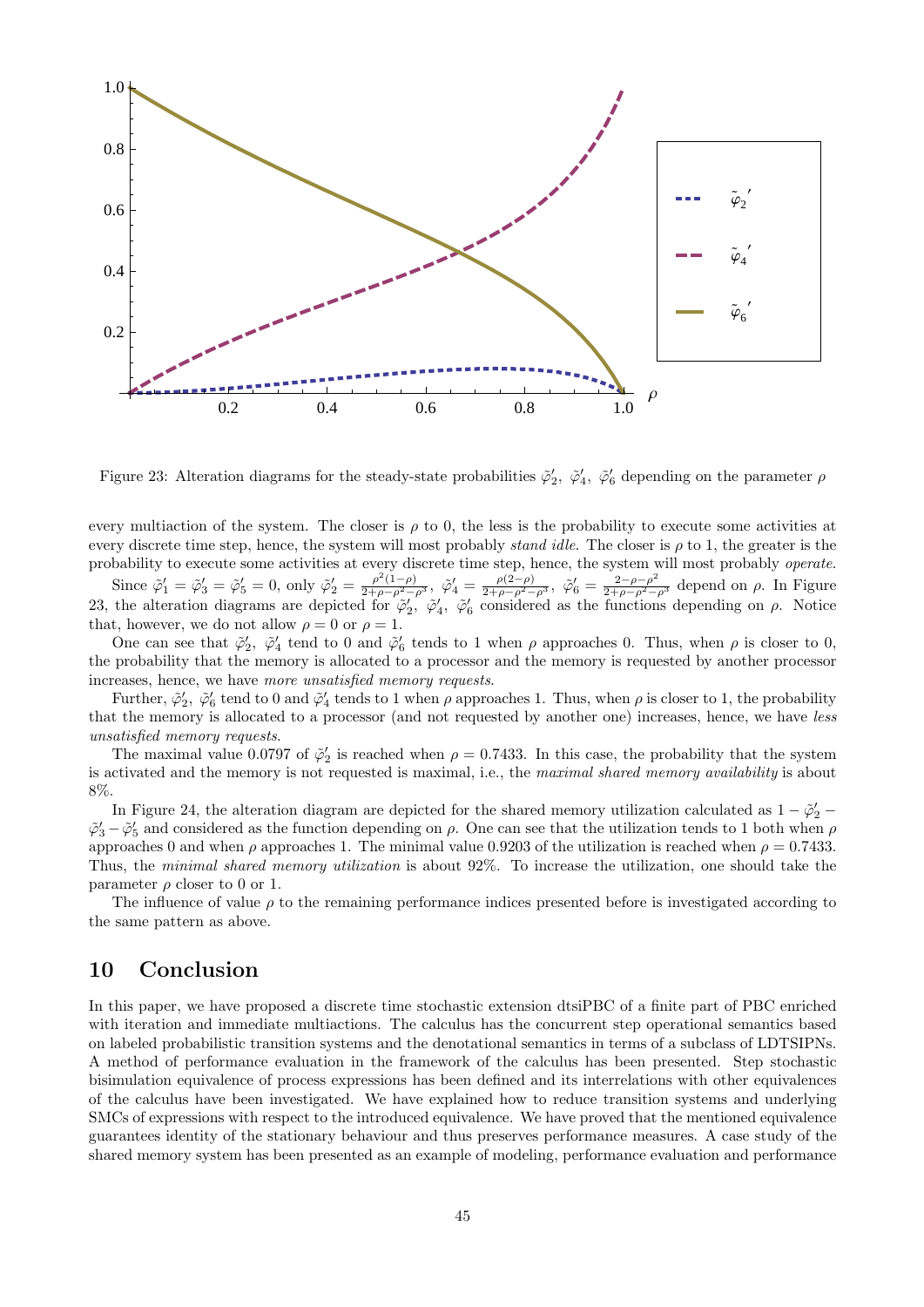Figure 23: Alteration diagrams for the steady-state probabilities $\tilde{\varphi}'_2,\ \tilde{\varphi}'_4,\ \tilde{\varphi}'_6$ depending on the parameter $\rho$

every multiaction of the system. The closer is $\rho$ to 0, the less is the probability to execute some activities at every discrete time step, hence, the system will most probably *stand idle*. The closer is $\rho$ to 1, the greater is the probability to execute some activities at every discrete time step, hence, the system will most probably *operate*.

Since $\tilde{\varphi}'_1 = \tilde{\varphi}'_3 = \tilde{\varphi}'_5 = 0$, only $\tilde{\varphi}'_2 = \frac{\rho^2(1-\rho)}{2+\rho-\rho^2-\rho^3},\ \tilde{\varphi}'_4 = \frac{\rho(2-\rho)}{2+\rho-\rho^2-\rho^3},\ \tilde{\varphi}'_6 = \frac{2-\rho-\rho^2}{2+\rho-\rho^2-\rho^3}$ depend on $\rho$. In Figure 23, the alteration diagrams are depicted for $\tilde{\varphi}'_2,\ \tilde{\varphi}'_4,\ \tilde{\varphi}'_6$ considered as the functions depending on $\rho$. Notice that, however, we do not allow $\rho = 0$ or $\rho = 1$.

One can see that $\tilde{\varphi}'_2,\ \tilde{\varphi}'_4$ tend to 0 and $\tilde{\varphi}'_6$ tends to 1 when $\rho$ approaches 0. Thus, when $\rho$ is closer to 0, the probability that the memory is allocated to a processor and the memory is requested by another processor increases, hence, we have *more unsatisfied memory requests*.

Further, $\tilde{\varphi}'_2,\ \tilde{\varphi}'_6$ tend to 0 and $\tilde{\varphi}'_4$ tends to 1 when $\rho$ approaches 1. Thus, when $\rho$ is closer to 1, the probability that the memory is allocated to a processor (and not requested by another one) increases, hence, we have *less unsatisfied memory requests*.

The maximal value 0.0797 of $\tilde{\varphi}'_2$ is reached when $\rho = 0.7433$. In this case, the probability that the system is activated and the memory is not requested is maximal, i.e., the *maximal shared memory availability* is about 8%.

In Figure 24, the alteration diagram are depicted for the shared memory utilization calculated as $1 - \tilde{\varphi}'_2 - \tilde{\varphi}'_3 - \tilde{\varphi}'_5$ and considered as the function depending on $\rho$. One can see that the utilization tends to 1 both when $\rho$ approaches 0 and when $\rho$ approaches 1. The minimal value 0.9203 of the utilization is reached when $\rho = 0.7433$. Thus, the *minimal shared memory utilization* is about 92%. To increase the utilization, one should take the parameter $\rho$ closer to 0 or 1.

The influence of value $\rho$ to the remaining performance indices presented before is investigated according to the same pattern as above.

## 10 Conclusion

In this paper, we have proposed a discrete time stochastic extension dtsiPBC of a finite part of PBC enriched with iteration and immediate multiactions. The calculus has the concurrent step operational semantics based on labeled probabilistic transition systems and the denotational semantics in terms of a subclass of LDTSIPNs. A method of performance evaluation in the framework of the calculus has been presented. Step stochastic bisimulation equivalence of process expressions has been defined and its interrelations with other equivalences of the calculus have been investigated. We have explained how to reduce transition systems and underlying SMCs of expressions with respect to the introduced equivalence. We have proved that the mentioned equivalence guarantees identity of the stationary behaviour and thus preserves performance measures. A case study of the shared memory system has been presented as an example of modeling, performance evaluation and performance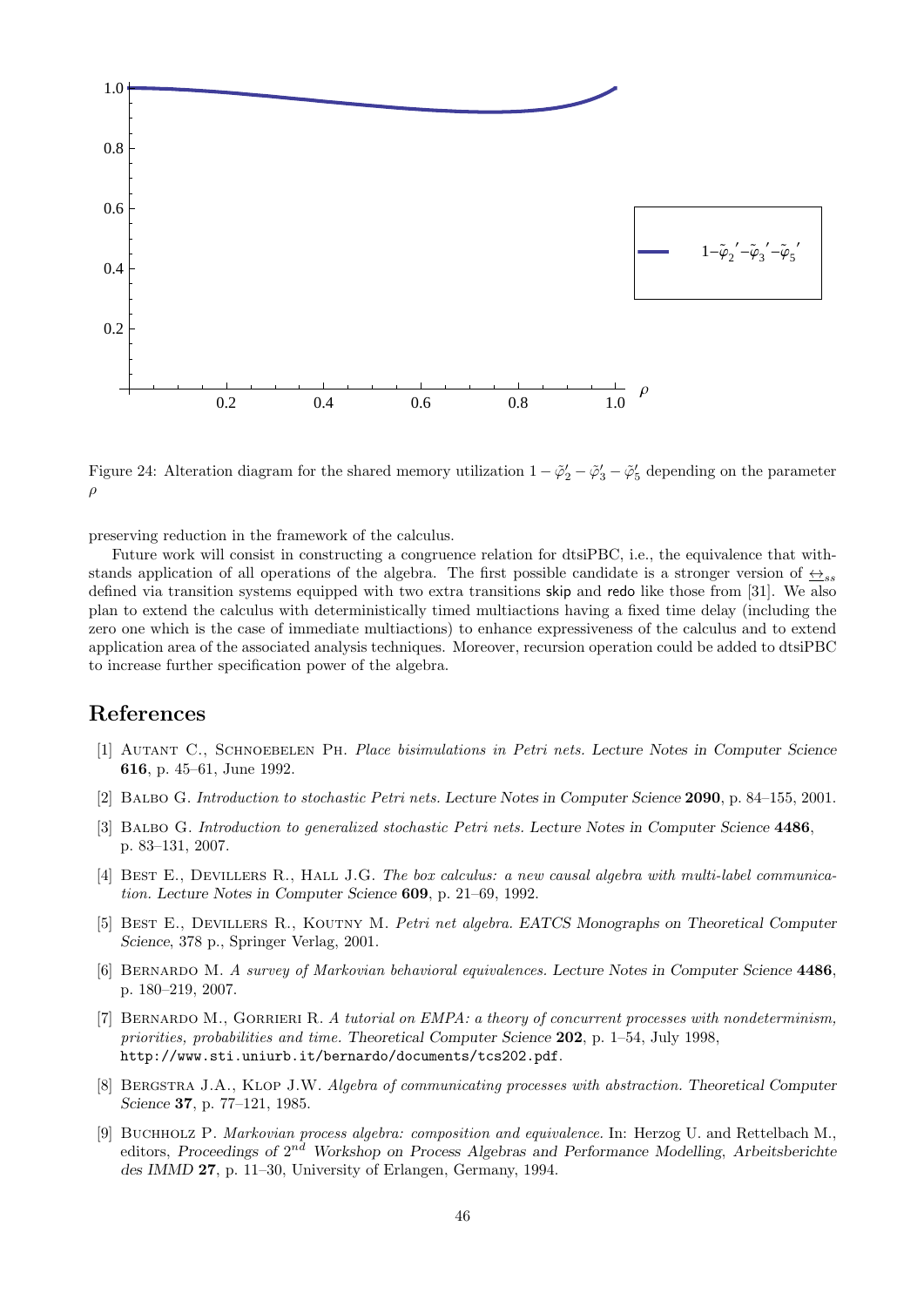Figure 24: Alteration diagram for the shared memory utilization $1 - \tilde{\varphi}'_2 - \tilde{\varphi}'_3 - \tilde{\varphi}'_5$ depending on the parameter $\rho$

preserving reduction in the framework of the calculus.

Future work will consist in constructing a congruence relation for dtsiPBC, i.e., the equivalence that withstands application of all operations of the algebra. The first possible candidate is a stronger version of $\underline{\leftrightarrow}_{ss}$ defined via transition systems equipped with two extra transitions skip and redo like those from [31]. We also plan to extend the calculus with deterministically timed multiactions having a fixed time delay (including the zero one which is the case of immediate multiactions) to enhance expressiveness of the calculus and to extend application area of the associated analysis techniques. Moreover, recursion operation could be added to dtsiPBC to increase further specification power of the algebra.

# References

[1] Autant C., Schnoebelen Ph. *Place bisimulations in Petri nets.* Lecture Notes in Computer Science **616**, p. 45–61, June 1992.

[2] Balbo G. *Introduction to stochastic Petri nets.* Lecture Notes in Computer Science **2090**, p. 84–155, 2001.

[3] Balbo G. *Introduction to generalized stochastic Petri nets.* Lecture Notes in Computer Science **4486**, p. 83–131, 2007.

[4] Best E., Devillers R., Hall J.G. *The box calculus: a new causal algebra with multi-label communication.* Lecture Notes in Computer Science **609**, p. 21–69, 1992.

[5] Best E., Devillers R., Koutny M. *Petri net algebra.* EATCS Monographs on Theoretical Computer Science, 378 p., Springer Verlag, 2001.

[6] Bernardo M. *A survey of Markovian behavioral equivalences.* Lecture Notes in Computer Science **4486**, p. 180–219, 2007.

[7] Bernardo M., Gorrieri R. *A tutorial on EMPA: a theory of concurrent processes with nondeterminism, priorities, probabilities and time.* Theoretical Computer Science **202**, p. 1–54, July 1998, http://www.sti.uniurb.it/bernardo/documents/tcs202.pdf.

[8] Bergstra J.A., Klop J.W. *Algebra of communicating processes with abstraction.* Theoretical Computer Science **37**, p. 77–121, 1985.

[9] Buchholz P. *Markovian process algebra: composition and equivalence.* In: Herzog U. and Rettelbach M., editors, Proceedings of $2^{nd}$ Workshop on Process Algebras and Performance Modelling, Arbeitsberichte des IMMD **27**, p. 11–30, University of Erlangen, Germany, 1994.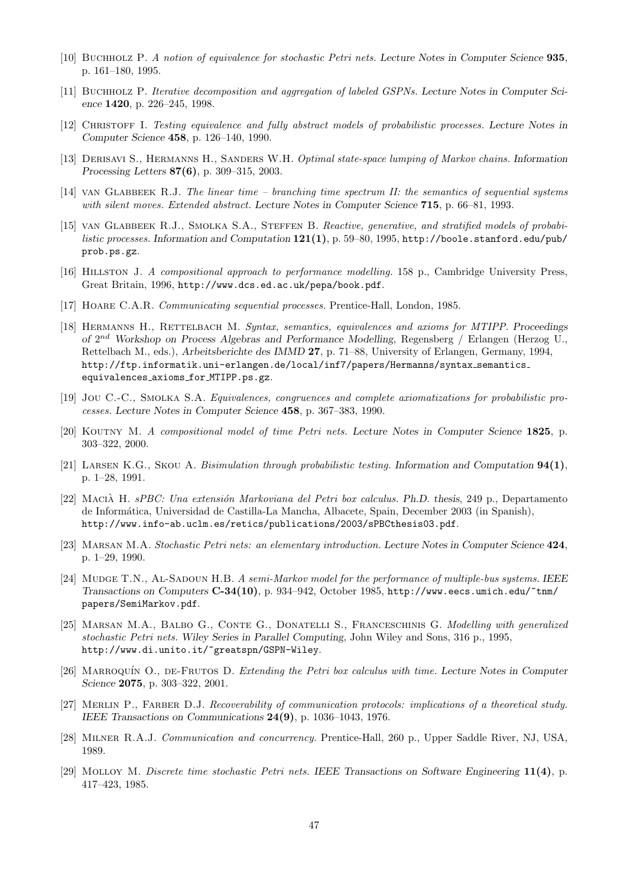[10] Buchholz P. *A notion of equivalence for stochastic Petri nets.* Lecture Notes in Computer Science **935**, p. 161–180, 1995.

[11] Buchholz P. *Iterative decomposition and aggregation of labeled GSPNs.* Lecture Notes in Computer Science **1420**, p. 226–245, 1998.

[12] Christoff I. *Testing equivalence and fully abstract models of probabilistic processes.* Lecture Notes in Computer Science **458**, p. 126–140, 1990.

[13] Derisavi S., Hermanns H., Sanders W.H. *Optimal state-space lumping of Markov chains.* Information Processing Letters **87(6)**, p. 309–315, 2003.

[14] van Glabbeek R.J. *The linear time – branching time spectrum II: the semantics of sequential systems with silent moves. Extended abstract.* Lecture Notes in Computer Science **715**, p. 66–81, 1993.

[15] van Glabbeek R.J., Smolka S.A., Steffen B. *Reactive, generative, and stratified models of probabilistic processes.* Information and Computation **121(1)**, p. 59–80, 1995, http://boole.stanford.edu/pub/prob.ps.gz.

[16] Hillston J. *A compositional approach to performance modelling.* 158 p., Cambridge University Press, Great Britain, 1996, http://www.dcs.ed.ac.uk/pepa/book.pdf.

[17] Hoare C.A.R. *Communicating sequential processes.* Prentice-Hall, London, 1985.

[18] Hermanns H., Rettelbach M. *Syntax, semantics, equivalences and axioms for MTIPP.* Proceedings of $2^{nd}$ Workshop on Process Algebras and Performance Modelling, Regensberg / Erlangen (Herzog U., Rettelbach M., eds.), *Arbeitsberichte des IMMD* **27**, p. 71–88, University of Erlangen, Germany, 1994, http://ftp.informatik.uni-erlangen.de/local/inf7/papers/Hermanns/syntax_semantics_equivalences_axioms_for_MTIPP.ps.gz.

[19] Jou C.-C., Smolka S.A. *Equivalences, congruences and complete axiomatizations for probabilistic processes.* Lecture Notes in Computer Science **458**, p. 367–383, 1990.

[20] Koutny M. *A compositional model of time Petri nets.* Lecture Notes in Computer Science **1825**, p. 303–322, 2000.

[21] Larsen K.G., Skou A. *Bisimulation through probabilistic testing.* Information and Computation **94(1)**, p. 1–28, 1991.

[22] Macià H. *sPBC: Una extensión Markoviana del Petri box calculus. Ph.D. thesis*, 249 p., Departamento de Informática, Universidad de Castilla-La Mancha, Albacete, Spain, December 2003 (in Spanish), http://www.info-ab.uclm.es/retics/publications/2003/sPBCthesis03.pdf.

[23] Marsan M.A. *Stochastic Petri nets: an elementary introduction.* Lecture Notes in Computer Science **424**, p. 1–29, 1990.

[24] Mudge T.N., Al-Sadoun H.B. *A semi-Markov model for the performance of multiple-bus systems.* IEEE Transactions on Computers **C-34(10)**, p. 934–942, October 1985, http://www.eecs.umich.edu/~tnm/papers/SemiMarkov.pdf.

[25] Marsan M.A., Balbo G., Conte G., Donatelli S., Franceschinis G. *Modelling with generalized stochastic Petri nets.* Wiley Series in Parallel Computing, John Wiley and Sons, 316 p., 1995, http://www.di.unito.it/~greatspn/GSPN-Wiley.

[26] Marroquín O., de-Frutos D. *Extending the Petri box calculus with time.* Lecture Notes in Computer Science **2075**, p. 303–322, 2001.

[27] Merlin P., Farber D.J. *Recoverability of communication protocols: implications of a theoretical study.* IEEE Transactions on Communications **24(9)**, p. 1036–1043, 1976.

[28] Milner R.A.J. *Communication and concurrency.* Prentice-Hall, 260 p., Upper Saddle River, NJ, USA, 1989.

[29] Molloy M. *Discrete time stochastic Petri nets.* IEEE Transactions on Software Engineering **11(4)**, p. 417–423, 1985.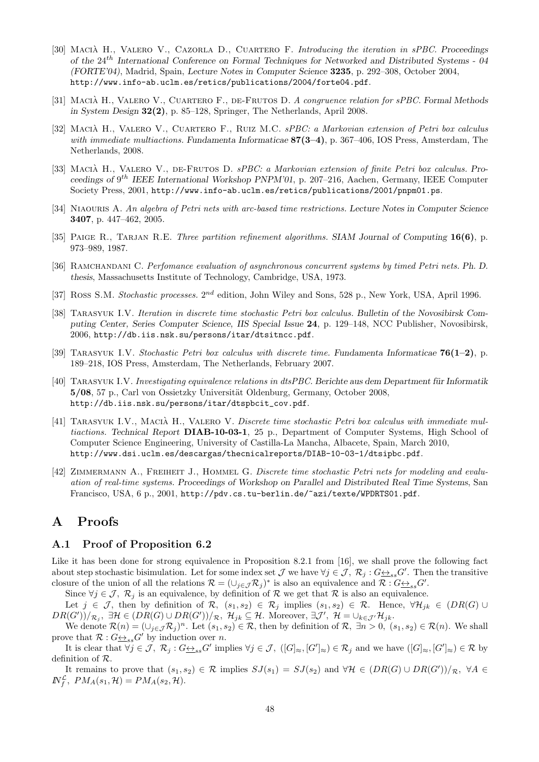[30] Macià H., Valero V., Cazorla D., Cuartero F. *Introducing the iteration in sPBC. Proceedings of the* $24^{th}$ *International Conference on Formal Techniques for Networked and Distributed Systems - 04 (FORTE'04)*, Madrid, Spain, *Lecture Notes in Computer Science* **3235**, p. 292–308, October 2004, http://www.info-ab.uclm.es/retics/publications/2004/forte04.pdf.

[31] Macià H., Valero V., Cuartero F., de-Frutos D. *A congruence relation for sPBC. Formal Methods in System Design* **32(2)**, p. 85–128, Springer, The Netherlands, April 2008.

[32] Macià H., Valero V., Cuartero F., Ruiz M.C. *sPBC: a Markovian extension of Petri box calculus with immediate multiactions. Fundamenta Informaticae* **87(3–4)**, p. 367–406, IOS Press, Amsterdam, The Netherlands, 2008.

[33] Macià H., Valero V., de-Frutos D. *sPBC: a Markovian extension of finite Petri box calculus. Proceedings of* $9^{th}$ *IEEE International Workshop PNPM'01*, p. 207–216, Aachen, Germany, IEEE Computer Society Press, 2001, http://www.info-ab.uclm.es/retics/publications/2001/pnpm01.ps.

[34] Niaouris A. *An algebra of Petri nets with arc-based time restrictions. Lecture Notes in Computer Science* **3407**, p. 447–462, 2005.

[35] Paige R., Tarjan R.E. *Three partition refinement algorithms. SIAM Journal of Computing* **16(6)**, p. 973–989, 1987.

[36] Ramchandani C. *Perfomance evaluation of asynchronous concurrent systems by timed Petri nets. Ph. D. thesis*, Massachusetts Institute of Technology, Cambridge, USA, 1973.

[37] Ross S.M. *Stochastic processes.* $2^{nd}$ edition, John Wiley and Sons, 528 p., New York, USA, April 1996.

[38] Tarasyuk I.V. *Iteration in discrete time stochastic Petri box calculus. Bulletin of the Novosibirsk Computing Center, Series Computer Science, IIS Special Issue* **24**, p. 129–148, NCC Publisher, Novosibirsk, 2006, http://db.iis.nsk.su/persons/itar/dtsitncc.pdf.

[39] Tarasyuk I.V. *Stochastic Petri box calculus with discrete time. Fundamenta Informaticae* **76(1–2)**, p. 189–218, IOS Press, Amsterdam, The Netherlands, February 2007.

[40] Tarasyuk I.V. *Investigating equivalence relations in dtsPBC. Berichte aus dem Department für Informatik* **5/08**, 57 p., Carl von Ossietzky Universität Oldenburg, Germany, October 2008, http://db.iis.nsk.su/persons/itar/dtspbcit_cov.pdf.

[41] Tarasyuk I.V., Macià H., Valero V. *Discrete time stochastic Petri box calculus with immediate multiactions. Technical Report* **DIAB-10-03-1**, 25 p., Department of Computer Systems, High School of Computer Science Engineering, University of Castilla-La Mancha, Albacete, Spain, March 2010, http://www.dsi.uclm.es/descargas/thecnicalreports/DIAB-10-03-1/dtsipbc.pdf.

[42] Zimmermann A., Freiheit J., Hommel G. *Discrete time stochastic Petri nets for modeling and evaluation of real-time systems. Proceedings of Workshop on Parallel and Distributed Real Time Systems*, San Francisco, USA, 6 p., 2001, http://pdv.cs.tu-berlin.de/~azi/texte/WPDRTS01.pdf.

# A Proofs

## A.1 Proof of Proposition 6.2

Like it has been done for strong equivalence in Proposition 8.2.1 from [16], we shall prove the following fact about step stochastic bisimulation. Let for some index set $\mathcal{J}$ we have $\forall j \in \mathcal{J},\ \mathcal{R}_j : G \underline{\leftrightarrow}_{ss} G'$. Then the transitive closure of the union of all the relations $\mathcal{R} = (\cup_{j\in\mathcal{J}}\mathcal{R}_j)^*$ is also an equivalence and $\mathcal{R} : G \underline{\leftrightarrow}_{ss} G'$.

Since $\forall j \in \mathcal{J},\ \mathcal{R}_j$ is an equivalence, by definition of $\mathcal{R}$ we get that $\mathcal{R}$ is also an equivalence.

Let $j \in \mathcal{J}$, then by definition of $\mathcal{R}$, $(s_1, s_2) \in \mathcal{R}_j$ implies $(s_1, s_2) \in \mathcal{R}$. Hence, $\forall \mathcal{H}_{jk} \in (DR(G) \cup DR(G'))/_{\mathcal{R}_j},\ \exists \mathcal{H} \in (DR(G) \cup DR(G'))/_{\mathcal{R}},\ \mathcal{H}_{jk} \subseteq \mathcal{H}$. Moreover, $\exists \mathcal{J}',\ \mathcal{H} = \cup_{k\in\mathcal{J}'}\mathcal{H}_{jk}$.

We denote $\mathcal{R}(n) = (\cup_{j\in\mathcal{J}}\mathcal{R}_j)^n$. Let $(s_1, s_2) \in \mathcal{R}$, then by definition of $\mathcal{R}$, $\exists n > 0,\ (s_1, s_2) \in \mathcal{R}(n)$. We shall prove that $\mathcal{R} : G \underline{\leftrightarrow}_{ss} G'$ by induction over $n$.

It is clear that $\forall j \in \mathcal{J},\ \mathcal{R}_j : G \underline{\leftrightarrow}_{ss} G'$ implies $\forall j \in \mathcal{J},\ ([G]_\approx, [G']_\approx) \in \mathcal{R}_j$ and we have $([G]_\approx, [G']_\approx) \in \mathcal{R}$ by definition of $\mathcal{R}$.

It remains to prove that $(s_1, s_2) \in \mathcal{R}$ implies $SJ(s_1) = SJ(s_2)$ and $\forall \mathcal{H} \in (DR(G) \cup DR(G'))/_{\mathcal{R}},\ \forall A \in I\!N_f^{\mathcal{L}},\ PM_A(s_1, \mathcal{H}) = PM_A(s_2, \mathcal{H})$.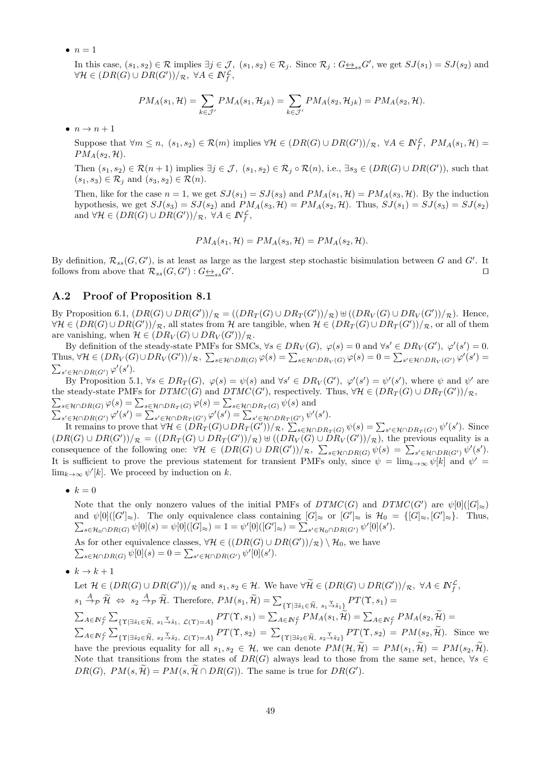- $n = 1$

  In this case, $(s_1, s_2) \in \mathcal{R}$ implies $\exists j \in \mathcal{J},\ (s_1, s_2) \in \mathcal{R}_j$. Since $\mathcal{R}_j : G \underline{\leftrightarrow}_{ss} G'$, we get $SJ(s_1) = SJ(s_2)$ and $\forall \mathcal{H} \in (DR(G) \cup DR(G'))/_{\mathcal{R}},\ \forall A \in I\!N_f^{\mathcal{L}}$,

$$PM_A(s_1, \mathcal{H}) = \sum_{k \in \mathcal{J}'} PM_A(s_1, \mathcal{H}_{jk}) = \sum_{k \in \mathcal{J}'} PM_A(s_2, \mathcal{H}_{jk}) = PM_A(s_2, \mathcal{H}).$$

- $n \to n + 1$

  Suppose that $\forall m \leq n,\ (s_1, s_2) \in \mathcal{R}(m)$ implies $\forall \mathcal{H} \in (DR(G) \cup DR(G'))/_{\mathcal{R}},\ \forall A \in I\!N_f^{\mathcal{L}},\ PM_A(s_1, \mathcal{H}) = PM_A(s_2, \mathcal{H})$.

  Then $(s_1, s_2) \in \mathcal{R}(n + 1)$ implies $\exists j \in \mathcal{J},\ (s_1, s_2) \in \mathcal{R}_j \circ \mathcal{R}(n)$, i.e., $\exists s_3 \in (DR(G) \cup DR(G'))$, such that $(s_1, s_3) \in \mathcal{R}_j$ and $(s_3, s_2) \in \mathcal{R}(n)$.

  Then, like for the case $n = 1$, we get $SJ(s_1) = SJ(s_3)$ and $PM_A(s_1, \mathcal{H}) = PM_A(s_3, \mathcal{H})$. By the induction hypothesis, we get $SJ(s_3) = SJ(s_2)$ and $PM_A(s_3, \mathcal{H}) = PM_A(s_2, \mathcal{H})$. Thus, $SJ(s_1) = SJ(s_3) = SJ(s_2)$ and $\forall \mathcal{H} \in (DR(G) \cup DR(G'))/_{\mathcal{R}},\ \forall A \in I\!N_f^{\mathcal{L}}$,

$$PM_A(s_1, \mathcal{H}) = PM_A(s_3, \mathcal{H}) = PM_A(s_2, \mathcal{H}).$$

By definition, $\mathcal{R}_{ss}(G, G')$, is at least as large as the largest step stochastic bisimulation between $G$ and $G'$. It follows from above that $\mathcal{R}_{ss}(G, G') : G \underline{\leftrightarrow}_{ss} G'$. ⊓⊔

## A.2 Proof of Proposition 8.1

By Proposition 6.1, $(DR(G) \cup DR(G'))/_{\mathcal{R}} = ((DR_T(G) \cup DR_T(G'))/_{\mathcal{R}}) \uplus ((DR_V(G) \cup DR_V(G'))/_{\mathcal{R}})$. Hence, $\forall \mathcal{H} \in (DR(G) \cup DR(G'))/_{\mathcal{R}}$, all states from $\mathcal{H}$ are tangible, when $\mathcal{H} \in (DR_T(G) \cup DR_T(G'))/_{\mathcal{R}}$, or all of them are vanishing, when $\mathcal{H} \in (DR_V(G) \cup DR_V(G'))/_{\mathcal{R}}$.

By definition of the steady-state PMFs for SMCs, $\forall s \in DR_V(G),\ \varphi(s) = 0$ and $\forall s' \in DR_V(G'),\ \varphi'(s') = 0$. Thus, $\forall \mathcal{H} \in (DR_V(G) \cup DR_V(G'))/_{\mathcal{R}},\ \sum_{s \in \mathcal{H} \cap DR(G)} \varphi(s) = \sum_{s \in \mathcal{H} \cap DR_V(G)} \varphi(s) = 0 = \sum_{s' \in \mathcal{H} \cap DR_V(G')} \varphi'(s') = \sum_{s' \in \mathcal{H} \cap DR(G')} \varphi'(s')$.

By Proposition 5.1, $\forall s \in DR_T(G),\ \varphi(s) = \psi(s)$ and $\forall s' \in DR_V(G'),\ \varphi'(s') = \psi'(s')$, where $\psi$ and $\psi'$ are the steady-state PMFs for $DTMC(G)$ and $DTMC(G')$, respectively. Thus, $\forall \mathcal{H} \in (DR_T(G) \cup DR_T(G'))/_{\mathcal{R}}$, $\sum_{s \in \mathcal{H} \cap DR(G)} \varphi(s) = \sum_{s \in \mathcal{H} \cap DR_T(G)} \varphi(s) = \sum_{s \in \mathcal{H} \cap DR_T(G)} \psi(s)$ and $\sum_{s' \in \mathcal{H} \cap DR(G')} \varphi'(s') = \sum_{s' \in \mathcal{H} \cap DR_T(G')} \varphi'(s') = \sum_{s' \in \mathcal{H} \cap DR_T(G')} \psi'(s')$.

It remains to prove that $\forall \mathcal{H} \in (DR_T(G) \cup DR_T(G'))/_{\mathcal{R}},\ \sum_{s \in \mathcal{H} \cap DR_T(G)} \psi(s) = \sum_{s' \in \mathcal{H} \cap DR_T(G')} \psi'(s')$. Since $(DR(G) \cup DR(G'))/_{\mathcal{R}} = ((DR_T(G) \cup DR_T(G'))/_{\mathcal{R}}) \uplus ((DR_V(G) \cup DR_V(G'))/_{\mathcal{R}})$, the previous equality is a consequence of the following one: $\forall \mathcal{H} \in (DR(G) \cup DR(G'))/_{\mathcal{R}},\ \sum_{s \in \mathcal{H} \cap DR(G)} \psi(s) = \sum_{s' \in \mathcal{H} \cap DR(G')} \psi'(s')$. It is sufficient to prove the previous statement for transient PMFs only, since $\psi = \lim_{k \to \infty} \psi[k]$ and $\psi' = \lim_{k \to \infty} \psi'[k]$. We proceed by induction on $k$.

- $k = 0$

  Note that the only nonzero values of the initial PMFs of $DTMC(G)$ and $DTMC(G')$ are $\psi[0]([G]_{\approx})$ and $\psi[0]([G']_{\approx})$. The only equivalence class containing $[G]_{\approx}$ or $[G']_{\approx}$ is $\mathcal{H}_0 = \{[G]_{\approx}, [G']_{\approx}\}$. Thus, $\sum_{s \in \mathcal{H}_0 \cap DR(G)} \psi[0](s) = \psi[0]([G]_{\approx}) = 1 = \psi'[0]([G']_{\approx}) = \sum_{s' \in \mathcal{H}_0 \cap DR(G')} \psi'[0](s')$.

  As for other equivalence classes, $\forall \mathcal{H} \in ((DR(G) \cup DR(G'))/_{\mathcal{R}}) \setminus \mathcal{H}_0$, we have $\sum_{s \in \mathcal{H} \cap DR(G)} \psi[0](s) = 0 = \sum_{s' \in \mathcal{H} \cap DR(G')} \psi'[0](s')$.

- $k \to k + 1$

  Let $\mathcal{H} \in (DR(G) \cup DR(G'))/_{\mathcal{R}}$ and $s_1, s_2 \in \mathcal{H}$. We have $\forall \widetilde{\mathcal{H}} \in (DR(G) \cup DR(G'))/_{\mathcal{R}},\ \forall A \in I\!N_f^{\mathcal{L}}$, $s_1 \xrightarrow{A}_{\mathcal{P}} \widetilde{\mathcal{H}} \Leftrightarrow s_2 \xrightarrow{A}_{\mathcal{P}} \widetilde{\mathcal{H}}$. Therefore, $PM(s_1, \widetilde{\mathcal{H}}) = \sum_{\{\Upsilon \mid \exists \tilde{s}_1 \in \widetilde{\mathcal{H}},\ s_1 \xrightarrow{\Upsilon} \tilde{s}_1\}} PT(\Upsilon, s_1) = \sum_{A \in I\!N_f^{\mathcal{L}}} \sum_{\{\Upsilon \mid \exists \tilde{s}_1 \in \widetilde{\mathcal{H}},\ s_1 \xrightarrow{\Upsilon} \tilde{s}_1,\ \mathcal{L}(\Upsilon) = A\}} PT(\Upsilon, s_1) = \sum_{A \in I\!N_f^{\mathcal{L}}} PM_A(s_1, \widetilde{\mathcal{H}}) = \sum_{A \in I\!N_f^{\mathcal{L}}} PM_A(s_2, \widetilde{\mathcal{H}}) = \sum_{A \in I\!N_f^{\mathcal{L}}} \sum_{\{\Upsilon \mid \exists \tilde{s}_2 \in \widetilde{\mathcal{H}},\ s_2 \xrightarrow{\Upsilon} \tilde{s}_2,\ \mathcal{L}(\Upsilon) = A\}} PT(\Upsilon, s_2) = \sum_{\{\Upsilon \mid \exists \tilde{s}_2 \in \widetilde{\mathcal{H}},\ s_2 \xrightarrow{\Upsilon} \tilde{s}_2\}} PT(\Upsilon, s_2) = PM(s_2, \widetilde{\mathcal{H}})$. Since we have the previous equality for all $s_1, s_2 \in \mathcal{H}$, we can denote $PM(\mathcal{H}, \widetilde{\mathcal{H}}) = PM(s_1, \widetilde{\mathcal{H}}) = PM(s_2, \widetilde{\mathcal{H}})$. Note that transitions from the states of $DR(G)$ always lead to those from the same set, hence, $\forall s \in DR(G),\ PM(s, \widetilde{\mathcal{H}}) = PM(s, \widetilde{\mathcal{H}} \cap DR(G))$. The same is true for $DR(G')$.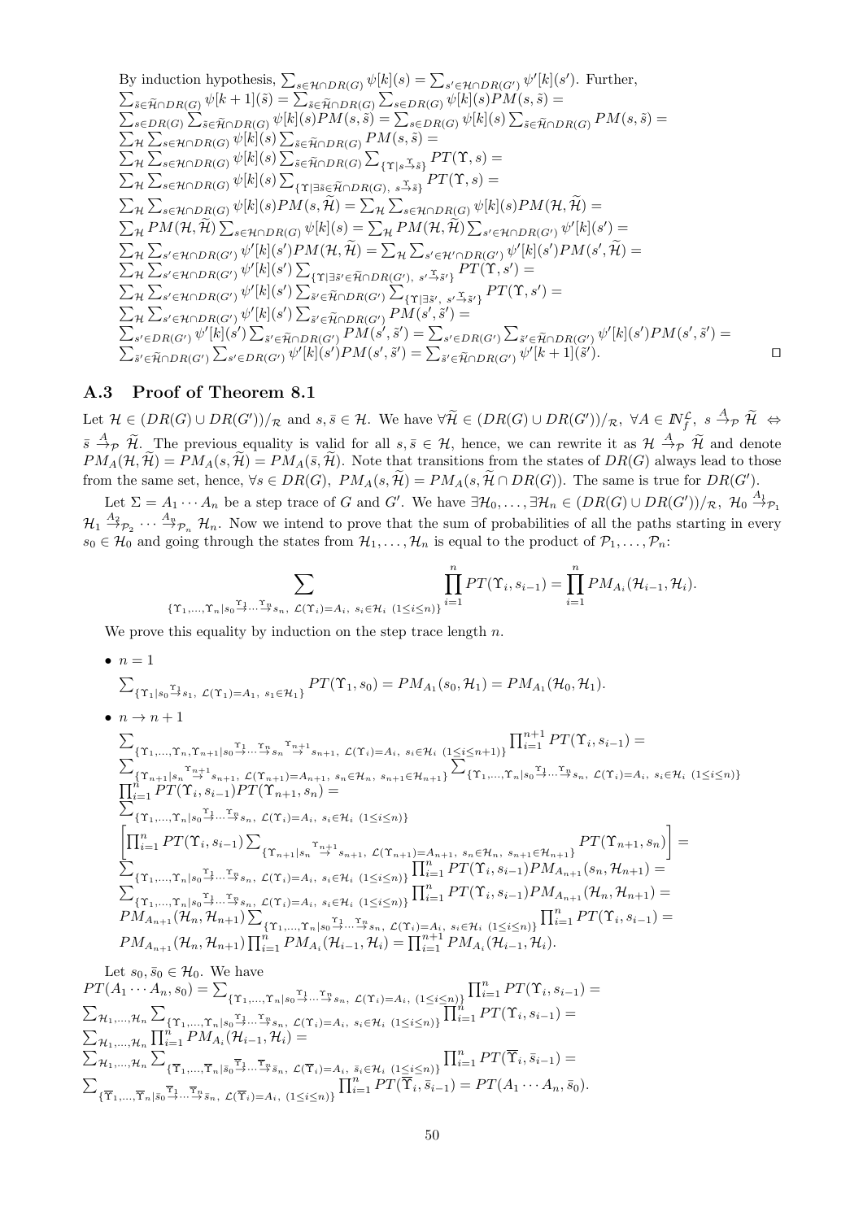By induction hypothesis, $\sum_{s\in\mathcal{H}\cap DR(G)}\psi[k](s)=\sum_{s'\in\mathcal{H}\cap DR(G')}\psi'[k](s')$. Further,
$\sum_{\tilde{s}\in\widetilde{\mathcal{H}}\cap DR(G)}\psi[k+1](\tilde{s})=\sum_{\tilde{s}\in\widetilde{\mathcal{H}}\cap DR(G)}\sum_{s\in DR(G)}\psi[k](s)PM(s,\tilde{s})=$
$\sum_{s\in DR(G)}\sum_{\tilde{s}\in\widetilde{\mathcal{H}}\cap DR(G)}\psi[k](s)PM(s,\tilde{s})=\sum_{s\in DR(G)}\psi[k](s)\sum_{\tilde{s}\in\widetilde{\mathcal{H}}\cap DR(G)}PM(s,\tilde{s})=$
$\sum_{\mathcal{H}}\sum_{s\in\mathcal{H}\cap DR(G)}\psi[k](s)\sum_{\tilde{s}\in\widetilde{\mathcal{H}}\cap DR(G)}PM(s,\tilde{s})=$
$\sum_{\mathcal{H}}\sum_{s\in\mathcal{H}\cap DR(G)}\psi[k](s)\sum_{\tilde{s}\in\widetilde{\mathcal{H}}\cap DR(G)}\sum_{\{\Upsilon\mid s\stackrel{\Upsilon}{\to}\tilde{s}\}}PT(\Upsilon,s)=$
$\sum_{\mathcal{H}}\sum_{s\in\mathcal{H}\cap DR(G)}\psi[k](s)\sum_{\{\Upsilon\mid\exists\tilde{s}\in\widetilde{\mathcal{H}}\cap DR(G),\ s\stackrel{\Upsilon}{\to}\tilde{s}\}}PT(\Upsilon,s)=$
$\sum_{\mathcal{H}}\sum_{s\in\mathcal{H}\cap DR(G)}\psi[k](s)PM(s,\widetilde{\mathcal{H}})=\sum_{\mathcal{H}}\sum_{s\in\mathcal{H}\cap DR(G)}\psi[k](s)PM(\mathcal{H},\widetilde{\mathcal{H}})=$
$\sum_{\mathcal{H}}PM(\mathcal{H},\widetilde{\mathcal{H}})\sum_{s\in\mathcal{H}\cap DR(G)}\psi[k](s)=\sum_{\mathcal{H}}PM(\mathcal{H},\widetilde{\mathcal{H}})\sum_{s'\in\mathcal{H}\cap DR(G')}\psi'[k](s')=$
$\sum_{\mathcal{H}}\sum_{s'\in\mathcal{H}\cap DR(G')}\psi'[k](s')PM(\mathcal{H},\widetilde{\mathcal{H}})=\sum_{\mathcal{H}}\sum_{s'\in\mathcal{H}'\cap DR(G')}\psi'[k](s')PM(s',\widetilde{\mathcal{H}})=$
$\sum_{\mathcal{H}}\sum_{s'\in\mathcal{H}\cap DR(G')}\psi'[k](s')\sum_{\{\Upsilon\mid\exists\tilde{s}'\in\widetilde{\mathcal{H}}\cap DR(G'),\ s'\stackrel{\Upsilon}{\to}\tilde{s}'\}}PT(\Upsilon,s')=$
$\sum_{\mathcal{H}}\sum_{s'\in\mathcal{H}\cap DR(G')}\psi'[k](s')\sum_{\tilde{s}'\in\widetilde{\mathcal{H}}\cap DR(G')}\sum_{\{\Upsilon\mid\exists\tilde{s}',\ s'\stackrel{\Upsilon}{\to}\tilde{s}'\}}PT(\Upsilon,s')=$
$\sum_{\mathcal{H}}\sum_{s'\in\mathcal{H}\cap DR(G')}\psi'[k](s')\sum_{\tilde{s}'\in\widetilde{\mathcal{H}}\cap DR(G')}PM(s',\tilde{s}')=$
$\sum_{s'\in DR(G')}\psi'[k](s')\sum_{\tilde{s}'\in\widetilde{\mathcal{H}}\cap DR(G')}PM(s',\tilde{s}')=\sum_{s'\in DR(G')}\sum_{\tilde{s}'\in\widetilde{\mathcal{H}}\cap DR(G')}\psi'[k](s')PM(s',\tilde{s}')=$
$\sum_{\tilde{s}'\in\widetilde{\mathcal{H}}\cap DR(G')}\sum_{s'\in DR(G')}\psi'[k](s')PM(s',\tilde{s}')=\sum_{\tilde{s}'\in\widetilde{\mathcal{H}}\cap DR(G')}\psi'[k+1](\tilde{s}')$. ◻

## A.3 Proof of Theorem 8.1

Let $\mathcal{H}\in(DR(G)\cup DR(G'))/_{\mathcal{R}}$ and $s,\bar{s}\in\mathcal{H}$. We have $\forall\widetilde{\mathcal{H}}\in(DR(G)\cup DR(G'))/_{\mathcal{R}},\ \forall A\in\mathbb{N}_f^{\mathcal{L}},\ s\stackrel{A}{\to}_{\mathcal{P}}\widetilde{\mathcal{H}}\ \Leftrightarrow\ \bar{s}\stackrel{A}{\to}_{\mathcal{P}}\widetilde{\mathcal{H}}$. The previous equality is valid for all $s,\bar{s}\in\mathcal{H}$, hence, we can rewrite it as $\mathcal{H}\stackrel{A}{\to}_{\mathcal{P}}\widetilde{\mathcal{H}}$ and denote $PM_A(\mathcal{H},\widetilde{\mathcal{H}})=PM_A(s,\widetilde{\mathcal{H}})=PM_A(\bar{s},\widetilde{\mathcal{H}})$. Note that transitions from the states of $DR(G)$ always lead to those from the same set, hence, $\forall s\in DR(G),\ PM_A(s,\widetilde{\mathcal{H}})=PM_A(s,\widetilde{\mathcal{H}}\cap DR(G))$. The same is true for $DR(G')$.

Let $\Sigma=A_1\cdots A_n$ be a step trace of $G$ and $G'$. We have $\exists\mathcal{H}_0,\ldots,\exists\mathcal{H}_n\in(DR(G)\cup DR(G'))/_{\mathcal{R}},\ \mathcal{H}_0\stackrel{A_1}{\to}_{\mathcal{P}_1}\mathcal{H}_1\stackrel{A_2}{\to}_{\mathcal{P}_2}\cdots\stackrel{A_n}{\to}_{\mathcal{P}_n}\mathcal{H}_n$. Now we intend to prove that the sum of probabilities of all the paths starting in every $s_0\in\mathcal{H}_0$ and going through the states from $\mathcal{H}_1,\ldots,\mathcal{H}_n$ is equal to the product of $\mathcal{P}_1,\ldots,\mathcal{P}_n$:

$$\sum_{\{\Upsilon_1,\ldots,\Upsilon_n\mid s_0\stackrel{\Upsilon_1}{\to}\cdots\stackrel{\Upsilon_n}{\to}s_n,\ \mathcal{L}(\Upsilon_i)=A_i,\ s_i\in\mathcal{H}_i\ (1\le i\le n)\}}\prod_{i=1}^{n}PT(\Upsilon_i,s_{i-1})=\prod_{i=1}^{n}PM_{A_i}(\mathcal{H}_{i-1},\mathcal{H}_i).$$

We prove this equality by induction on the step trace length $n$.

- $n=1$

  $\sum_{\{\Upsilon_1\mid s_0\stackrel{\Upsilon_1}{\to}s_1,\ \mathcal{L}(\Upsilon_1)=A_1,\ s_1\in\mathcal{H}_1\}}PT(\Upsilon_1,s_0)=PM_{A_1}(s_0,\mathcal{H}_1)=PM_{A_1}(\mathcal{H}_0,\mathcal{H}_1)$.

- $n\to n+1$

  $\sum_{\{\Upsilon_1,\ldots,\Upsilon_n,\Upsilon_{n+1}\mid s_0\stackrel{\Upsilon_1}{\to}\cdots\stackrel{\Upsilon_n}{\to}s_n\stackrel{\Upsilon_{n+1}}{\to}s_{n+1},\ \mathcal{L}(\Upsilon_i)=A_i,\ s_i\in\mathcal{H}_i\ (1\le i\le n+1)\}}\prod_{i=1}^{n+1}PT(\Upsilon_i,s_{i-1})=$
  $\sum_{\{\Upsilon_{n+1}\mid s_n\stackrel{\Upsilon_{n+1}}{\to}s_{n+1},\ \mathcal{L}(\Upsilon_{n+1})=A_{n+1},\ s_n\in\mathcal{H}_n,\ s_{n+1}\in\mathcal{H}_{n+1}\}}\sum_{\{\Upsilon_1,\ldots,\Upsilon_n\mid s_0\stackrel{\Upsilon_1}{\to}\cdots\stackrel{\Upsilon_n}{\to}s_n,\ \mathcal{L}(\Upsilon_i)=A_i,\ s_i\in\mathcal{H}_i\ (1\le i\le n)\}}$
  $\prod_{i=1}^{n}PT(\Upsilon_i,s_{i-1})PT(\Upsilon_{n+1},s_n)=$
  $\sum_{\{\Upsilon_1,\ldots,\Upsilon_n\mid s_0\stackrel{\Upsilon_1}{\to}\cdots\stackrel{\Upsilon_n}{\to}s_n,\ \mathcal{L}(\Upsilon_i)=A_i,\ s_i\in\mathcal{H}_i\ (1\le i\le n)\}}$
  $\left[\prod_{i=1}^{n}PT(\Upsilon_i,s_{i-1})\sum_{\{\Upsilon_{n+1}\mid s_n\stackrel{\Upsilon_{n+1}}{\to}s_{n+1},\ \mathcal{L}(\Upsilon_{n+1})=A_{n+1},\ s_n\in\mathcal{H}_n,\ s_{n+1}\in\mathcal{H}_{n+1}\}}PT(\Upsilon_{n+1},s_n)\right]=$
  $\sum_{\{\Upsilon_1,\ldots,\Upsilon_n\mid s_0\stackrel{\Upsilon_1}{\to}\cdots\stackrel{\Upsilon_n}{\to}s_n,\ \mathcal{L}(\Upsilon_i)=A_i,\ s_i\in\mathcal{H}_i\ (1\le i\le n)\}}\prod_{i=1}^{n}PT(\Upsilon_i,s_{i-1})PM_{A_{n+1}}(s_n,\mathcal{H}_{n+1})=$
  $\sum_{\{\Upsilon_1,\ldots,\Upsilon_n\mid s_0\stackrel{\Upsilon_1}{\to}\cdots\stackrel{\Upsilon_n}{\to}s_n,\ \mathcal{L}(\Upsilon_i)=A_i,\ s_i\in\mathcal{H}_i\ (1\le i\le n)\}}\prod_{i=1}^{n}PT(\Upsilon_i,s_{i-1})PM_{A_{n+1}}(\mathcal{H}_n,\mathcal{H}_{n+1})=$
  $PM_{A_{n+1}}(\mathcal{H}_n,\mathcal{H}_{n+1})\sum_{\{\Upsilon_1,\ldots,\Upsilon_n\mid s_0\stackrel{\Upsilon_1}{\to}\cdots\stackrel{\Upsilon_n}{\to}s_n,\ \mathcal{L}(\Upsilon_i)=A_i,\ s_i\in\mathcal{H}_i\ (1\le i\le n)\}}\prod_{i=1}^{n}PT(\Upsilon_i,s_{i-1})=$
  $PM_{A_{n+1}}(\mathcal{H}_n,\mathcal{H}_{n+1})\prod_{i=1}^{n}PM_{A_i}(\mathcal{H}_{i-1},\mathcal{H}_i)=\prod_{i=1}^{n+1}PM_{A_i}(\mathcal{H}_{i-1},\mathcal{H}_i)$.

Let $s_0,\bar{s}_0\in\mathcal{H}_0$. We have
$PT(A_1\cdots A_n,s_0)=\sum_{\{\Upsilon_1,\ldots,\Upsilon_n\mid s_0\stackrel{\Upsilon_1}{\to}\cdots\stackrel{\Upsilon_n}{\to}s_n,\ \mathcal{L}(\Upsilon_i)=A_i,\ (1\le i\le n)\}}\prod_{i=1}^{n}PT(\Upsilon_i,s_{i-1})=$
$\sum_{\mathcal{H}_1,\ldots,\mathcal{H}_n}\sum_{\{\Upsilon_1,\ldots,\Upsilon_n\mid s_0\stackrel{\Upsilon_1}{\to}\cdots\stackrel{\Upsilon_n}{\to}s_n,\ \mathcal{L}(\Upsilon_i)=A_i,\ s_i\in\mathcal{H}_i\ (1\le i\le n)\}}\prod_{i=1}^{n}PT(\Upsilon_i,s_{i-1})=$
$\sum_{\mathcal{H}_1,\ldots,\mathcal{H}_n}\prod_{i=1}^{n}PM_{A_i}(\mathcal{H}_{i-1},\mathcal{H}_i)=$
$\sum_{\mathcal{H}_1,\ldots,\mathcal{H}_n}\sum_{\{\overline{\Upsilon}_1,\ldots,\overline{\Upsilon}_n\mid\bar{s}_0\stackrel{\overline{\Upsilon}_1}{\to}\cdots\stackrel{\overline{\Upsilon}_n}{\to}\bar{s}_n,\ \mathcal{L}(\overline{\Upsilon}_i)=A_i,\ \bar{s}_i\in\mathcal{H}_i\ (1\le i\le n)\}}\prod_{i=1}^{n}PT(\overline{\Upsilon}_i,\bar{s}_{i-1})=$
$\sum_{\{\overline{\Upsilon}_1,\ldots,\overline{\Upsilon}_n\mid\bar{s}_0\stackrel{\overline{\Upsilon}_1}{\to}\cdots\stackrel{\overline{\Upsilon}_n}{\to}\bar{s}_n,\ \mathcal{L}(\overline{\Upsilon}_i)=A_i,\ (1\le i\le n)\}}\prod_{i=1}^{n}PT(\overline{\Upsilon}_i,\bar{s}_{i-1})=PT(A_1\cdots A_n,\bar{s}_0)$.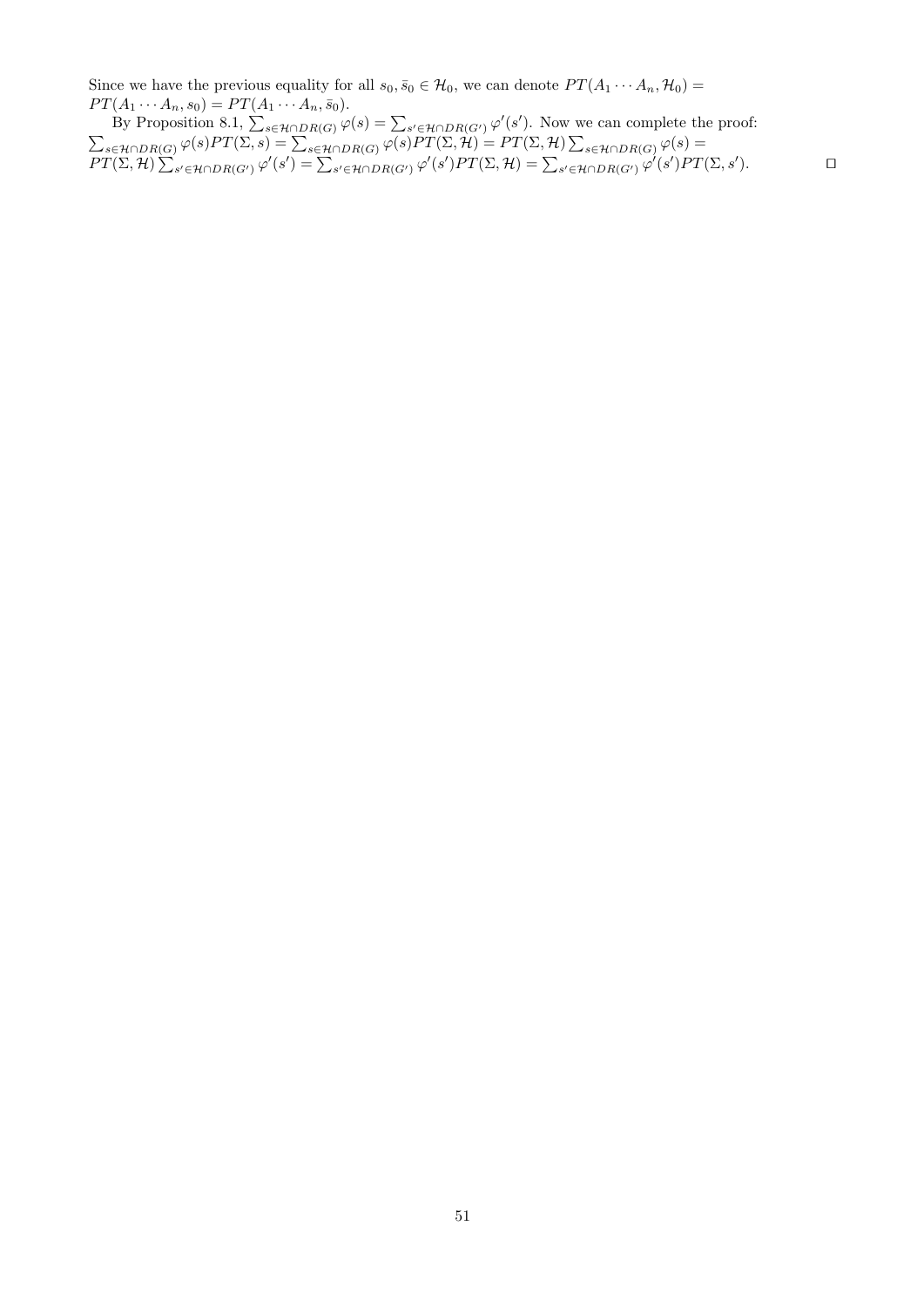Since we have the previous equality for all $s_0, \bar{s}_0 \in \mathcal{H}_0$, we can denote $PT(A_1 \cdots A_n, \mathcal{H}_0) = PT(A_1 \cdots A_n, s_0) = PT(A_1 \cdots A_n, \bar{s}_0)$.

By Proposition 8.1, $\sum_{s \in \mathcal{H} \cap DR(G)} \varphi(s) = \sum_{s' \in \mathcal{H} \cap DR(G')} \varphi'(s')$. Now we can complete the proof: $\sum_{s \in \mathcal{H} \cap DR(G)} \varphi(s) PT(\Sigma, s) = \sum_{s \in \mathcal{H} \cap DR(G)} \varphi(s) PT(\Sigma, \mathcal{H}) = PT(\Sigma, \mathcal{H}) \sum_{s \in \mathcal{H} \cap DR(G)} \varphi(s) = PT(\Sigma, \mathcal{H}) \sum_{s' \in \mathcal{H} \cap DR(G')} \varphi'(s') = \sum_{s' \in \mathcal{H} \cap DR(G')} \varphi'(s') PT(\Sigma, \mathcal{H}) = \sum_{s' \in \mathcal{H} \cap DR(G')} \varphi'(s') PT(\Sigma, s')$. □